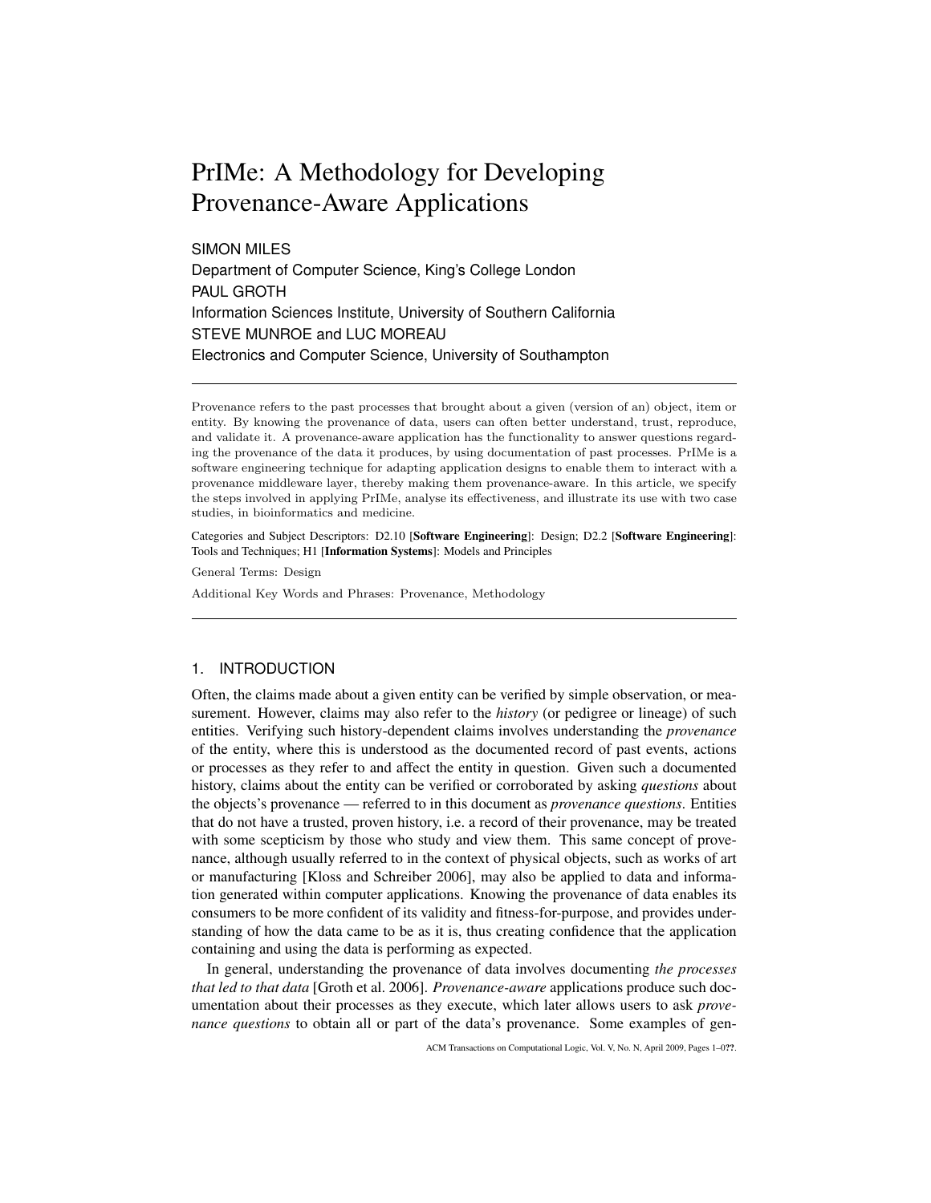# PrIMe: A Methodology for Developing Provenance-Aware Applications

SIMON MILES
Department of Computer Science, King's College London
PAUL GROTH
Information Sciences Institute, University of Southern California
STEVE MUNROE and LUC MOREAU
Electronics and Computer Science, University of Southampton

---

Provenance refers to the past processes that brought about a given (version of an) object, item or entity. By knowing the provenance of data, users can often better understand, trust, reproduce, and validate it. A provenance-aware application has the functionality to answer questions regarding the provenance of the data it produces, by using documentation of past processes. PrIMe is a software engineering technique for adapting application designs to enable them to interact with a provenance middleware layer, thereby making them provenance-aware. In this article, we specify the steps involved in applying PrIMe, analyse its effectiveness, and illustrate its use with two case studies, in bioinformatics and medicine.

Categories and Subject Descriptors: D2.10 [**Software Engineering**]: Design; D2.2 [**Software Engineering**]: Tools and Techniques; H1 [**Information Systems**]: Models and Principles

General Terms: Design

Additional Key Words and Phrases: Provenance, Methodology

---

## 1. INTRODUCTION

Often, the claims made about a given entity can be verified by simple observation, or measurement. However, claims may also refer to the *history* (or pedigree or lineage) of such entities. Verifying such history-dependent claims involves understanding the *provenance* of the entity, where this is understood as the documented record of past events, actions or processes as they refer to and affect the entity in question. Given such a documented history, claims about the entity can be verified or corroborated by asking *questions* about the objects's provenance — referred to in this document as *provenance questions*. Entities that do not have a trusted, proven history, i.e. a record of their provenance, may be treated with some scepticism by those who study and view them. This same concept of provenance, although usually referred to in the context of physical objects, such as works of art or manufacturing [Kloss and Schreiber 2006], may also be applied to data and information generated within computer applications. Knowing the provenance of data enables its consumers to be more confident of its validity and fitness-for-purpose, and provides understanding of how the data came to be as it is, thus creating confidence that the application containing and using the data is performing as expected.

In general, understanding the provenance of data involves documenting *the processes that led to that data* [Groth et al. 2006]. *Provenance-aware* applications produce such documentation about their processes as they execute, which later allows users to ask *provenance questions* to obtain all or part of the data's provenance. Some examples of gen-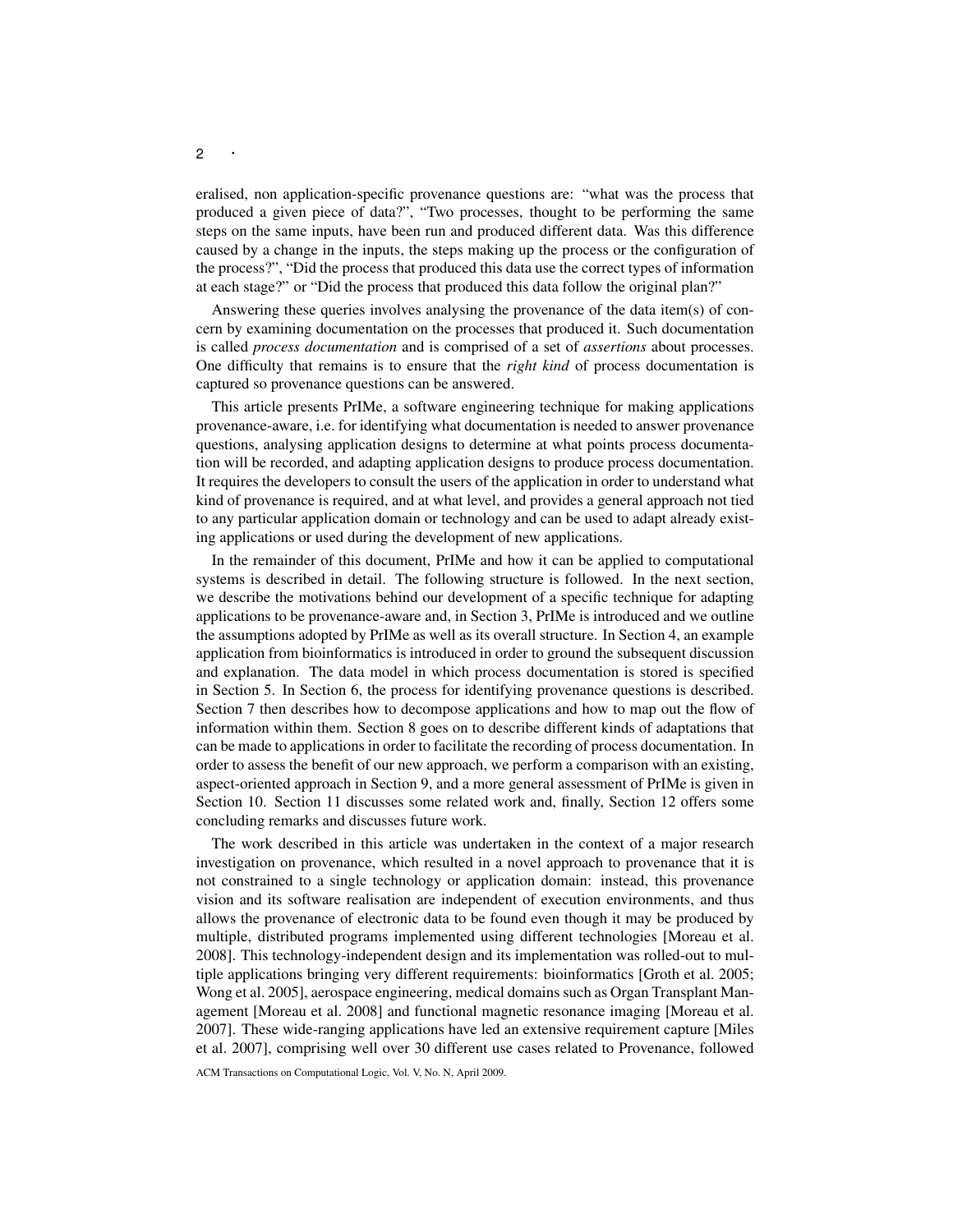eralised, non application-specific provenance questions are: "what was the process that produced a given piece of data?", "Two processes, thought to be performing the same steps on the same inputs, have been run and produced different data. Was this difference caused by a change in the inputs, the steps making up the process or the configuration of the process?", "Did the process that produced this data use the correct types of information at each stage?" or "Did the process that produced this data follow the original plan?"

Answering these queries involves analysing the provenance of the data item(s) of concern by examining documentation on the processes that produced it. Such documentation is called *process documentation* and is comprised of a set of *assertions* about processes. One difficulty that remains is to ensure that the *right kind* of process documentation is captured so provenance questions can be answered.

This article presents PrIMe, a software engineering technique for making applications provenance-aware, i.e. for identifying what documentation is needed to answer provenance questions, analysing application designs to determine at what points process documentation will be recorded, and adapting application designs to produce process documentation. It requires the developers to consult the users of the application in order to understand what kind of provenance is required, and at what level, and provides a general approach not tied to any particular application domain or technology and can be used to adapt already existing applications or used during the development of new applications.

In the remainder of this document, PrIMe and how it can be applied to computational systems is described in detail. The following structure is followed. In the next section, we describe the motivations behind our development of a specific technique for adapting applications to be provenance-aware and, in Section 3, PrIMe is introduced and we outline the assumptions adopted by PrIMe as well as its overall structure. In Section 4, an example application from bioinformatics is introduced in order to ground the subsequent discussion and explanation. The data model in which process documentation is stored is specified in Section 5. In Section 6, the process for identifying provenance questions is described. Section 7 then describes how to decompose applications and how to map out the flow of information within them. Section 8 goes on to describe different kinds of adaptations that can be made to applications in order to facilitate the recording of process documentation. In order to assess the benefit of our new approach, we perform a comparison with an existing, aspect-oriented approach in Section 9, and a more general assessment of PrIMe is given in Section 10. Section 11 discusses some related work and, finally, Section 12 offers some concluding remarks and discusses future work.

The work described in this article was undertaken in the context of a major research investigation on provenance, which resulted in a novel approach to provenance that it is not constrained to a single technology or application domain: instead, this provenance vision and its software realisation are independent of execution environments, and thus allows the provenance of electronic data to be found even though it may be produced by multiple, distributed programs implemented using different technologies [Moreau et al. 2008]. This technology-independent design and its implementation was rolled-out to multiple applications bringing very different requirements: bioinformatics [Groth et al. 2005; Wong et al. 2005], aerospace engineering, medical domains such as Organ Transplant Management [Moreau et al. 2008] and functional magnetic resonance imaging [Moreau et al. 2007]. These wide-ranging applications have led an extensive requirement capture [Miles et al. 2007], comprising well over 30 different use cases related to Provenance, followed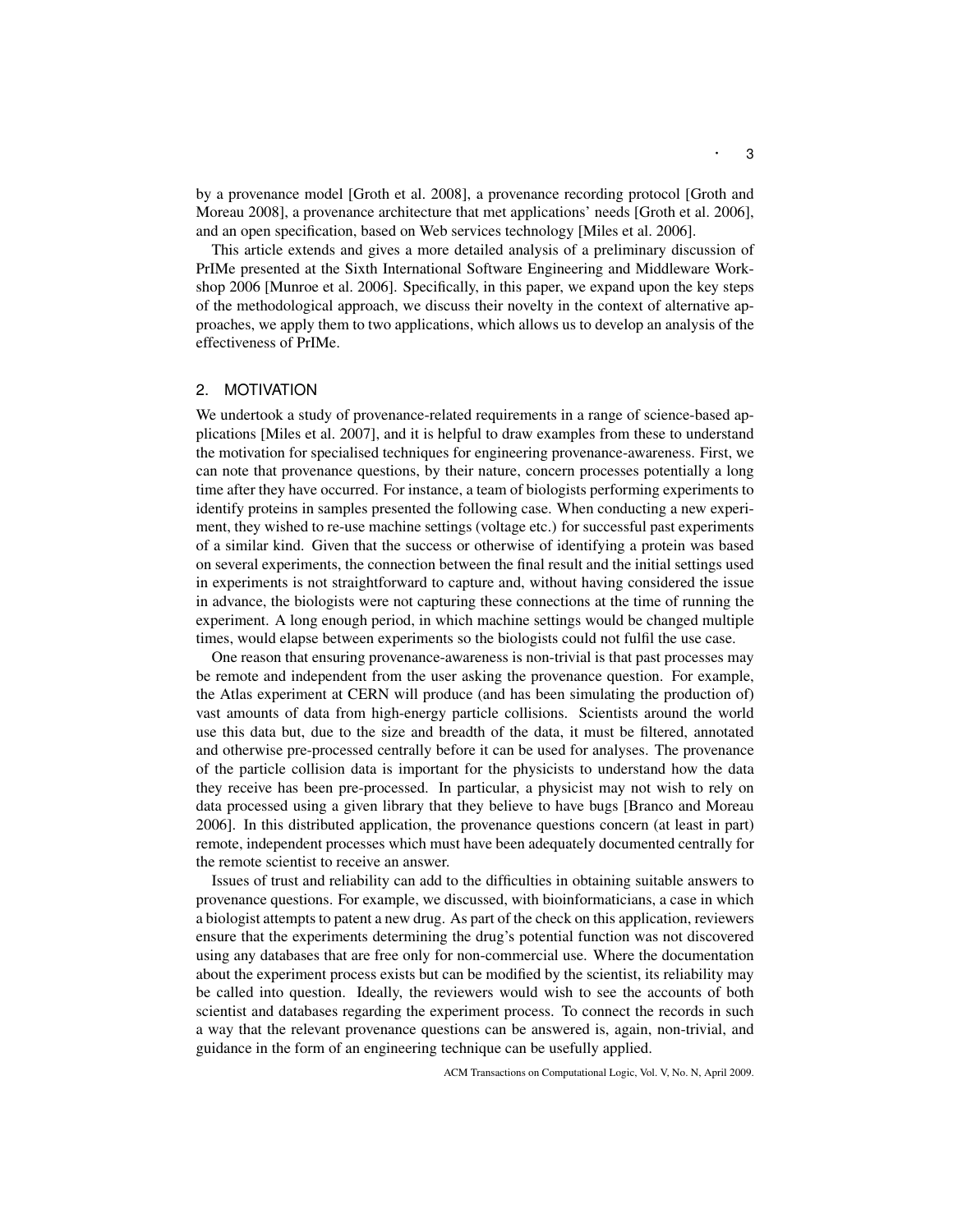by a provenance model [Groth et al. 2008], a provenance recording protocol [Groth and Moreau 2008], a provenance architecture that met applications' needs [Groth et al. 2006], and an open specification, based on Web services technology [Miles et al. 2006].

This article extends and gives a more detailed analysis of a preliminary discussion of PrIMe presented at the Sixth International Software Engineering and Middleware Workshop 2006 [Munroe et al. 2006]. Specifically, in this paper, we expand upon the key steps of the methodological approach, we discuss their novelty in the context of alternative approaches, we apply them to two applications, which allows us to develop an analysis of the effectiveness of PrIMe.

## 2. MOTIVATION

We undertook a study of provenance-related requirements in a range of science-based applications [Miles et al. 2007], and it is helpful to draw examples from these to understand the motivation for specialised techniques for engineering provenance-awareness. First, we can note that provenance questions, by their nature, concern processes potentially a long time after they have occurred. For instance, a team of biologists performing experiments to identify proteins in samples presented the following case. When conducting a new experiment, they wished to re-use machine settings (voltage etc.) for successful past experiments of a similar kind. Given that the success or otherwise of identifying a protein was based on several experiments, the connection between the final result and the initial settings used in experiments is not straightforward to capture and, without having considered the issue in advance, the biologists were not capturing these connections at the time of running the experiment. A long enough period, in which machine settings would be changed multiple times, would elapse between experiments so the biologists could not fulfil the use case.

One reason that ensuring provenance-awareness is non-trivial is that past processes may be remote and independent from the user asking the provenance question. For example, the Atlas experiment at CERN will produce (and has been simulating the production of) vast amounts of data from high-energy particle collisions. Scientists around the world use this data but, due to the size and breadth of the data, it must be filtered, annotated and otherwise pre-processed centrally before it can be used for analyses. The provenance of the particle collision data is important for the physicists to understand how the data they receive has been pre-processed. In particular, a physicist may not wish to rely on data processed using a given library that they believe to have bugs [Branco and Moreau 2006]. In this distributed application, the provenance questions concern (at least in part) remote, independent processes which must have been adequately documented centrally for the remote scientist to receive an answer.

Issues of trust and reliability can add to the difficulties in obtaining suitable answers to provenance questions. For example, we discussed, with bioinformaticians, a case in which a biologist attempts to patent a new drug. As part of the check on this application, reviewers ensure that the experiments determining the drug's potential function was not discovered using any databases that are free only for non-commercial use. Where the documentation about the experiment process exists but can be modified by the scientist, its reliability may be called into question. Ideally, the reviewers would wish to see the accounts of both scientist and databases regarding the experiment process. To connect the records in such a way that the relevant provenance questions can be answered is, again, non-trivial, and guidance in the form of an engineering technique can be usefully applied.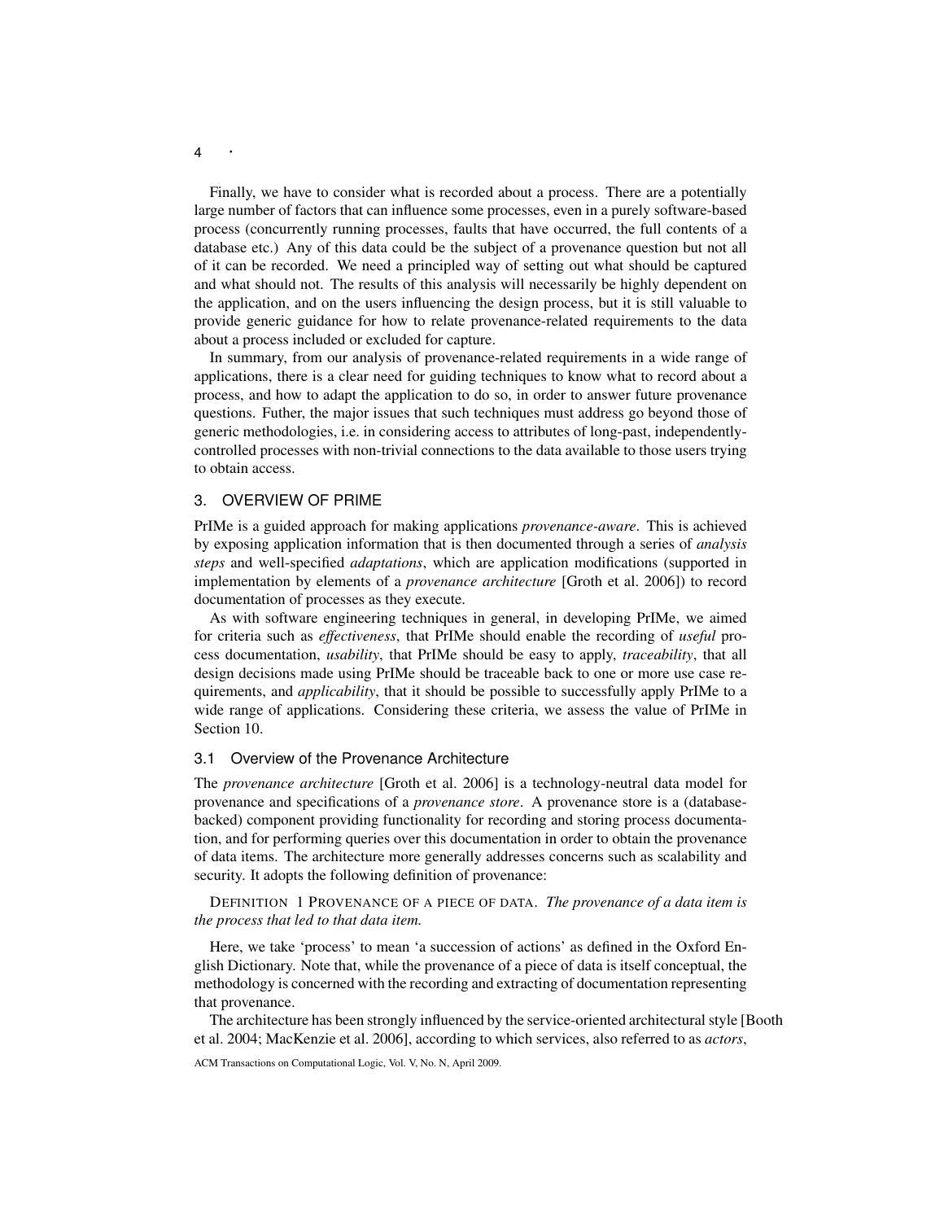Finally, we have to consider what is recorded about a process. There are a potentially large number of factors that can influence some processes, even in a purely software-based process (concurrently running processes, faults that have occurred, the full contents of a database etc.) Any of this data could be the subject of a provenance question but not all of it can be recorded. We need a principled way of setting out what should be captured and what should not. The results of this analysis will necessarily be highly dependent on the application, and on the users influencing the design process, but it is still valuable to provide generic guidance for how to relate provenance-related requirements to the data about a process included or excluded for capture.

In summary, from our analysis of provenance-related requirements in a wide range of applications, there is a clear need for guiding techniques to know what to record about a process, and how to adapt the application to do so, in order to answer future provenance questions. Futher, the major issues that such techniques must address go beyond those of generic methodologies, i.e. in considering access to attributes of long-past, independently-controlled processes with non-trivial connections to the data available to those users trying to obtain access.

## 3. OVERVIEW OF PRIME

PrIMe is a guided approach for making applications *provenance-aware*. This is achieved by exposing application information that is then documented through a series of *analysis steps* and well-specified *adaptations*, which are application modifications (supported in implementation by elements of a *provenance architecture* [Groth et al. 2006]) to record documentation of processes as they execute.

As with software engineering techniques in general, in developing PrIMe, we aimed for criteria such as *effectiveness*, that PrIMe should enable the recording of *useful* process documentation, *usability*, that PrIMe should be easy to apply, *traceability*, that all design decisions made using PrIMe should be traceable back to one or more use case requirements, and *applicability*, that it should be possible to successfully apply PrIMe to a wide range of applications. Considering these criteria, we assess the value of PrIMe in Section 10.

### 3.1 Overview of the Provenance Architecture

The *provenance architecture* [Groth et al. 2006] is a technology-neutral data model for provenance and specifications of a *provenance store*. A provenance store is a (database-backed) component providing functionality for recording and storing process documentation, and for performing queries over this documentation in order to obtain the provenance of data items. The architecture more generally addresses concerns such as scalability and security. It adopts the following definition of provenance:

DEFINITION 1 PROVENANCE OF A PIECE OF DATA. *The provenance of a data item is the process that led to that data item.*

Here, we take 'process' to mean 'a succession of actions' as defined in the Oxford English Dictionary. Note that, while the provenance of a piece of data is itself conceptual, the methodology is concerned with the recording and extracting of documentation representing that provenance.

The architecture has been strongly influenced by the service-oriented architectural style [Booth et al. 2004; MacKenzie et al. 2006], according to which services, also referred to as *actors*,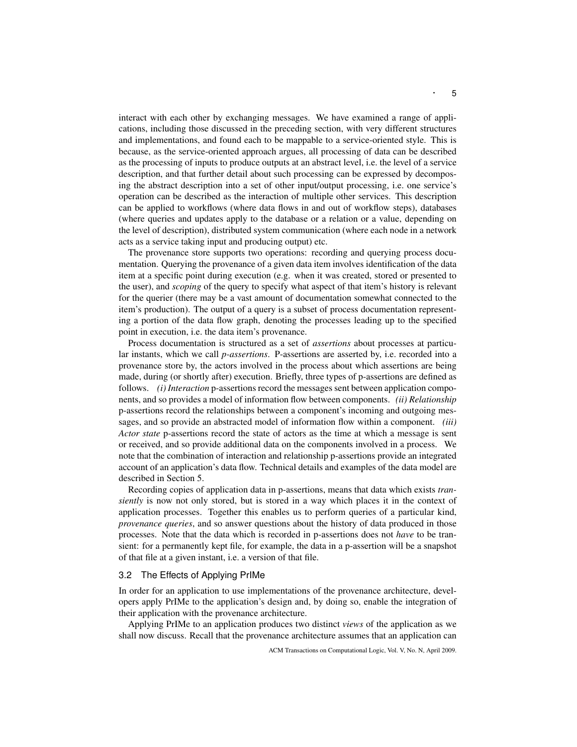interact with each other by exchanging messages. We have examined a range of applications, including those discussed in the preceding section, with very different structures and implementations, and found each to be mappable to a service-oriented style. This is because, as the service-oriented approach argues, all processing of data can be described as the processing of inputs to produce outputs at an abstract level, i.e. the level of a service description, and that further detail about such processing can be expressed by decomposing the abstract description into a set of other input/output processing, i.e. one service's operation can be described as the interaction of multiple other services. This description can be applied to workflows (where data flows in and out of workflow steps), databases (where queries and updates apply to the database or a relation or a value, depending on the level of description), distributed system communication (where each node in a network acts as a service taking input and producing output) etc.

The provenance store supports two operations: recording and querying process documentation. Querying the provenance of a given data item involves identification of the data item at a specific point during execution (e.g. when it was created, stored or presented to the user), and *scoping* of the query to specify what aspect of that item's history is relevant for the querier (there may be a vast amount of documentation somewhat connected to the item's production). The output of a query is a subset of process documentation representing a portion of the data flow graph, denoting the processes leading up to the specified point in execution, i.e. the data item's provenance.

Process documentation is structured as a set of *assertions* about processes at particular instants, which we call *p-assertions*. P-assertions are asserted by, i.e. recorded into a provenance store by, the actors involved in the process about which assertions are being made, during (or shortly after) execution. Briefly, three types of p-assertions are defined as follows. *(i) Interaction* p-assertions record the messages sent between application components, and so provides a model of information flow between components. *(ii) Relationship* p-assertions record the relationships between a component's incoming and outgoing messages, and so provide an abstracted model of information flow within a component. *(iii) Actor state* p-assertions record the state of actors as the time at which a message is sent or received, and so provide additional data on the components involved in a process. We note that the combination of interaction and relationship p-assertions provide an integrated account of an application's data flow. Technical details and examples of the data model are described in Section 5.

Recording copies of application data in p-assertions, means that data which exists *transiently* is now not only stored, but is stored in a way which places it in the context of application processes. Together this enables us to perform queries of a particular kind, *provenance queries*, and so answer questions about the history of data produced in those processes. Note that the data which is recorded in p-assertions does not *have* to be transient: for a permanently kept file, for example, the data in a p-assertion will be a snapshot of that file at a given instant, i.e. a version of that file.

### 3.2 The Effects of Applying PrIMe

In order for an application to use implementations of the provenance architecture, developers apply PrIMe to the application's design and, by doing so, enable the integration of their application with the provenance architecture.

Applying PrIMe to an application produces two distinct *views* of the application as we shall now discuss. Recall that the provenance architecture assumes that an application can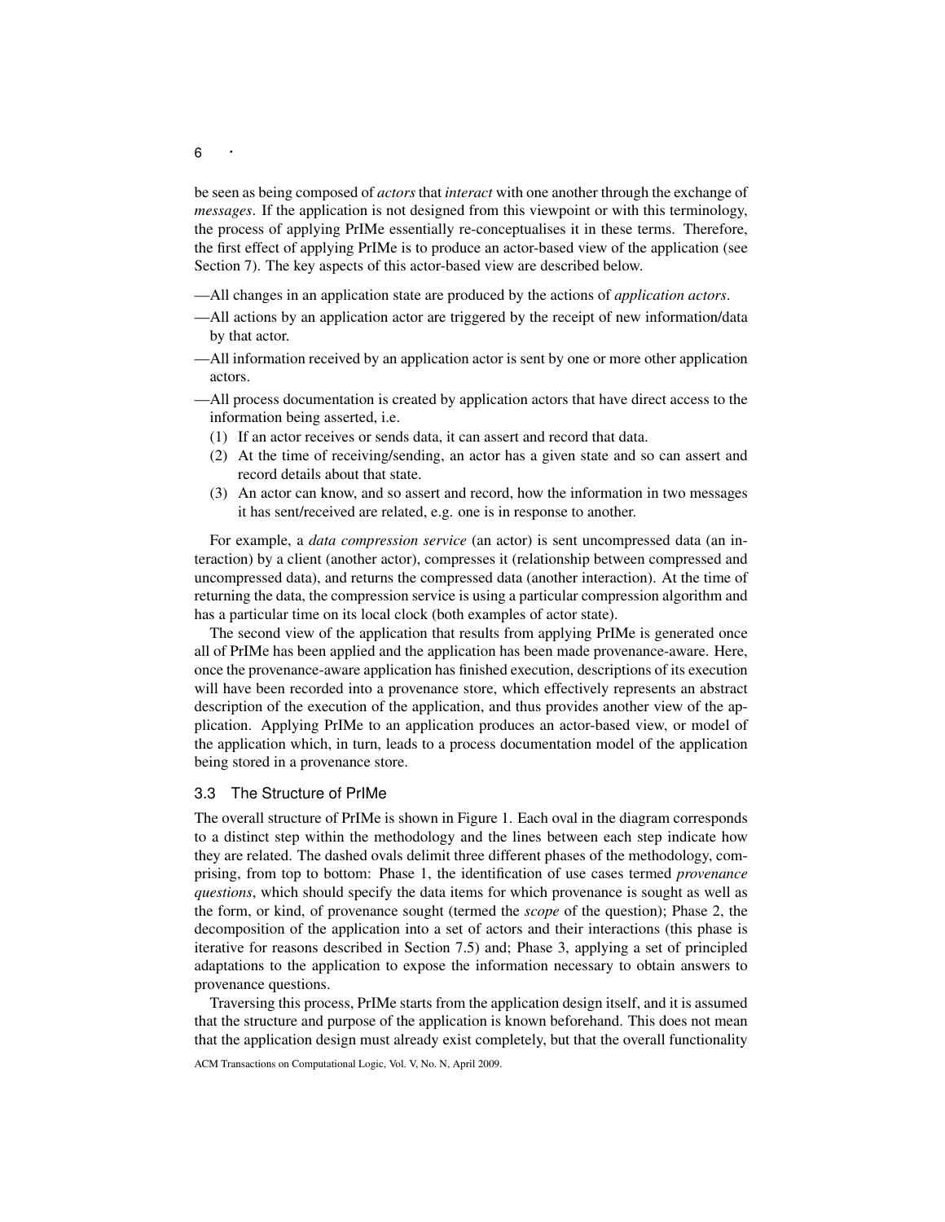be seen as being composed of *actors* that *interact* with one another through the exchange of *messages*. If the application is not designed from this viewpoint or with this terminology, the process of applying PrIMe essentially re-conceptualises it in these terms. Therefore, the first effect of applying PrIMe is to produce an actor-based view of the application (see Section 7). The key aspects of this actor-based view are described below.

- —All changes in an application state are produced by the actions of *application actors*.
- —All actions by an application actor are triggered by the receipt of new information/data by that actor.
- —All information received by an application actor is sent by one or more other application actors.
- —All process documentation is created by application actors that have direct access to the information being asserted, i.e.
  1. If an actor receives or sends data, it can assert and record that data.
  2. At the time of receiving/sending, an actor has a given state and so can assert and record details about that state.
  3. An actor can know, and so assert and record, how the information in two messages it has sent/received are related, e.g. one is in response to another.

For example, a *data compression service* (an actor) is sent uncompressed data (an interaction) by a client (another actor), compresses it (relationship between compressed and uncompressed data), and returns the compressed data (another interaction). At the time of returning the data, the compression service is using a particular compression algorithm and has a particular time on its local clock (both examples of actor state).

The second view of the application that results from applying PrIMe is generated once all of PrIMe has been applied and the application has been made provenance-aware. Here, once the provenance-aware application has finished execution, descriptions of its execution will have been recorded into a provenance store, which effectively represents an abstract description of the execution of the application, and thus provides another view of the application. Applying PrIMe to an application produces an actor-based view, or model of the application which, in turn, leads to a process documentation model of the application being stored in a provenance store.

### 3.3 The Structure of PrIMe

The overall structure of PrIMe is shown in Figure 1. Each oval in the diagram corresponds to a distinct step within the methodology and the lines between each step indicate how they are related. The dashed ovals delimit three different phases of the methodology, comprising, from top to bottom: Phase 1, the identification of use cases termed *provenance questions*, which should specify the data items for which provenance is sought as well as the form, or kind, of provenance sought (termed the *scope* of the question); Phase 2, the decomposition of the application into a set of actors and their interactions (this phase is iterative for reasons described in Section 7.5) and; Phase 3, applying a set of principled adaptations to the application to expose the information necessary to obtain answers to provenance questions.

Traversing this process, PrIMe starts from the application design itself, and it is assumed that the structure and purpose of the application is known beforehand. This does not mean that the application design must already exist completely, but that the overall functionality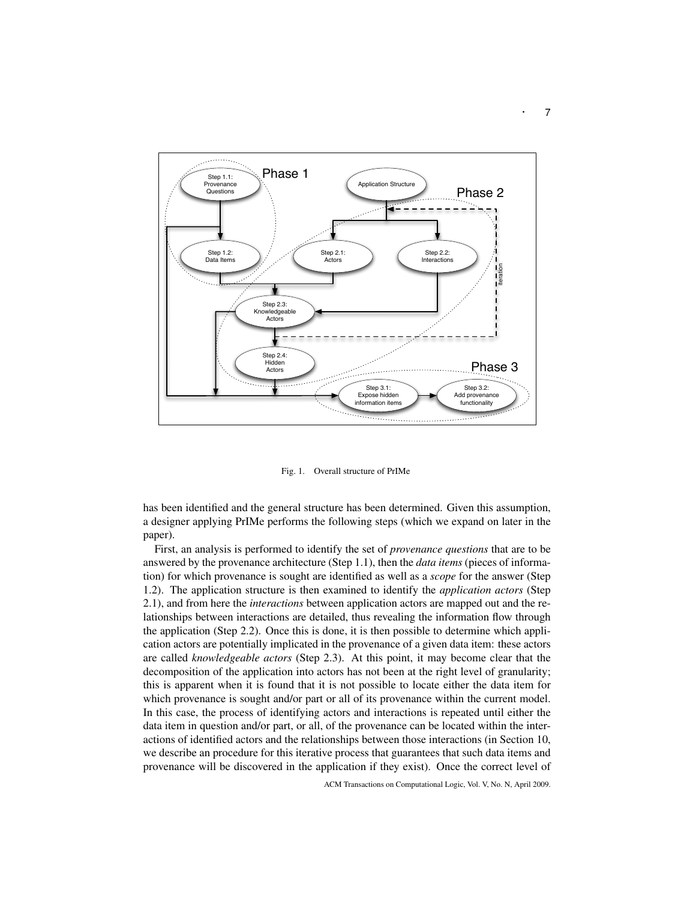Fig. 1. Overall structure of PrIMe

has been identified and the general structure has been determined. Given this assumption, a designer applying PrIMe performs the following steps (which we expand on later in the paper).

First, an analysis is performed to identify the set of *provenance questions* that are to be answered by the provenance architecture (Step 1.1), then the *data items* (pieces of information) for which provenance is sought are identified as well as a *scope* for the answer (Step 1.2). The application structure is then examined to identify the *application actors* (Step 2.1), and from here the *interactions* between application actors are mapped out and the relationships between interactions are detailed, thus revealing the information flow through the application (Step 2.2). Once this is done, it is then possible to determine which application actors are potentially implicated in the provenance of a given data item: these actors are called *knowledgeable actors* (Step 2.3). At this point, it may become clear that the decomposition of the application into actors has not been at the right level of granularity; this is apparent when it is found that it is not possible to locate either the data item for which provenance is sought and/or part or all of its provenance within the current model. In this case, the process of identifying actors and interactions is repeated until either the data item in question and/or part, or all, of the provenance can be located within the interactions of identified actors and the relationships between those interactions (in Section 10, we describe an procedure for this iterative process that guarantees that such data items and provenance will be discovered in the application if they exist). Once the correct level of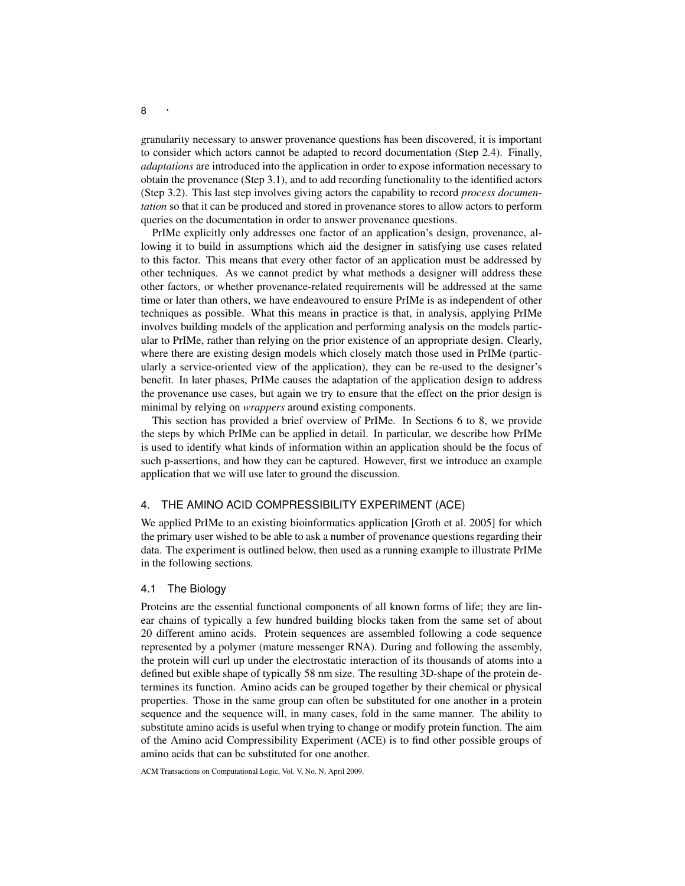granularity necessary to answer provenance questions has been discovered, it is important to consider which actors cannot be adapted to record documentation (Step 2.4). Finally, *adaptations* are introduced into the application in order to expose information necessary to obtain the provenance (Step 3.1), and to add recording functionality to the identified actors (Step 3.2). This last step involves giving actors the capability to record *process documentation* so that it can be produced and stored in provenance stores to allow actors to perform queries on the documentation in order to answer provenance questions.

PrIMe explicitly only addresses one factor of an application's design, provenance, allowing it to build in assumptions which aid the designer in satisfying use cases related to this factor. This means that every other factor of an application must be addressed by other techniques. As we cannot predict by what methods a designer will address these other factors, or whether provenance-related requirements will be addressed at the same time or later than others, we have endeavoured to ensure PrIMe is as independent of other techniques as possible. What this means in practice is that, in analysis, applying PrIMe involves building models of the application and performing analysis on the models particular to PrIMe, rather than relying on the prior existence of an appropriate design. Clearly, where there are existing design models which closely match those used in PrIMe (particularly a service-oriented view of the application), they can be re-used to the designer's benefit. In later phases, PrIMe causes the adaptation of the application design to address the provenance use cases, but again we try to ensure that the effect on the prior design is minimal by relying on *wrappers* around existing components.

This section has provided a brief overview of PrIMe. In Sections 6 to 8, we provide the steps by which PrIMe can be applied in detail. In particular, we describe how PrIMe is used to identify what kinds of information within an application should be the focus of such p-assertions, and how they can be captured. However, first we introduce an example application that we will use later to ground the discussion.

## 4. THE AMINO ACID COMPRESSIBILITY EXPERIMENT (ACE)

We applied PrIMe to an existing bioinformatics application [Groth et al. 2005] for which the primary user wished to be able to ask a number of provenance questions regarding their data. The experiment is outlined below, then used as a running example to illustrate PrIMe in the following sections.

### 4.1 The Biology

Proteins are the essential functional components of all known forms of life; they are linear chains of typically a few hundred building blocks taken from the same set of about 20 different amino acids. Protein sequences are assembled following a code sequence represented by a polymer (mature messenger RNA). During and following the assembly, the protein will curl up under the electrostatic interaction of its thousands of atoms into a defined but exible shape of typically 58 nm size. The resulting 3D-shape of the protein determines its function. Amino acids can be grouped together by their chemical or physical properties. Those in the same group can often be substituted for one another in a protein sequence and the sequence will, in many cases, fold in the same manner. The ability to substitute amino acids is useful when trying to change or modify protein function. The aim of the Amino acid Compressibility Experiment (ACE) is to find other possible groups of amino acids that can be substituted for one another.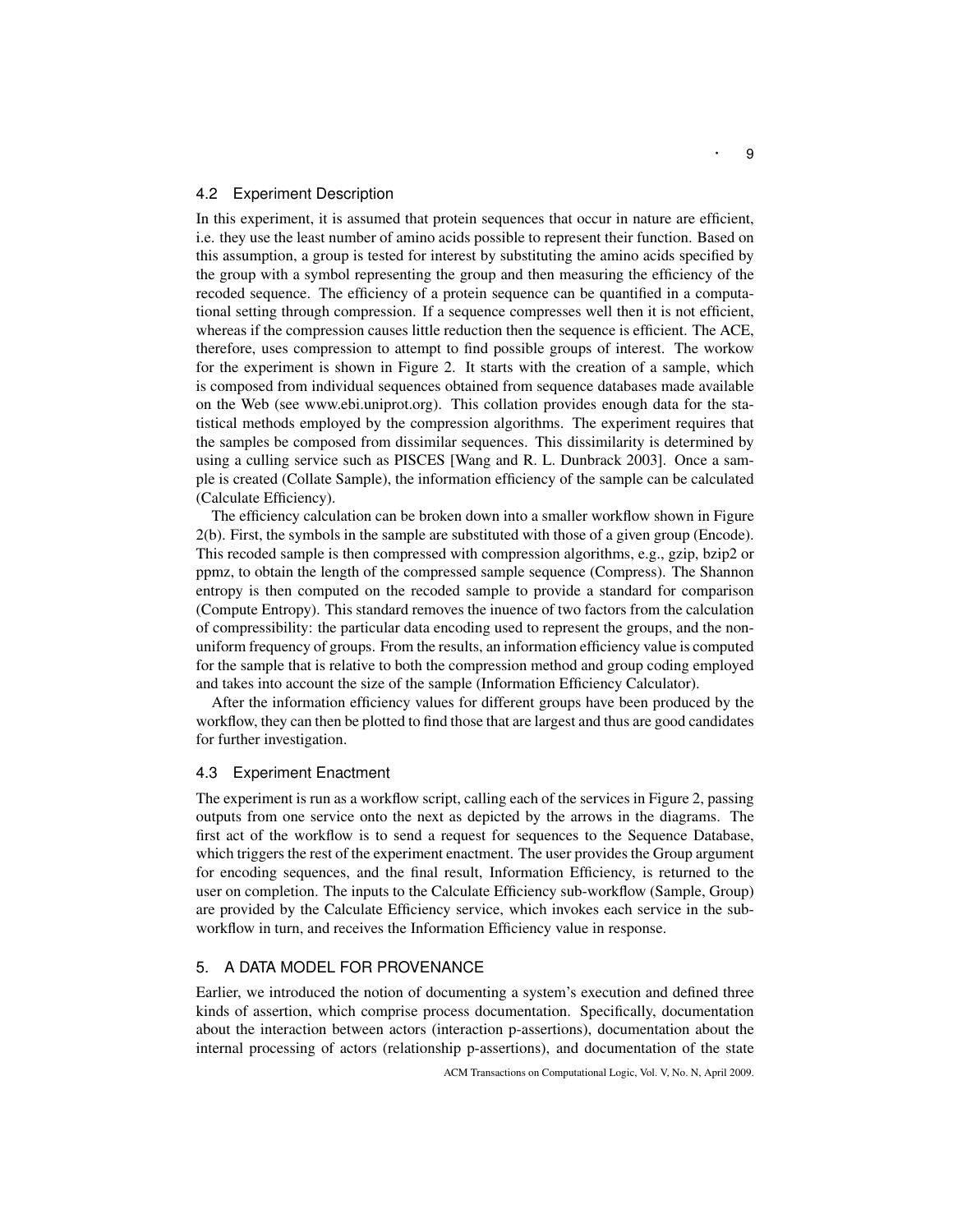## 4.2 Experiment Description

In this experiment, it is assumed that protein sequences that occur in nature are efficient, i.e. they use the least number of amino acids possible to represent their function. Based on this assumption, a group is tested for interest by substituting the amino acids specified by the group with a symbol representing the group and then measuring the efficiency of the recoded sequence. The efficiency of a protein sequence can be quantified in a computational setting through compression. If a sequence compresses well then it is not efficient, whereas if the compression causes little reduction then the sequence is efficient. The ACE, therefore, uses compression to attempt to find possible groups of interest. The workow for the experiment is shown in Figure 2. It starts with the creation of a sample, which is composed from individual sequences obtained from sequence databases made available on the Web (see www.ebi.uniprot.org). This collation provides enough data for the statistical methods employed by the compression algorithms. The experiment requires that the samples be composed from dissimilar sequences. This dissimilarity is determined by using a culling service such as PISCES [Wang and R. L. Dunbrack 2003]. Once a sample is created (Collate Sample), the information efficiency of the sample can be calculated (Calculate Efficiency).

The efficiency calculation can be broken down into a smaller workflow shown in Figure 2(b). First, the symbols in the sample are substituted with those of a given group (Encode). This recoded sample is then compressed with compression algorithms, e.g., gzip, bzip2 or ppmz, to obtain the length of the compressed sample sequence (Compress). The Shannon entropy is then computed on the recoded sample to provide a standard for comparison (Compute Entropy). This standard removes the inuence of two factors from the calculation of compressibility: the particular data encoding used to represent the groups, and the non-uniform frequency of groups. From the results, an information efficiency value is computed for the sample that is relative to both the compression method and group coding employed and takes into account the size of the sample (Information Efficiency Calculator).

After the information efficiency values for different groups have been produced by the workflow, they can then be plotted to find those that are largest and thus are good candidates for further investigation.

## 4.3 Experiment Enactment

The experiment is run as a workflow script, calling each of the services in Figure 2, passing outputs from one service onto the next as depicted by the arrows in the diagrams. The first act of the workflow is to send a request for sequences to the Sequence Database, which triggers the rest of the experiment enactment. The user provides the Group argument for encoding sequences, and the final result, Information Efficiency, is returned to the user on completion. The inputs to the Calculate Efficiency sub-workflow (Sample, Group) are provided by the Calculate Efficiency service, which invokes each service in the sub-workflow in turn, and receives the Information Efficiency value in response.

# 5. A DATA MODEL FOR PROVENANCE

Earlier, we introduced the notion of documenting a system's execution and defined three kinds of assertion, which comprise process documentation. Specifically, documentation about the interaction between actors (interaction p-assertions), documentation about the internal processing of actors (relationship p-assertions), and documentation of the state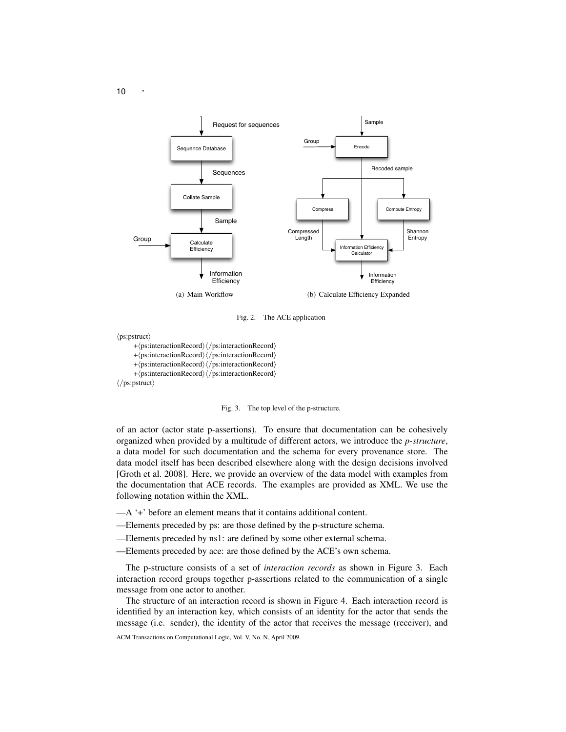Fig. 2. The ACE application

```
⟨ps:pstruct⟩
    +⟨ps:interactionRecord⟩⟨/ps:interactionRecord⟩
    +⟨ps:interactionRecord⟩⟨/ps:interactionRecord⟩
    +⟨ps:interactionRecord⟩⟨/ps:interactionRecord⟩
    +⟨ps:interactionRecord⟩⟨/ps:interactionRecord⟩
⟨/ps:pstruct⟩
```

Fig. 3. The top level of the p-structure.

of an actor (actor state p-assertions). To ensure that documentation can be cohesively organized when provided by a multitude of different actors, we introduce the *p-structure*, a data model for such documentation and the schema for every provenance store. The data model itself has been described elsewhere along with the design decisions involved [Groth et al. 2008]. Here, we provide an overview of the data model with examples from the documentation that ACE records. The examples are provided as XML. We use the following notation within the XML.

—A '+' before an element means that it contains additional content.

—Elements preceded by ps: are those defined by the p-structure schema.

—Elements preceded by ns1: are defined by some other external schema.

—Elements preceded by ace: are those defined by the ACE's own schema.

The p-structure consists of a set of *interaction records* as shown in Figure 3. Each interaction record groups together p-assertions related to the communication of a single message from one actor to another.

The structure of an interaction record is shown in Figure 4. Each interaction record is identified by an interaction key, which consists of an identity for the actor that sends the message (i.e. sender), the identity of the actor that receives the message (receiver), and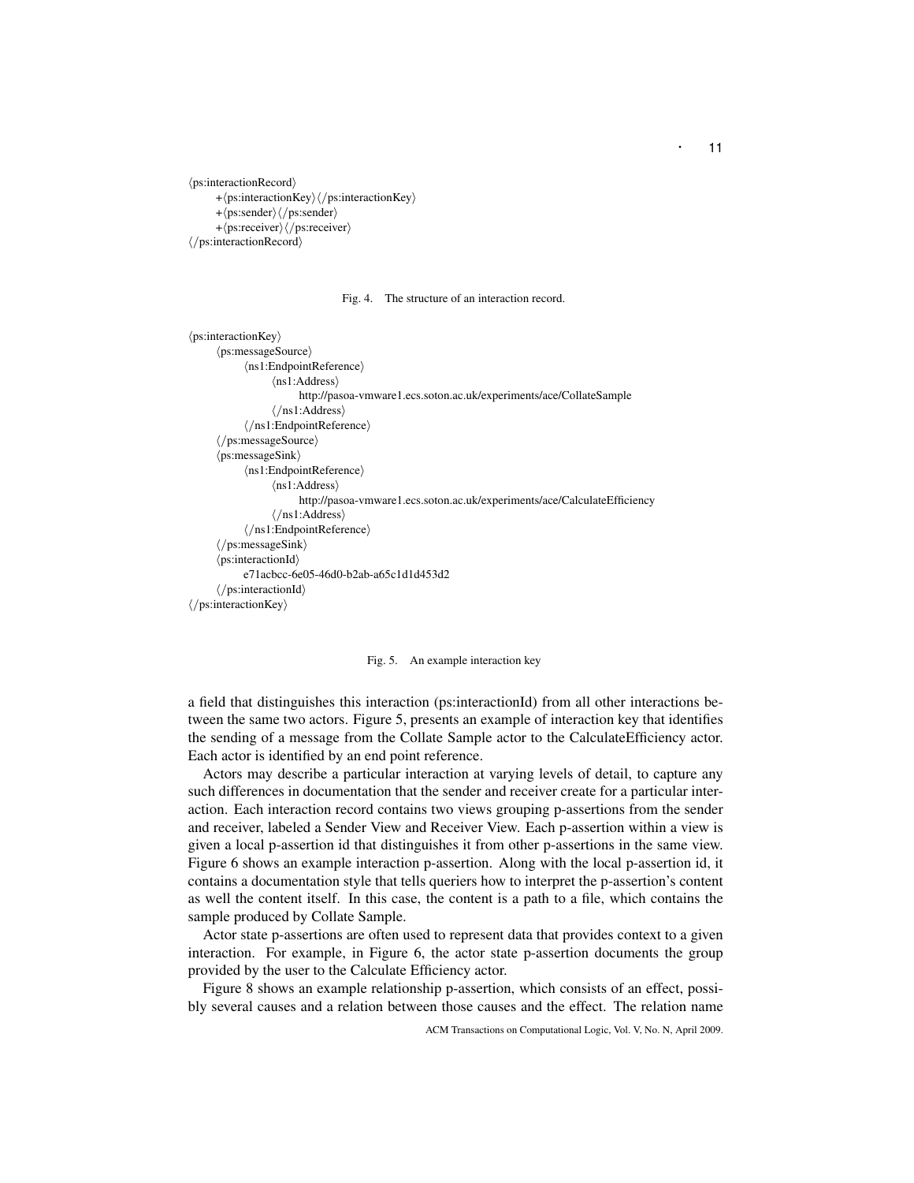```
⟨ps:interactionRecord⟩
    +⟨ps:interactionKey⟩⟨/ps:interactionKey⟩
    +⟨ps:sender⟩⟨/ps:sender⟩
    +⟨ps:receiver⟩⟨/ps:receiver⟩
⟨/ps:interactionRecord⟩
```

Fig. 4. The structure of an interaction record.

```
⟨ps:interactionKey⟩
    ⟨ps:messageSource⟩
        ⟨ns1:EndpointReference⟩
            ⟨ns1:Address⟩
                http://pasoa-vmware1.ecs.soton.ac.uk/experiments/ace/CollateSample
            ⟨/ns1:Address⟩
        ⟨/ns1:EndpointReference⟩
    ⟨/ps:messageSource⟩
    ⟨ps:messageSink⟩
        ⟨ns1:EndpointReference⟩
            ⟨ns1:Address⟩
                http://pasoa-vmware1.ecs.soton.ac.uk/experiments/ace/CalculateEfficiency
            ⟨/ns1:Address⟩
        ⟨/ns1:EndpointReference⟩
    ⟨/ps:messageSink⟩
    ⟨ps:interactionId⟩
        e71acbcc-6e05-46d0-b2ab-a65c1d1d453d2
    ⟨/ps:interactionId⟩
⟨/ps:interactionKey⟩
```

Fig. 5. An example interaction key

a field that distinguishes this interaction (ps:interactionId) from all other interactions between the same two actors. Figure 5, presents an example of interaction key that identifies the sending of a message from the Collate Sample actor to the CalculateEfficiency actor. Each actor is identified by an end point reference.

Actors may describe a particular interaction at varying levels of detail, to capture any such differences in documentation that the sender and receiver create for a particular interaction. Each interaction record contains two views grouping p-assertions from the sender and receiver, labeled a Sender View and Receiver View. Each p-assertion within a view is given a local p-assertion id that distinguishes it from other p-assertions in the same view. Figure 6 shows an example interaction p-assertion. Along with the local p-assertion id, it contains a documentation style that tells queriers how to interpret the p-assertion's content as well the content itself. In this case, the content is a path to a file, which contains the sample produced by Collate Sample.

Actor state p-assertions are often used to represent data that provides context to a given interaction. For example, in Figure 6, the actor state p-assertion documents the group provided by the user to the Calculate Efficiency actor.

Figure 8 shows an example relationship p-assertion, which consists of an effect, possibly several causes and a relation between those causes and the effect. The relation name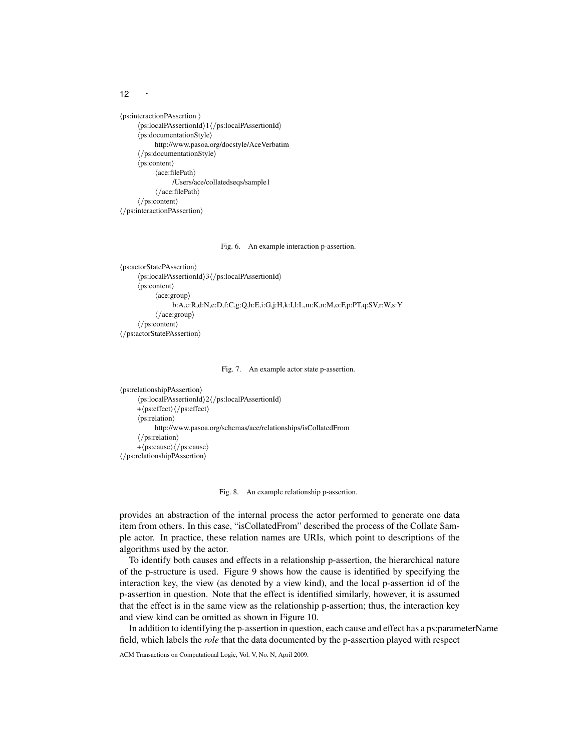```
⟨ps:interactionPAssertion ⟩
    ⟨ps:localPAssertionId⟩1⟨/ps:localPAssertionId⟩
    ⟨ps:documentationStyle⟩
        http://www.pasoa.org/docstyle/AceVerbatim
    ⟨/ps:documentationStyle⟩
    ⟨ps:content⟩
        ⟨ace:filePath⟩
            /Users/ace/collatedseqs/sample1
        ⟨/ace:filePath⟩
    ⟨/ps:content⟩
⟨/ps:interactionPAssertion⟩
```

Fig. 6. An example interaction p-assertion.

```
⟨ps:actorStatePAssertion⟩
    ⟨ps:localPAssertionId⟩3⟨/ps:localPAssertionId⟩
    ⟨ps:content⟩
        ⟨ace:group⟩
            b:A,c:R,d:N,e:D,f:C,g:Q,h:E,i:G,j:H,k:I,l:L,m:K,n:M,o:F,p:PT,q:SV,r:W,s:Y
        ⟨/ace:group⟩
    ⟨/ps:content⟩
⟨/ps:actorStatePAssertion⟩
```

Fig. 7. An example actor state p-assertion.

```
⟨ps:relationshipPAssertion⟩
    ⟨ps:localPAssertionId⟩2⟨/ps:localPAssertionId⟩
    +⟨ps:effect⟩⟨/ps:effect⟩
    ⟨ps:relation⟩
        http://www.pasoa.org/schemas/ace/relationships/isCollatedFrom
    ⟨/ps:relation⟩
    +⟨ps:cause⟩⟨/ps:cause⟩
⟨/ps:relationshipPAssertion⟩
```

Fig. 8. An example relationship p-assertion.

provides an abstraction of the internal process the actor performed to generate one data item from others. In this case, "isCollatedFrom" described the process of the Collate Sample actor. In practice, these relation names are URIs, which point to descriptions of the algorithms used by the actor.

To identify both causes and effects in a relationship p-assertion, the hierarchical nature of the p-structure is used. Figure 9 shows how the cause is identified by specifying the interaction key, the view (as denoted by a view kind), and the local p-assertion id of the p-assertion in question. Note that the effect is identified similarly, however, it is assumed that the effect is in the same view as the relationship p-assertion; thus, the interaction key and view kind can be omitted as shown in Figure 10.

In addition to identifying the p-assertion in question, each cause and effect has a ps:parameterName field, which labels the *role* that the data documented by the p-assertion played with respect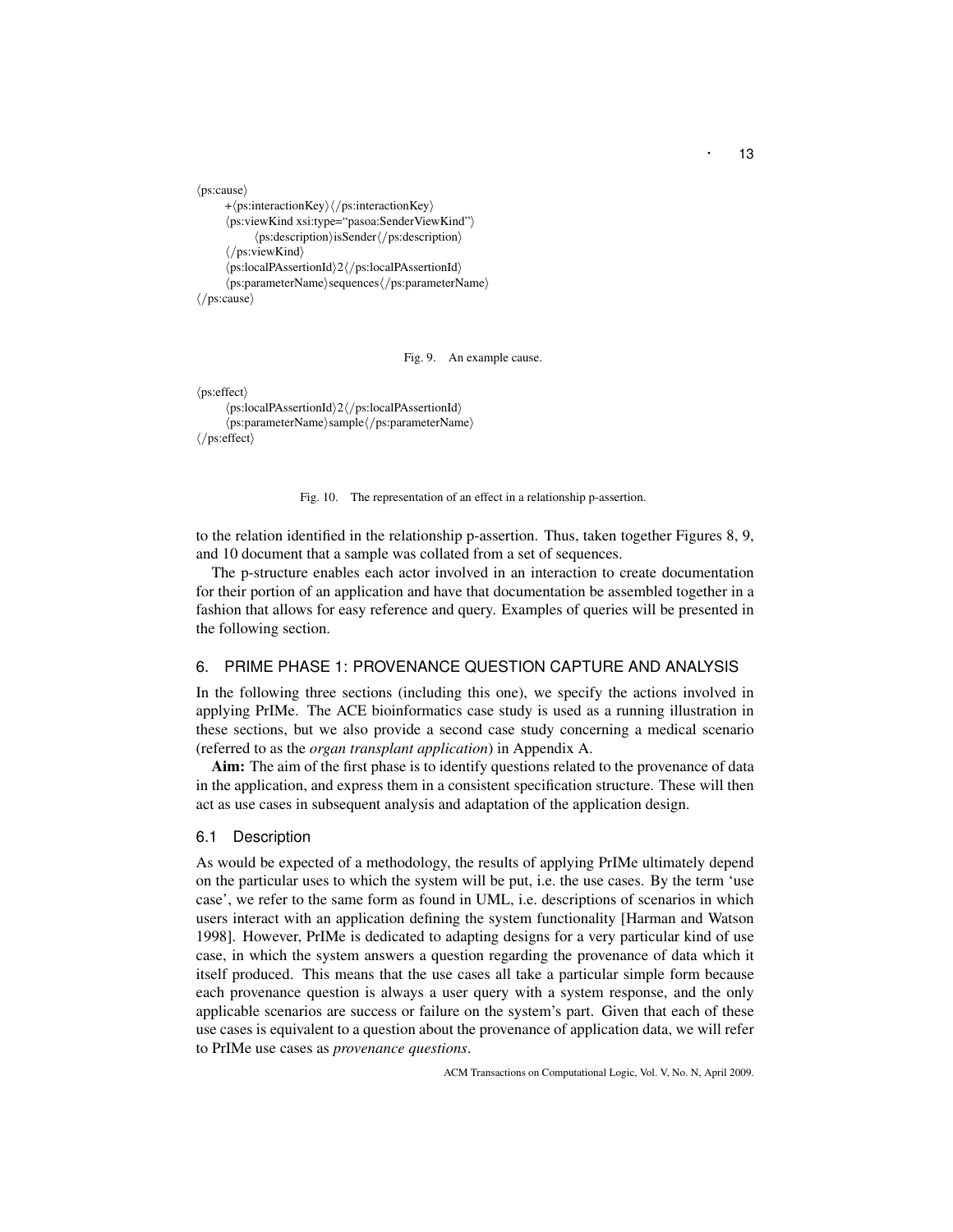```
⟨ps:cause⟩
    +⟨ps:interactionKey⟩⟨/ps:interactionKey⟩
    ⟨ps:viewKind xsi:type="pasoa:SenderViewKind"⟩
        ⟨ps:description⟩isSender⟨/ps:description⟩
    ⟨/ps:viewKind⟩
    ⟨ps:localPAssertionId⟩2⟨/ps:localPAssertionId⟩
    ⟨ps:parameterName⟩sequences⟨/ps:parameterName⟩
⟨/ps:cause⟩
```

Fig. 9. An example cause.

```
⟨ps:effect⟩
    ⟨ps:localPAssertionId⟩2⟨/ps:localPAssertionId⟩
    ⟨ps:parameterName⟩sample⟨/ps:parameterName⟩
⟨/ps:effect⟩
```

Fig. 10. The representation of an effect in a relationship p-assertion.

to the relation identified in the relationship p-assertion. Thus, taken together Figures 8, 9, and 10 document that a sample was collated from a set of sequences.

The p-structure enables each actor involved in an interaction to create documentation for their portion of an application and have that documentation be assembled together in a fashion that allows for easy reference and query. Examples of queries will be presented in the following section.

## 6. PRIME PHASE 1: PROVENANCE QUESTION CAPTURE AND ANALYSIS

In the following three sections (including this one), we specify the actions involved in applying PrIMe. The ACE bioinformatics case study is used as a running illustration in these sections, but we also provide a second case study concerning a medical scenario (referred to as the *organ transplant application*) in Appendix A.

**Aim:** The aim of the first phase is to identify questions related to the provenance of data in the application, and express them in a consistent specification structure. These will then act as use cases in subsequent analysis and adaptation of the application design.

### 6.1 Description

As would be expected of a methodology, the results of applying PrIMe ultimately depend on the particular uses to which the system will be put, i.e. the use cases. By the term 'use case', we refer to the same form as found in UML, i.e. descriptions of scenarios in which users interact with an application defining the system functionality [Harman and Watson 1998]. However, PrIMe is dedicated to adapting designs for a very particular kind of use case, in which the system answers a question regarding the provenance of data which it itself produced. This means that the use cases all take a particular simple form because each provenance question is always a user query with a system response, and the only applicable scenarios are success or failure on the system's part. Given that each of these use cases is equivalent to a question about the provenance of application data, we will refer to PrIMe use cases as *provenance questions*.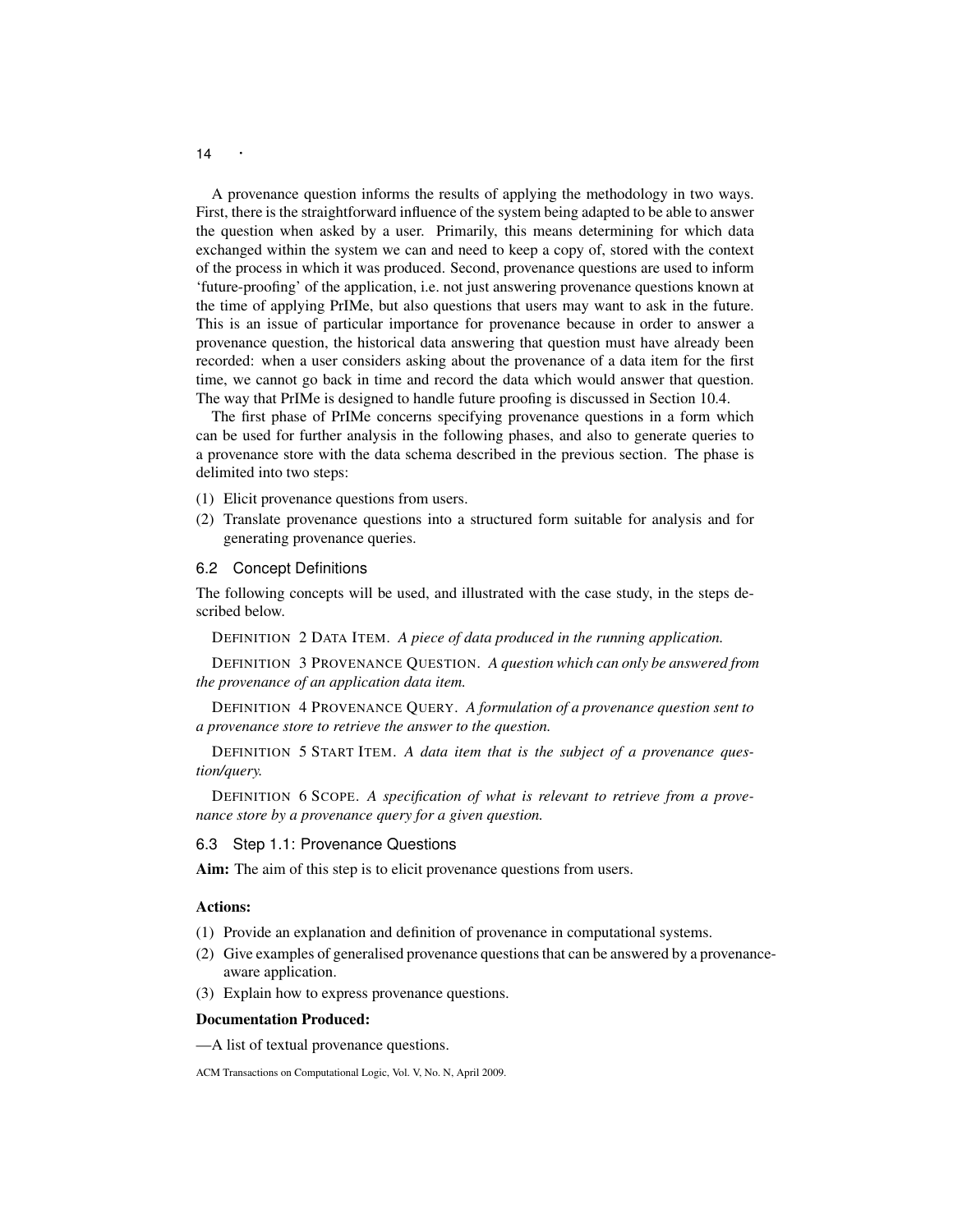A provenance question informs the results of applying the methodology in two ways. First, there is the straightforward influence of the system being adapted to be able to answer the question when asked by a user. Primarily, this means determining for which data exchanged within the system we can and need to keep a copy of, stored with the context of the process in which it was produced. Second, provenance questions are used to inform 'future-proofing' of the application, i.e. not just answering provenance questions known at the time of applying PrIMe, but also questions that users may want to ask in the future. This is an issue of particular importance for provenance because in order to answer a provenance question, the historical data answering that question must have already been recorded: when a user considers asking about the provenance of a data item for the first time, we cannot go back in time and record the data which would answer that question. The way that PrIMe is designed to handle future proofing is discussed in Section 10.4.

The first phase of PrIMe concerns specifying provenance questions in a form which can be used for further analysis in the following phases, and also to generate queries to a provenance store with the data schema described in the previous section. The phase is delimited into two steps:

(1) Elicit provenance questions from users.
(2) Translate provenance questions into a structured form suitable for analysis and for generating provenance queries.

## 6.2 Concept Definitions

The following concepts will be used, and illustrated with the case study, in the steps described below.

DEFINITION 2 DATA ITEM. *A piece of data produced in the running application.*

DEFINITION 3 PROVENANCE QUESTION. *A question which can only be answered from the provenance of an application data item.*

DEFINITION 4 PROVENANCE QUERY. *A formulation of a provenance question sent to a provenance store to retrieve the answer to the question.*

DEFINITION 5 START ITEM. *A data item that is the subject of a provenance question/query.*

DEFINITION 6 SCOPE. *A specification of what is relevant to retrieve from a provenance store by a provenance query for a given question.*

## 6.3 Step 1.1: Provenance Questions

**Aim:** The aim of this step is to elicit provenance questions from users.

**Actions:**

(1) Provide an explanation and definition of provenance in computational systems.
(2) Give examples of generalised provenance questions that can be answered by a provenance-aware application.
(3) Explain how to express provenance questions.

**Documentation Produced:**

—A list of textual provenance questions.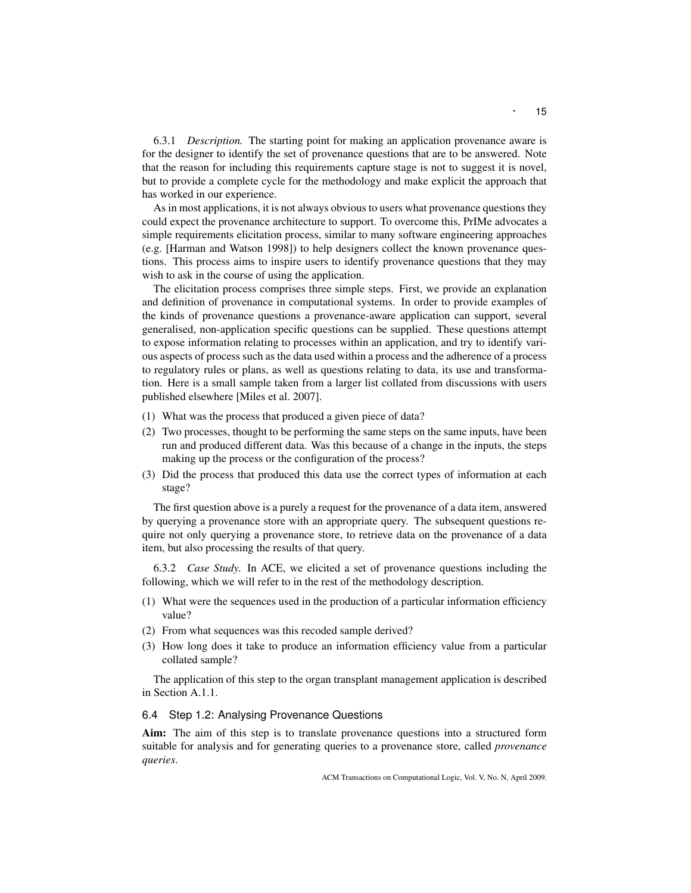6.3.1 *Description.* The starting point for making an application provenance aware is for the designer to identify the set of provenance questions that are to be answered. Note that the reason for including this requirements capture stage is not to suggest it is novel, but to provide a complete cycle for the methodology and make explicit the approach that has worked in our experience.

As in most applications, it is not always obvious to users what provenance questions they could expect the provenance architecture to support. To overcome this, PrIMe advocates a simple requirements elicitation process, similar to many software engineering approaches (e.g. [Harman and Watson 1998]) to help designers collect the known provenance questions. This process aims to inspire users to identify provenance questions that they may wish to ask in the course of using the application.

The elicitation process comprises three simple steps. First, we provide an explanation and definition of provenance in computational systems. In order to provide examples of the kinds of provenance questions a provenance-aware application can support, several generalised, non-application specific questions can be supplied. These questions attempt to expose information relating to processes within an application, and try to identify various aspects of process such as the data used within a process and the adherence of a process to regulatory rules or plans, as well as questions relating to data, its use and transformation. Here is a small sample taken from a larger list collated from discussions with users published elsewhere [Miles et al. 2007].

(1) What was the process that produced a given piece of data?
(2) Two processes, thought to be performing the same steps on the same inputs, have been run and produced different data. Was this because of a change in the inputs, the steps making up the process or the configuration of the process?
(3) Did the process that produced this data use the correct types of information at each stage?

The first question above is a purely a request for the provenance of a data item, answered by querying a provenance store with an appropriate query. The subsequent questions require not only querying a provenance store, to retrieve data on the provenance of a data item, but also processing the results of that query.

6.3.2 *Case Study.* In ACE, we elicited a set of provenance questions including the following, which we will refer to in the rest of the methodology description.

(1) What were the sequences used in the production of a particular information efficiency value?
(2) From what sequences was this recoded sample derived?
(3) How long does it take to produce an information efficiency value from a particular collated sample?

The application of this step to the organ transplant management application is described in Section A.1.1.

### 6.4 Step 1.2: Analysing Provenance Questions

**Aim:** The aim of this step is to translate provenance questions into a structured form suitable for analysis and for generating queries to a provenance store, called *provenance queries*.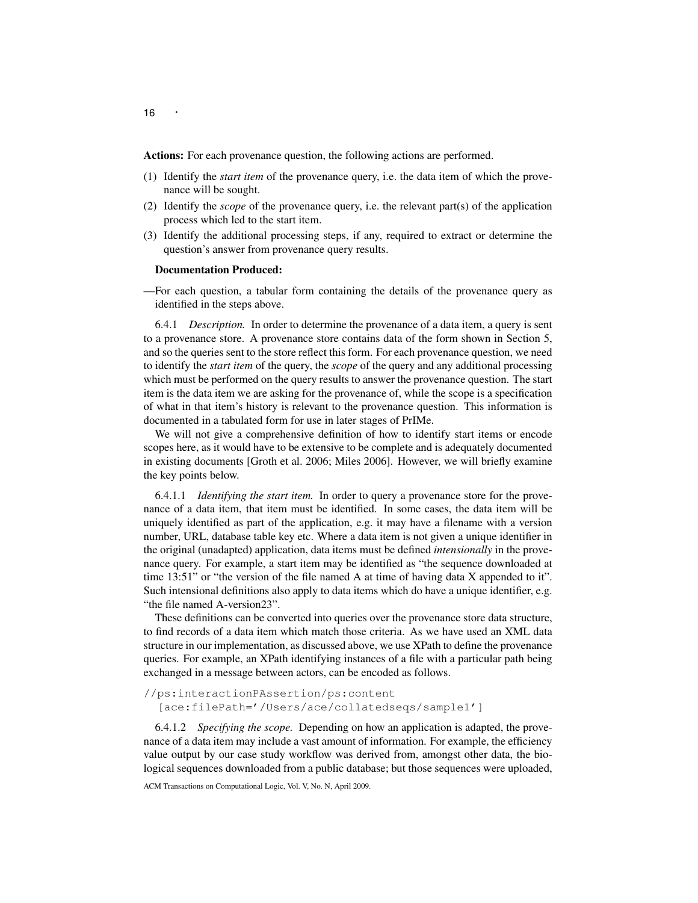**Actions:** For each provenance question, the following actions are performed.

(1) Identify the *start item* of the provenance query, i.e. the data item of which the provenance will be sought.
(2) Identify the *scope* of the provenance query, i.e. the relevant part(s) of the application process which led to the start item.
(3) Identify the additional processing steps, if any, required to extract or determine the question's answer from provenance query results.

**Documentation Produced:**

—For each question, a tabular form containing the details of the provenance query as identified in the steps above.

6.4.1 *Description.* In order to determine the provenance of a data item, a query is sent to a provenance store. A provenance store contains data of the form shown in Section 5, and so the queries sent to the store reflect this form. For each provenance question, we need to identify the *start item* of the query, the *scope* of the query and any additional processing which must be performed on the query results to answer the provenance question. The start item is the data item we are asking for the provenance of, while the scope is a specification of what in that item's history is relevant to the provenance question. This information is documented in a tabulated form for use in later stages of PrIMe.

We will not give a comprehensive definition of how to identify start items or encode scopes here, as it would have to be extensive to be complete and is adequately documented in existing documents [Groth et al. 2006; Miles 2006]. However, we will briefly examine the key points below.

6.4.1.1 *Identifying the start item.* In order to query a provenance store for the provenance of a data item, that item must be identified. In some cases, the data item will be uniquely identified as part of the application, e.g. it may have a filename with a version number, URL, database table key etc. Where a data item is not given a unique identifier in the original (unadapted) application, data items must be defined *intensionally* in the provenance query. For example, a start item may be identified as "the sequence downloaded at time 13:51" or "the version of the file named A at time of having data X appended to it". Such intensional definitions also apply to data items which do have a unique identifier, e.g. "the file named A-version23".

These definitions can be converted into queries over the provenance store data structure, to find records of a data item which match those criteria. As we have used an XML data structure in our implementation, as discussed above, we use XPath to define the provenance queries. For example, an XPath identifying instances of a file with a particular path being exchanged in a message between actors, can be encoded as follows.

```
//ps:interactionPAssertion/ps:content
  [ace:filePath='/Users/ace/collatedseqs/sample1']
```

6.4.1.2 *Specifying the scope.* Depending on how an application is adapted, the provenance of a data item may include a vast amount of information. For example, the efficiency value output by our case study workflow was derived from, amongst other data, the biological sequences downloaded from a public database; but those sequences were uploaded,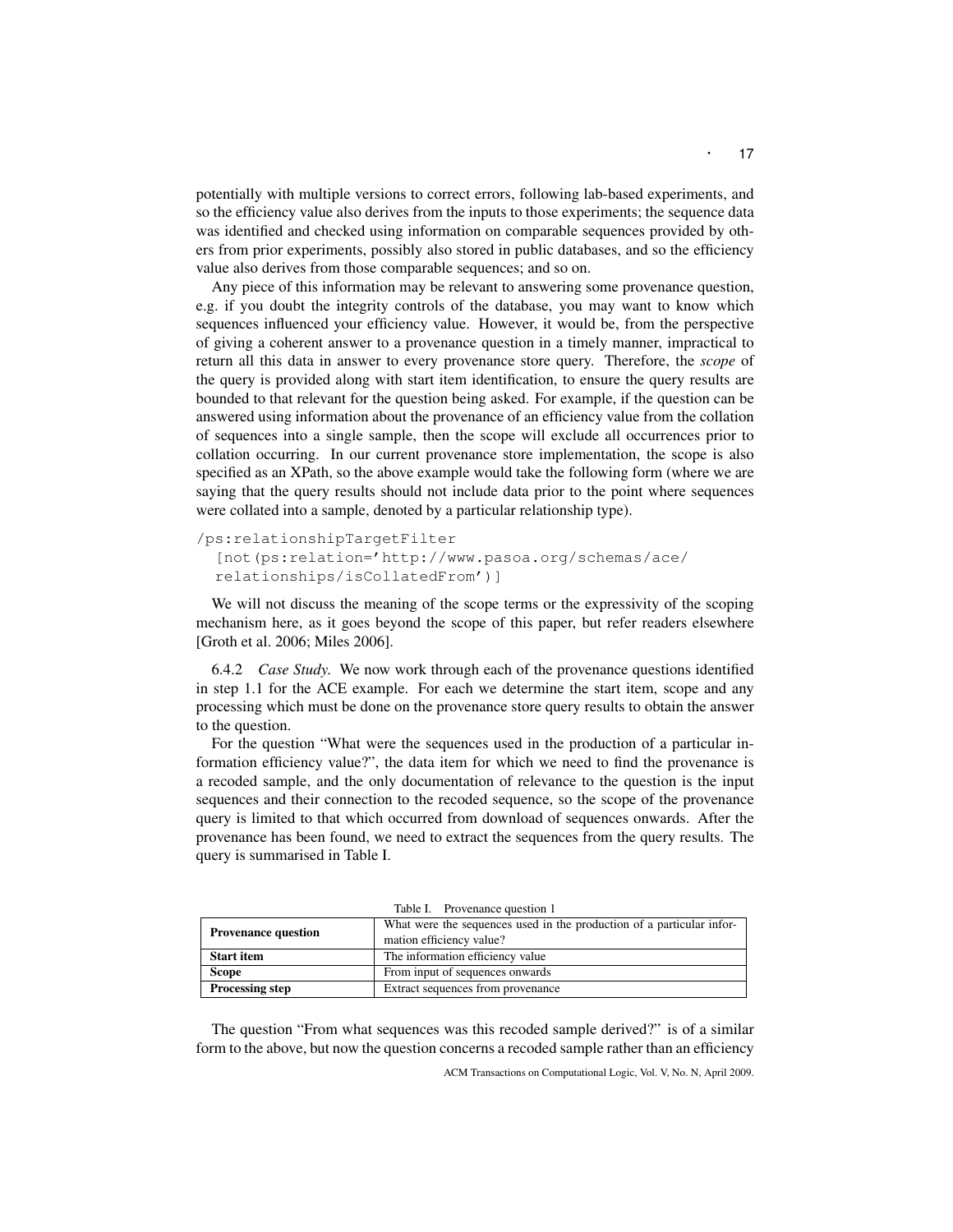potentially with multiple versions to correct errors, following lab-based experiments, and so the efficiency value also derives from the inputs to those experiments; the sequence data was identified and checked using information on comparable sequences provided by others from prior experiments, possibly also stored in public databases, and so the efficiency value also derives from those comparable sequences; and so on.

Any piece of this information may be relevant to answering some provenance question, e.g. if you doubt the integrity controls of the database, you may want to know which sequences influenced your efficiency value. However, it would be, from the perspective of giving a coherent answer to a provenance question in a timely manner, impractical to return all this data in answer to every provenance store query. Therefore, the *scope* of the query is provided along with start item identification, to ensure the query results are bounded to that relevant for the question being asked. For example, if the question can be answered using information about the provenance of an efficiency value from the collation of sequences into a single sample, then the scope will exclude all occurrences prior to collation occurring. In our current provenance store implementation, the scope is also specified as an XPath, so the above example would take the following form (where we are saying that the query results should not include data prior to the point where sequences were collated into a sample, denoted by a particular relationship type).

```
/ps:relationshipTargetFilter
  [not(ps:relation='http://www.pasoa.org/schemas/ace/
  relationships/isCollatedFrom')]
```

We will not discuss the meaning of the scope terms or the expressivity of the scoping mechanism here, as it goes beyond the scope of this paper, but refer readers elsewhere [Groth et al. 2006; Miles 2006].

6.4.2 *Case Study.* We now work through each of the provenance questions identified in step 1.1 for the ACE example. For each we determine the start item, scope and any processing which must be done on the provenance store query results to obtain the answer to the question.

For the question "What were the sequences used in the production of a particular information efficiency value?", the data item for which we need to find the provenance is a recoded sample, and the only documentation of relevance to the question is the input sequences and their connection to the recoded sequence, so the scope of the provenance query is limited to that which occurred from download of sequences onwards. After the provenance has been found, we need to extract the sequences from the query results. The query is summarised in Table I.

Table I. Provenance question 1

| | |
|---|---|
| **Provenance question** | What were the sequences used in the production of a particular information efficiency value? |
| **Start item** | The information efficiency value |
| **Scope** | From input of sequences onwards |
| **Processing step** | Extract sequences from provenance |

The question "From what sequences was this recoded sample derived?" is of a similar form to the above, but now the question concerns a recoded sample rather than an efficiency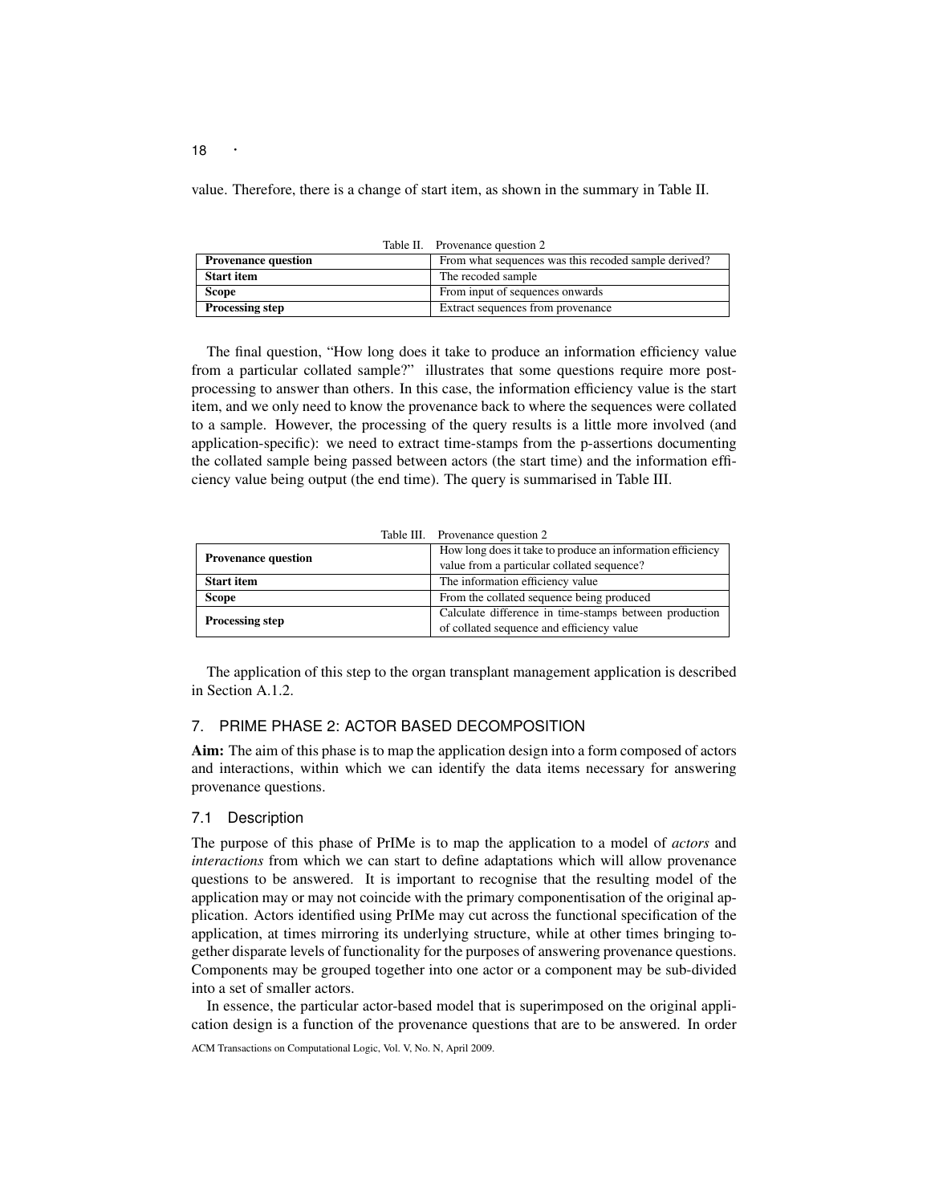value. Therefore, there is a change of start item, as shown in the summary in Table II.

Table II. Provenance question 2

| | |
|---|---|
| **Provenance question** | From what sequences was this recoded sample derived? |
| **Start item** | The recoded sample |
| **Scope** | From input of sequences onwards |
| **Processing step** | Extract sequences from provenance |

The final question, "How long does it take to produce an information efficiency value from a particular collated sample?" illustrates that some questions require more post-processing to answer than others. In this case, the information efficiency value is the start item, and we only need to know the provenance back to where the sequences were collated to a sample. However, the processing of the query results is a little more involved (and application-specific): we need to extract time-stamps from the p-assertions documenting the collated sample being passed between actors (the start time) and the information efficiency value being output (the end time). The query is summarised in Table III.

Table III. Provenance question 2

| | |
|---|---|
| **Provenance question** | How long does it take to produce an information efficiency value from a particular collated sequence? |
| **Start item** | The information efficiency value |
| **Scope** | From the collated sequence being produced |
| **Processing step** | Calculate difference in time-stamps between production of collated sequence and efficiency value |

The application of this step to the organ transplant management application is described in Section A.1.2.

## 7. PRIME PHASE 2: ACTOR BASED DECOMPOSITION

**Aim:** The aim of this phase is to map the application design into a form composed of actors and interactions, within which we can identify the data items necessary for answering provenance questions.

### 7.1 Description

The purpose of this phase of PrIMe is to map the application to a model of *actors* and *interactions* from which we can start to define adaptations which will allow provenance questions to be answered. It is important to recognise that the resulting model of the application may or may not coincide with the primary componentisation of the original application. Actors identified using PrIMe may cut across the functional specification of the application, at times mirroring its underlying structure, while at other times bringing together disparate levels of functionality for the purposes of answering provenance questions. Components may be grouped together into one actor or a component may be sub-divided into a set of smaller actors.

In essence, the particular actor-based model that is superimposed on the original application design is a function of the provenance questions that are to be answered. In order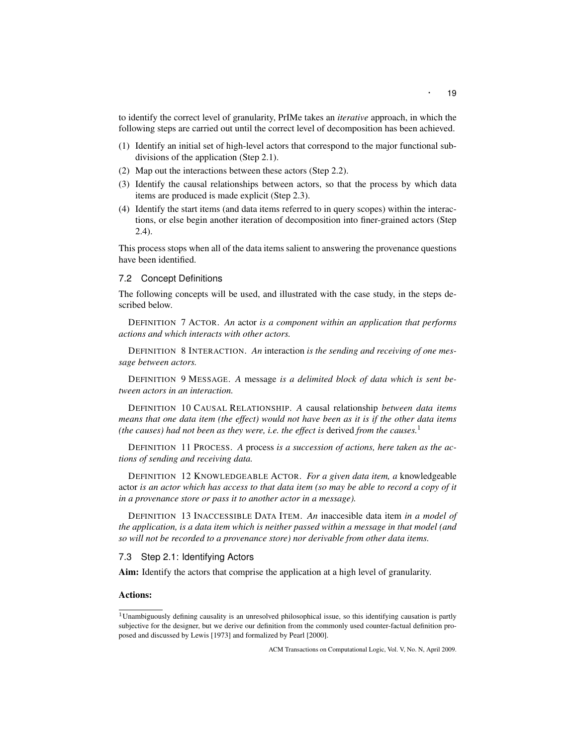to identify the correct level of granularity, PrIMe takes an *iterative* approach, in which the following steps are carried out until the correct level of decomposition has been achieved.

(1) Identify an initial set of high-level actors that correspond to the major functional subdivisions of the application (Step 2.1).
(2) Map out the interactions between these actors (Step 2.2).
(3) Identify the causal relationships between actors, so that the process by which data items are produced is made explicit (Step 2.3).
(4) Identify the start items (and data items referred to in query scopes) within the interactions, or else begin another iteration of decomposition into finer-grained actors (Step 2.4).

This process stops when all of the data items salient to answering the provenance questions have been identified.

### 7.2 Concept Definitions

The following concepts will be used, and illustrated with the case study, in the steps described below.

DEFINITION 7 ACTOR. *An* actor *is a component within an application that performs actions and which interacts with other actors.*

DEFINITION 8 INTERACTION. *An* interaction *is the sending and receiving of one message between actors.*

DEFINITION 9 MESSAGE. *A* message *is a delimited block of data which is sent between actors in an interaction.*

DEFINITION 10 CAUSAL RELATIONSHIP. *A* causal relationship *between data items means that one data item (the effect) would not have been as it is if the other data items (the causes) had not been as they were, i.e. the effect is* derived *from the causes.*[1]

DEFINITION 11 PROCESS. *A* process *is a succession of actions, here taken as the actions of sending and receiving data.*

DEFINITION 12 KNOWLEDGEABLE ACTOR. *For a given data item, a* knowledgeable actor *is an actor which has access to that data item (so may be able to record a copy of it in a provenance store or pass it to another actor in a message).*

DEFINITION 13 INACCESSIBLE DATA ITEM. *An* inaccesible data item *in a model of the application, is a data item which is neither passed within a message in that model (and so will not be recorded to a provenance store) nor derivable from other data items.*

### 7.3 Step 2.1: Identifying Actors

**Aim:** Identify the actors that comprise the application at a high level of granularity.

**Actions:**

[1] Unambiguously defining causality is an unresolved philosophical issue, so this identifying causation is partly subjective for the designer, but we derive our definition from the commonly used counter-factual definition proposed and discussed by Lewis [1973] and formalized by Pearl [2000].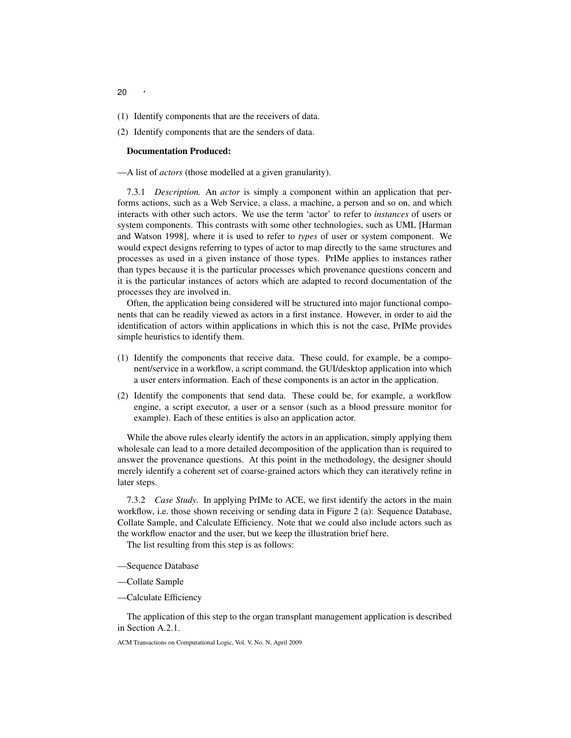(1) Identify components that are the receivers of data.

(2) Identify components that are the senders of data.

**Documentation Produced:**

—A list of *actors* (those modelled at a given granularity).

7.3.1 *Description.* An *actor* is simply a component within an application that performs actions, such as a Web Service, a class, a machine, a person and so on, and which interacts with other such actors. We use the term 'actor' to refer to *instances* of users or system components. This contrasts with some other technologies, such as UML [Harman and Watson 1998], where it is used to refer to *types* of user or system component. We would expect designs referring to types of actor to map directly to the same structures and processes as used in a given instance of those types. PrIMe applies to instances rather than types because it is the particular processes which provenance questions concern and it is the particular instances of actors which are adapted to record documentation of the processes they are involved in.

Often, the application being considered will be structured into major functional components that can be readily viewed as actors in a first instance. However, in order to aid the identification of actors within applications in which this is not the case, PrIMe provides simple heuristics to identify them.

(1) Identify the components that receive data. These could, for example, be a component/service in a workflow, a script command, the GUI/desktop application into which a user enters information. Each of these components is an actor in the application.

(2) Identify the components that send data. These could be, for example, a workflow engine, a script executor, a user or a sensor (such as a blood pressure monitor for example). Each of these entities is also an application actor.

While the above rules clearly identify the actors in an application, simply applying them wholesale can lead to a more detailed decomposition of the application than is required to answer the provenance questions. At this point in the methodology, the designer should merely identify a coherent set of coarse-grained actors which they can iteratively refine in later steps.

7.3.2 *Case Study.* In applying PrIMe to ACE, we first identify the actors in the main workflow, i.e. those shown receiving or sending data in Figure 2 (a): Sequence Database, Collate Sample, and Calculate Efficiency. Note that we could also include actors such as the workflow enactor and the user, but we keep the illustration brief here.

The list resulting from this step is as follows:

—Sequence Database

—Collate Sample

—Calculate Efficiency

The application of this step to the organ transplant management application is described in Section A.2.1.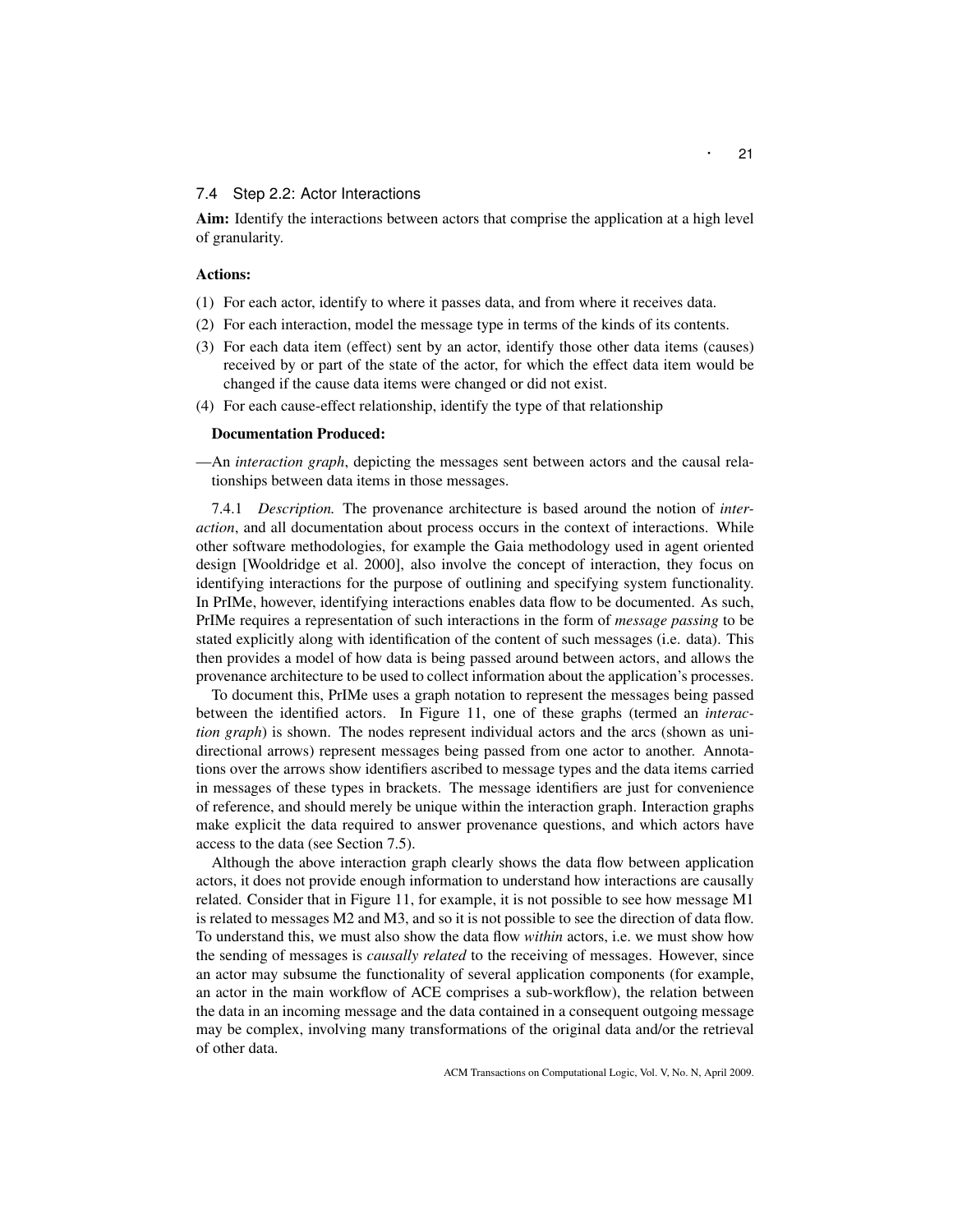## 7.4 Step 2.2: Actor Interactions

**Aim:** Identify the interactions between actors that comprise the application at a high level of granularity.

**Actions:**

(1) For each actor, identify to where it passes data, and from where it receives data.
(2) For each interaction, model the message type in terms of the kinds of its contents.
(3) For each data item (effect) sent by an actor, identify those other data items (causes) received by or part of the state of the actor, for which the effect data item would be changed if the cause data items were changed or did not exist.
(4) For each cause-effect relationship, identify the type of that relationship

**Documentation Produced:**

—An *interaction graph*, depicting the messages sent between actors and the causal relationships between data items in those messages.

7.4.1 *Description.* The provenance architecture is based around the notion of *interaction*, and all documentation about process occurs in the context of interactions. While other software methodologies, for example the Gaia methodology used in agent oriented design [Wooldridge et al. 2000], also involve the concept of interaction, they focus on identifying interactions for the purpose of outlining and specifying system functionality. In PrIMe, however, identifying interactions enables data flow to be documented. As such, PrIMe requires a representation of such interactions in the form of *message passing* to be stated explicitly along with identification of the content of such messages (i.e. data). This then provides a model of how data is being passed around between actors, and allows the provenance architecture to be used to collect information about the application's processes.

To document this, PrIMe uses a graph notation to represent the messages being passed between the identified actors. In Figure 11, one of these graphs (termed an *interaction graph*) is shown. The nodes represent individual actors and the arcs (shown as unidirectional arrows) represent messages being passed from one actor to another. Annotations over the arrows show identifiers ascribed to message types and the data items carried in messages of these types in brackets. The message identifiers are just for convenience of reference, and should merely be unique within the interaction graph. Interaction graphs make explicit the data required to answer provenance questions, and which actors have access to the data (see Section 7.5).

Although the above interaction graph clearly shows the data flow between application actors, it does not provide enough information to understand how interactions are causally related. Consider that in Figure 11, for example, it is not possible to see how message M1 is related to messages M2 and M3, and so it is not possible to see the direction of data flow. To understand this, we must also show the data flow *within* actors, i.e. we must show how the sending of messages is *causally related* to the receiving of messages. However, since an actor may subsume the functionality of several application components (for example, an actor in the main workflow of ACE comprises a sub-workflow), the relation between the data in an incoming message and the data contained in a consequent outgoing message may be complex, involving many transformations of the original data and/or the retrieval of other data.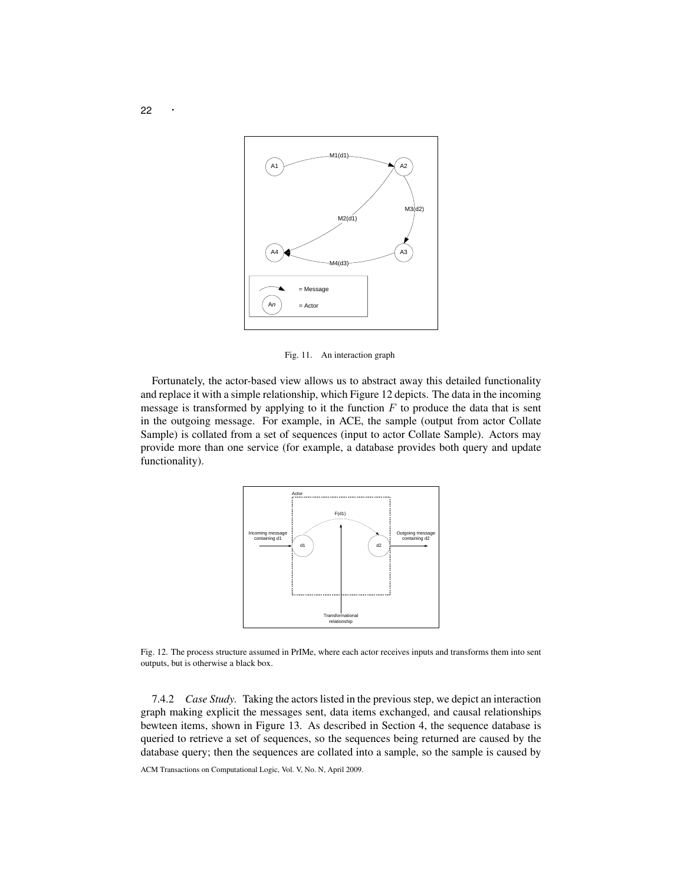Fig. 11. An interaction graph

Fortunately, the actor-based view allows us to abstract away this detailed functionality and replace it with a simple relationship, which Figure 12 depicts. The data in the incoming message is transformed by applying to it the function $F$ to produce the data that is sent in the outgoing message. For example, in ACE, the sample (output from actor Collate Sample) is collated from a set of sequences (input to actor Collate Sample). Actors may provide more than one service (for example, a database provides both query and update functionality).

Fig. 12. The process structure assumed in PrIMe, where each actor receives inputs and transforms them into sent outputs, but is otherwise a black box.

7.4.2 *Case Study.* Taking the actors listed in the previous step, we depict an interaction graph making explicit the messages sent, data items exchanged, and causal relationships bewteen items, shown in Figure 13. As described in Section 4, the sequence database is queried to retrieve a set of sequences, so the sequences being returned are caused by the database query; then the sequences are collated into a sample, so the sample is caused by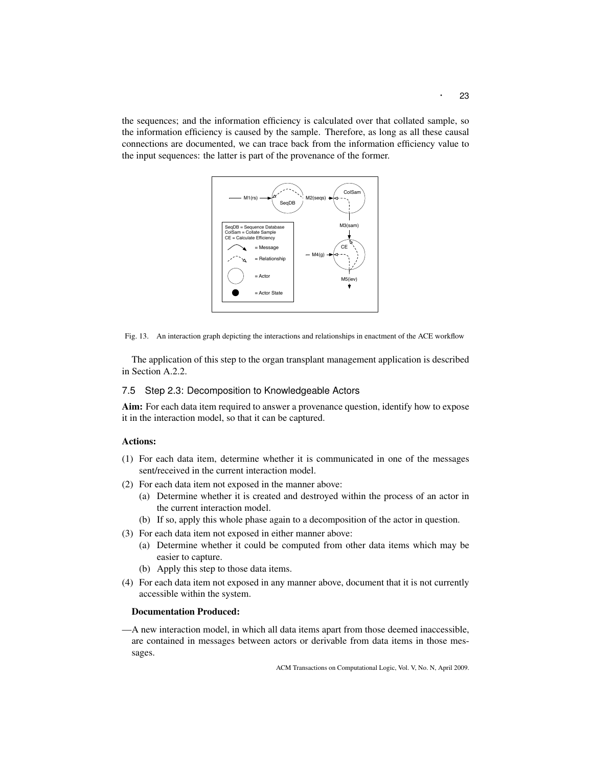the sequences; and the information efficiency is calculated over that collated sample, so the information efficiency is caused by the sample. Therefore, as long as all these causal connections are documented, we can trace back from the information efficiency value to the input sequences: the latter is part of the provenance of the former.

Fig. 13. An interaction graph depicting the interactions and relationships in enactment of the ACE workflow

The application of this step to the organ transplant management application is described in Section A.2.2.

## 7.5 Step 2.3: Decomposition to Knowledgeable Actors

**Aim:** For each data item required to answer a provenance question, identify how to expose it in the interaction model, so that it can be captured.

**Actions:**

(1) For each data item, determine whether it is communicated in one of the messages sent/received in the current interaction model.

(2) For each data item not exposed in the manner above:
   - (a) Determine whether it is created and destroyed within the process of an actor in the current interaction model.
   - (b) If so, apply this whole phase again to a decomposition of the actor in question.

(3) For each data item not exposed in either manner above:
   - (a) Determine whether it could be computed from other data items which may be easier to capture.
   - (b) Apply this step to those data items.

(4) For each data item not exposed in any manner above, document that it is not currently accessible within the system.

**Documentation Produced:**

—A new interaction model, in which all data items apart from those deemed inaccessible, are contained in messages between actors or derivable from data items in those messages.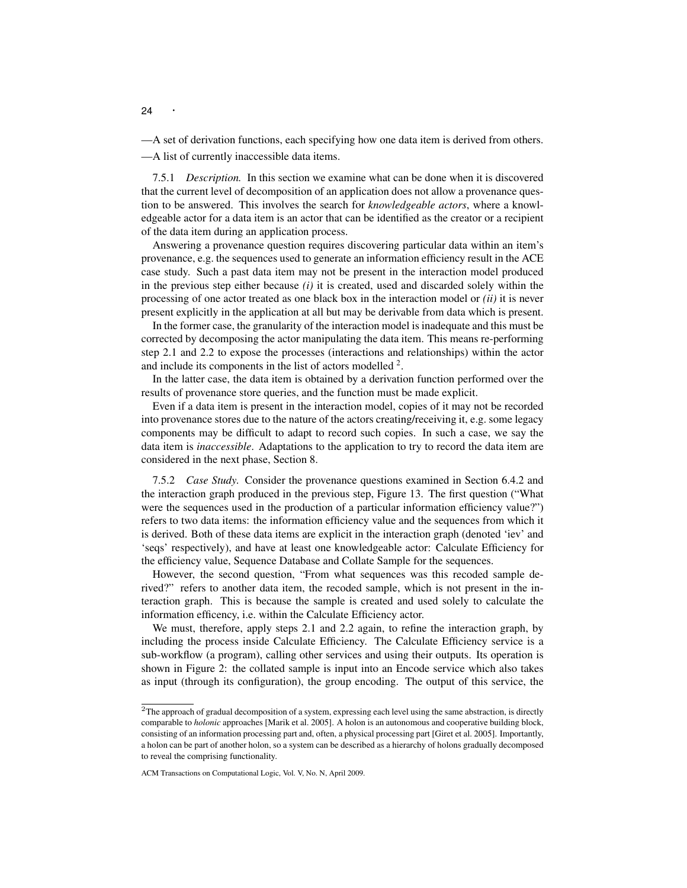—A set of derivation functions, each specifying how one data item is derived from others.

—A list of currently inaccessible data items.

7.5.1 *Description.* In this section we examine what can be done when it is discovered that the current level of decomposition of an application does not allow a provenance question to be answered. This involves the search for *knowledgeable actors*, where a knowledgeable actor for a data item is an actor that can be identified as the creator or a recipient of the data item during an application process.

Answering a provenance question requires discovering particular data within an item's provenance, e.g. the sequences used to generate an information efficiency result in the ACE case study. Such a past data item may not be present in the interaction model produced in the previous step either because *(i)* it is created, used and discarded solely within the processing of one actor treated as one black box in the interaction model or *(ii)* it is never present explicitly in the application at all but may be derivable from data which is present.

In the former case, the granularity of the interaction model is inadequate and this must be corrected by decomposing the actor manipulating the data item. This means re-performing step 2.1 and 2.2 to expose the processes (interactions and relationships) within the actor and include its components in the list of actors modelled [2].

In the latter case, the data item is obtained by a derivation function performed over the results of provenance store queries, and the function must be made explicit.

Even if a data item is present in the interaction model, copies of it may not be recorded into provenance stores due to the nature of the actors creating/receiving it, e.g. some legacy components may be difficult to adapt to record such copies. In such a case, we say the data item is *inaccessible*. Adaptations to the application to try to record the data item are considered in the next phase, Section 8.

7.5.2 *Case Study.* Consider the provenance questions examined in Section 6.4.2 and the interaction graph produced in the previous step, Figure 13. The first question ("What were the sequences used in the production of a particular information efficiency value?") refers to two data items: the information efficiency value and the sequences from which it is derived. Both of these data items are explicit in the interaction graph (denoted 'iev' and 'seqs' respectively), and have at least one knowledgeable actor: Calculate Efficiency for the efficiency value, Sequence Database and Collate Sample for the sequences.

However, the second question, "From what sequences was this recoded sample derived?" refers to another data item, the recoded sample, which is not present in the interaction graph. This is because the sample is created and used solely to calculate the information efficency, i.e. within the Calculate Efficiency actor.

We must, therefore, apply steps 2.1 and 2.2 again, to refine the interaction graph, by including the process inside Calculate Efficiency. The Calculate Efficiency service is a sub-workflow (a program), calling other services and using their outputs. Its operation is shown in Figure 2: the collated sample is input into an Encode service which also takes as input (through its configuration), the group encoding. The output of this service, the

---

[2] The approach of gradual decomposition of a system, expressing each level using the same abstraction, is directly comparable to *holonic* approaches [Marik et al. 2005]. A holon is an autonomous and cooperative building block, consisting of an information processing part and, often, a physical processing part [Giret et al. 2005]. Importantly, a holon can be part of another holon, so a system can be described as a hierarchy of holons gradually decomposed to reveal the comprising functionality.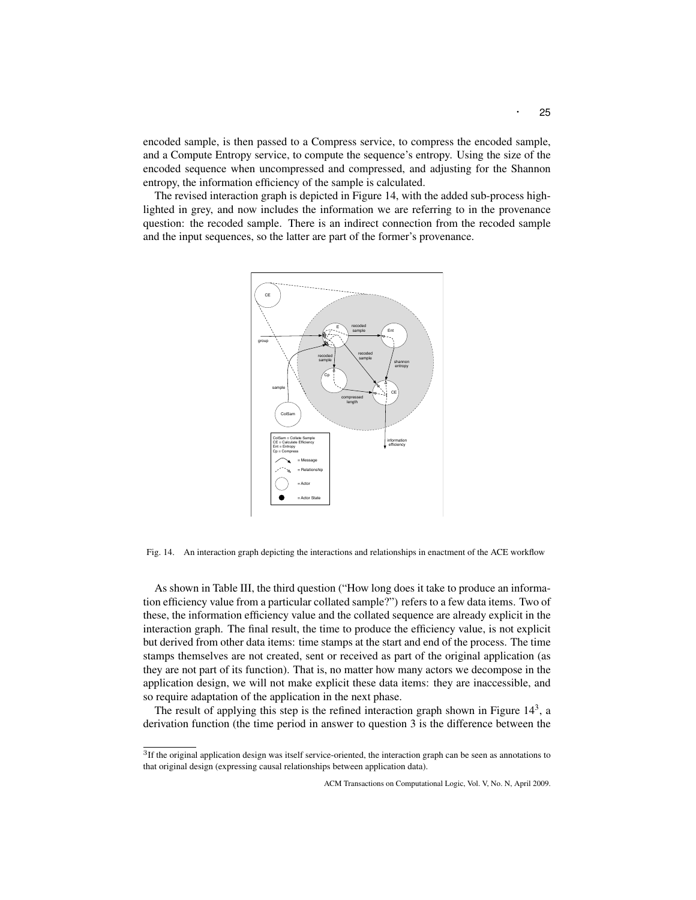encoded sample, is then passed to a Compress service, to compress the encoded sample, and a Compute Entropy service, to compute the sequence's entropy. Using the size of the encoded sequence when uncompressed and compressed, and adjusting for the Shannon entropy, the information efficiency of the sample is calculated.

The revised interaction graph is depicted in Figure 14, with the added sub-process highlighted in grey, and now includes the information we are referring to in the provenance question: the recoded sample. There is an indirect connection from the recoded sample and the input sequences, so the latter are part of the former's provenance.

Fig. 14. An interaction graph depicting the interactions and relationships in enactment of the ACE workflow

As shown in Table III, the third question ("How long does it take to produce an information efficiency value from a particular collated sample?") refers to a few data items. Two of these, the information efficiency value and the collated sequence are already explicit in the interaction graph. The final result, the time to produce the efficiency value, is not explicit but derived from other data items: time stamps at the start and end of the process. The time stamps themselves are not created, sent or received as part of the original application (as they are not part of its function). That is, no matter how many actors we decompose in the application design, we will not make explicit these data items: they are inaccessible, and so require adaptation of the application in the next phase.

The result of applying this step is the refined interaction graph shown in Figure 14[3], a derivation function (the time period in answer to question 3 is the difference between the

[3]If the original application design was itself service-oriented, the interaction graph can be seen as annotations to that original design (expressing causal relationships between application data).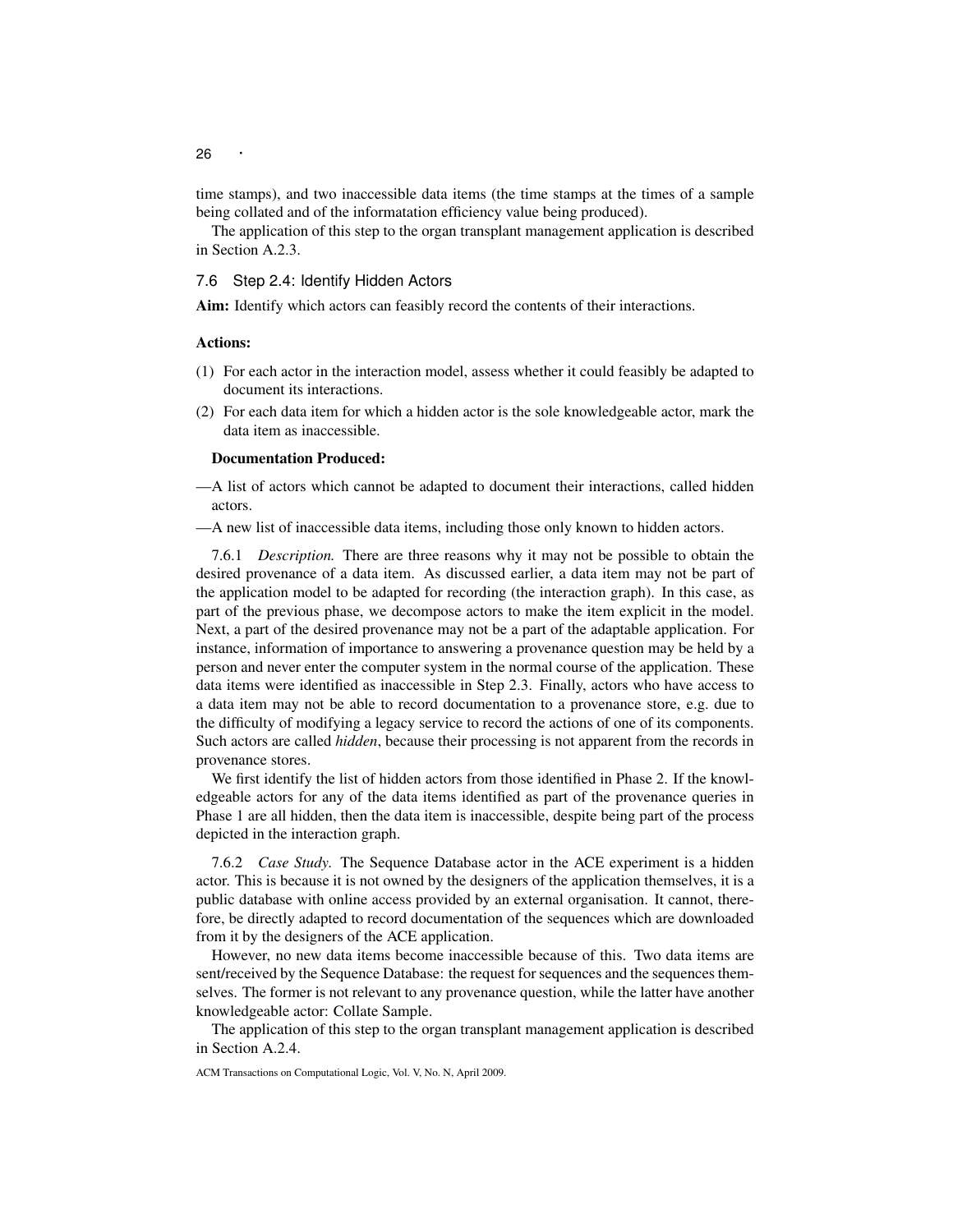time stamps), and two inaccessible data items (the time stamps at the times of a sample being collated and of the informatation efficiency value being produced).

The application of this step to the organ transplant management application is described in Section A.2.3.

## 7.6 Step 2.4: Identify Hidden Actors

**Aim:** Identify which actors can feasibly record the contents of their interactions.

**Actions:**

(1) For each actor in the interaction model, assess whether it could feasibly be adapted to document its interactions.

(2) For each data item for which a hidden actor is the sole knowledgeable actor, mark the data item as inaccessible.

**Documentation Produced:**

—A list of actors which cannot be adapted to document their interactions, called hidden actors.

—A new list of inaccessible data items, including those only known to hidden actors.

7.6.1 *Description.* There are three reasons why it may not be possible to obtain the desired provenance of a data item. As discussed earlier, a data item may not be part of the application model to be adapted for recording (the interaction graph). In this case, as part of the previous phase, we decompose actors to make the item explicit in the model. Next, a part of the desired provenance may not be a part of the adaptable application. For instance, information of importance to answering a provenance question may be held by a person and never enter the computer system in the normal course of the application. These data items were identified as inaccessible in Step 2.3. Finally, actors who have access to a data item may not be able to record documentation to a provenance store, e.g. due to the difficulty of modifying a legacy service to record the actions of one of its components. Such actors are called *hidden*, because their processing is not apparent from the records in provenance stores.

We first identify the list of hidden actors from those identified in Phase 2. If the knowledgeable actors for any of the data items identified as part of the provenance queries in Phase 1 are all hidden, then the data item is inaccessible, despite being part of the process depicted in the interaction graph.

7.6.2 *Case Study.* The Sequence Database actor in the ACE experiment is a hidden actor. This is because it is not owned by the designers of the application themselves, it is a public database with online access provided by an external organisation. It cannot, therefore, be directly adapted to record documentation of the sequences which are downloaded from it by the designers of the ACE application.

However, no new data items become inaccessible because of this. Two data items are sent/received by the Sequence Database: the request for sequences and the sequences themselves. The former is not relevant to any provenance question, while the latter have another knowledgeable actor: Collate Sample.

The application of this step to the organ transplant management application is described in Section A.2.4.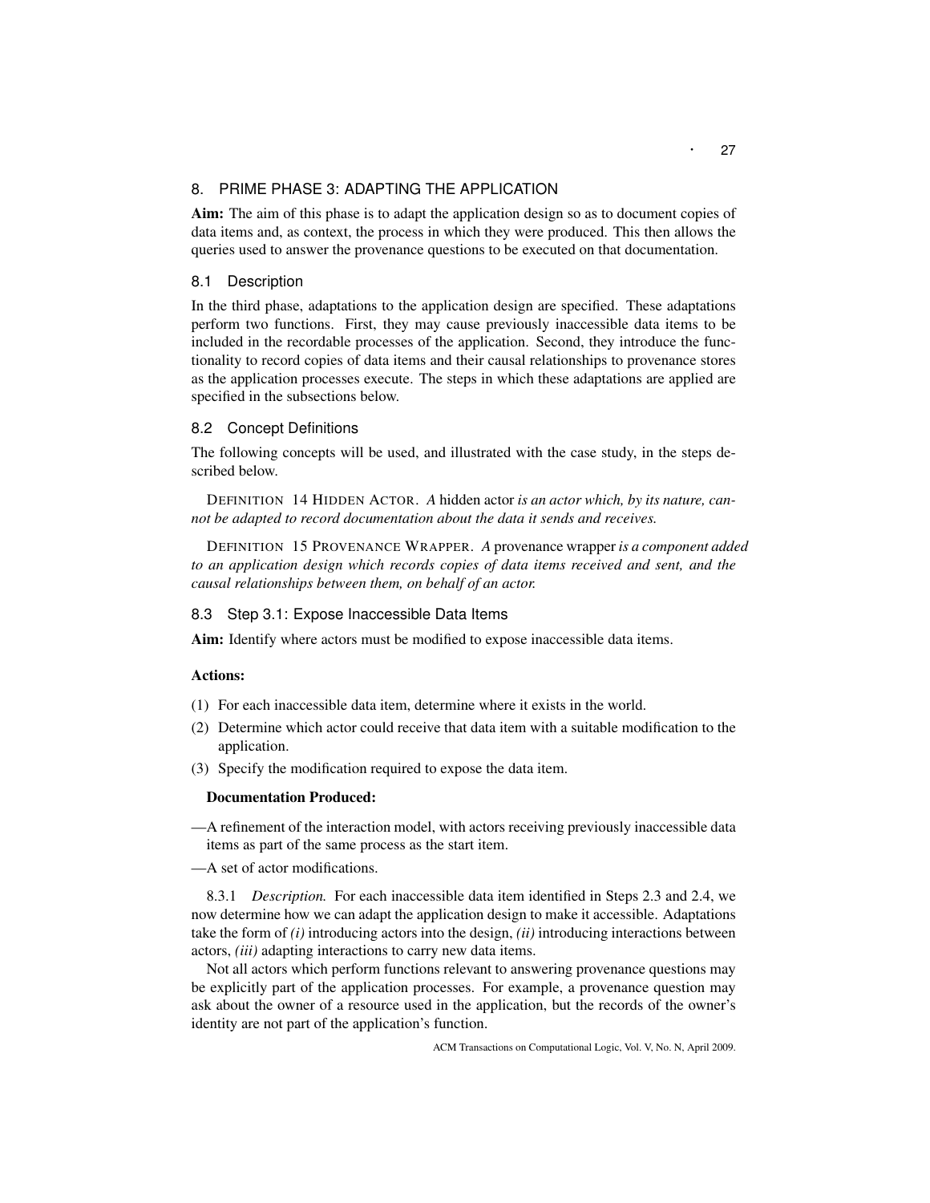## 8. PRIME PHASE 3: ADAPTING THE APPLICATION

**Aim:** The aim of this phase is to adapt the application design so as to document copies of data items and, as context, the process in which they were produced. This then allows the queries used to answer the provenance questions to be executed on that documentation.

### 8.1 Description

In the third phase, adaptations to the application design are specified. These adaptations perform two functions. First, they may cause previously inaccessible data items to be included in the recordable processes of the application. Second, they introduce the functionality to record copies of data items and their causal relationships to provenance stores as the application processes execute. The steps in which these adaptations are applied are specified in the subsections below.

### 8.2 Concept Definitions

The following concepts will be used, and illustrated with the case study, in the steps described below.

DEFINITION 14 HIDDEN ACTOR. *A* hidden actor *is an actor which, by its nature, cannot be adapted to record documentation about the data it sends and receives.*

DEFINITION 15 PROVENANCE WRAPPER. *A* provenance wrapper *is a component added to an application design which records copies of data items received and sent, and the causal relationships between them, on behalf of an actor.*

### 8.3 Step 3.1: Expose Inaccessible Data Items

**Aim:** Identify where actors must be modified to expose inaccessible data items.

**Actions:**

(1) For each inaccessible data item, determine where it exists in the world.

(2) Determine which actor could receive that data item with a suitable modification to the application.

(3) Specify the modification required to expose the data item.

**Documentation Produced:**

—A refinement of the interaction model, with actors receiving previously inaccessible data items as part of the same process as the start item.

—A set of actor modifications.

8.3.1 *Description.* For each inaccessible data item identified in Steps 2.3 and 2.4, we now determine how we can adapt the application design to make it accessible. Adaptations take the form of *(i)* introducing actors into the design, *(ii)* introducing interactions between actors, *(iii)* adapting interactions to carry new data items.

Not all actors which perform functions relevant to answering provenance questions may be explicitly part of the application processes. For example, a provenance question may ask about the owner of a resource used in the application, but the records of the owner's identity are not part of the application's function.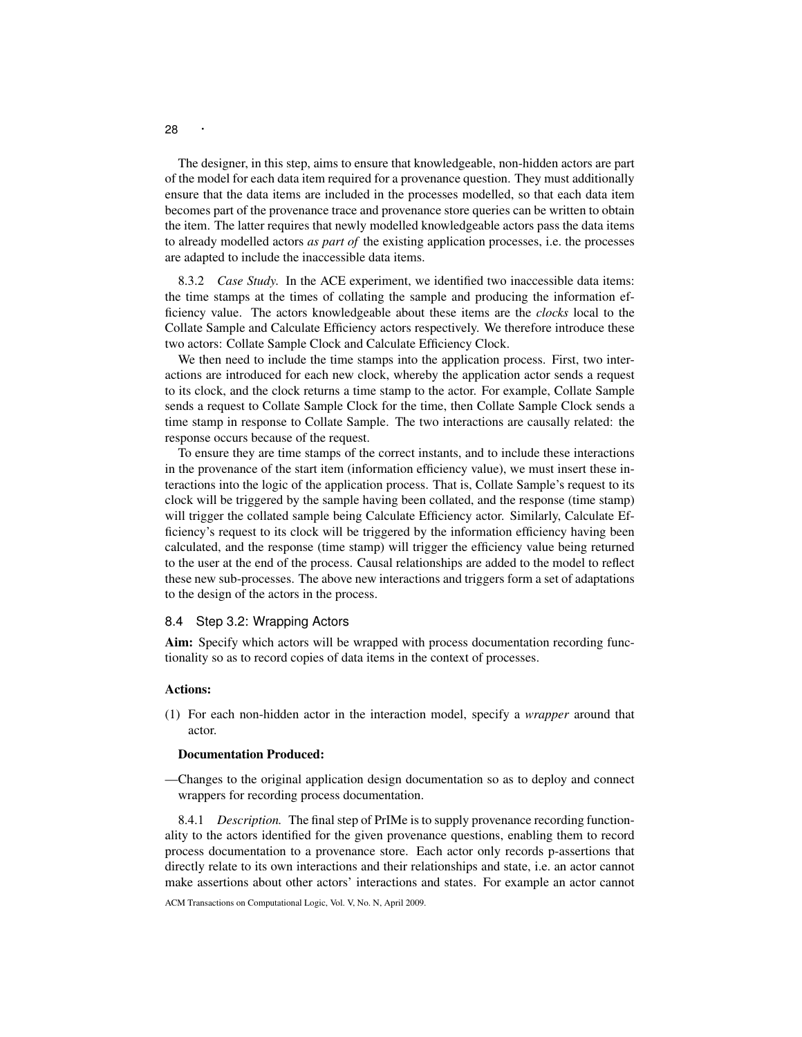The designer, in this step, aims to ensure that knowledgeable, non-hidden actors are part of the model for each data item required for a provenance question. They must additionally ensure that the data items are included in the processes modelled, so that each data item becomes part of the provenance trace and provenance store queries can be written to obtain the item. The latter requires that newly modelled knowledgeable actors pass the data items to already modelled actors *as part of* the existing application processes, i.e. the processes are adapted to include the inaccessible data items.

8.3.2 *Case Study.* In the ACE experiment, we identified two inaccessible data items: the time stamps at the times of collating the sample and producing the information efficiency value. The actors knowledgeable about these items are the *clocks* local to the Collate Sample and Calculate Efficiency actors respectively. We therefore introduce these two actors: Collate Sample Clock and Calculate Efficiency Clock.

We then need to include the time stamps into the application process. First, two interactions are introduced for each new clock, whereby the application actor sends a request to its clock, and the clock returns a time stamp to the actor. For example, Collate Sample sends a request to Collate Sample Clock for the time, then Collate Sample Clock sends a time stamp in response to Collate Sample. The two interactions are causally related: the response occurs because of the request.

To ensure they are time stamps of the correct instants, and to include these interactions in the provenance of the start item (information efficiency value), we must insert these interactions into the logic of the application process. That is, Collate Sample's request to its clock will be triggered by the sample having been collated, and the response (time stamp) will trigger the collated sample being Calculate Efficiency actor. Similarly, Calculate Efficiency's request to its clock will be triggered by the information efficiency having been calculated, and the response (time stamp) will trigger the efficiency value being returned to the user at the end of the process. Causal relationships are added to the model to reflect these new sub-processes. The above new interactions and triggers form a set of adaptations to the design of the actors in the process.

## 8.4 Step 3.2: Wrapping Actors

**Aim:** Specify which actors will be wrapped with process documentation recording functionality so as to record copies of data items in the context of processes.

**Actions:**

(1) For each non-hidden actor in the interaction model, specify a *wrapper* around that actor.

**Documentation Produced:**

—Changes to the original application design documentation so as to deploy and connect wrappers for recording process documentation.

8.4.1 *Description.* The final step of PrIMe is to supply provenance recording functionality to the actors identified for the given provenance questions, enabling them to record process documentation to a provenance store. Each actor only records p-assertions that directly relate to its own interactions and their relationships and state, i.e. an actor cannot make assertions about other actors' interactions and states. For example an actor cannot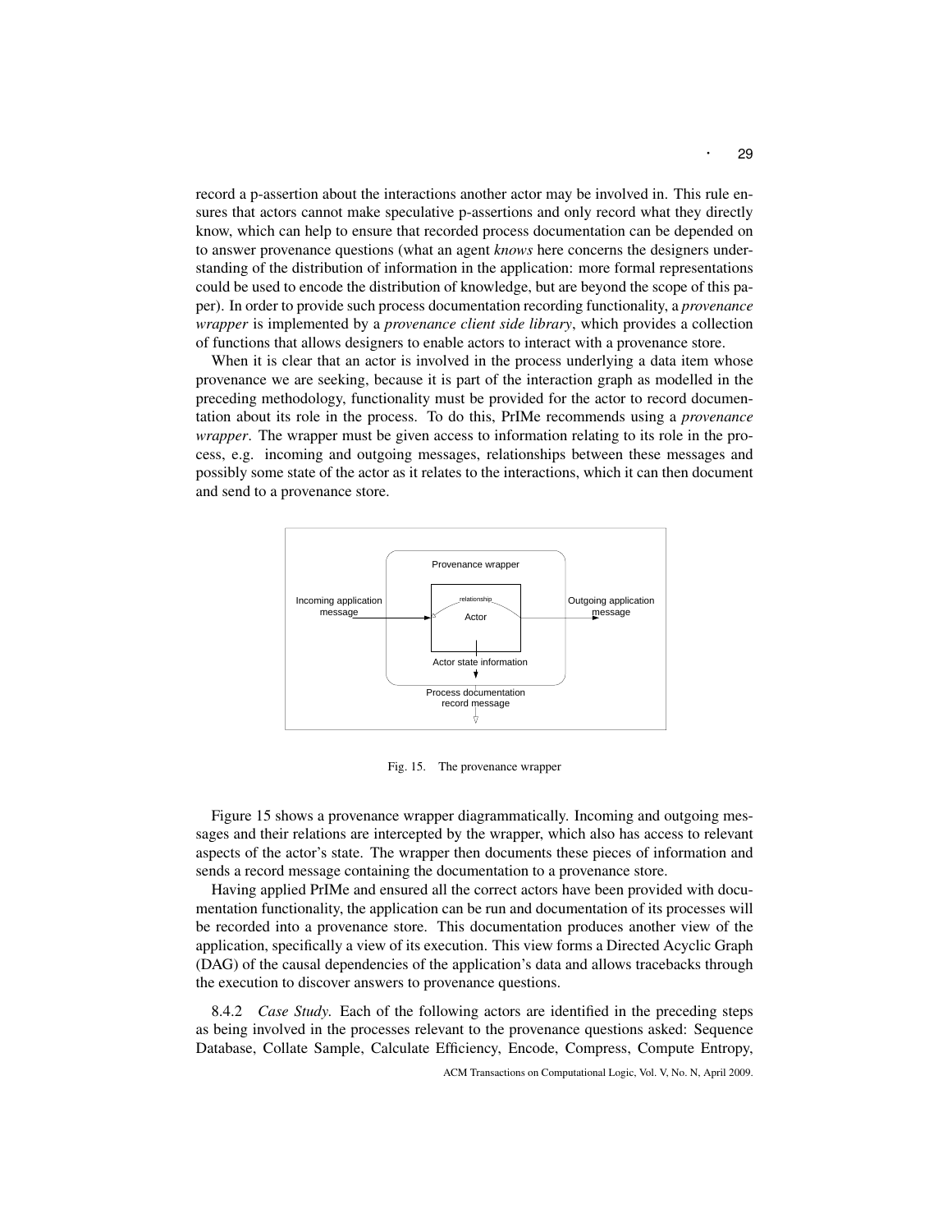record a p-assertion about the interactions another actor may be involved in. This rule ensures that actors cannot make speculative p-assertions and only record what they directly know, which can help to ensure that recorded process documentation can be depended on to answer provenance questions (what an agent *knows* here concerns the designers understanding of the distribution of information in the application: more formal representations could be used to encode the distribution of knowledge, but are beyond the scope of this paper). In order to provide such process documentation recording functionality, a *provenance wrapper* is implemented by a *provenance client side library*, which provides a collection of functions that allows designers to enable actors to interact with a provenance store.

When it is clear that an actor is involved in the process underlying a data item whose provenance we are seeking, because it is part of the interaction graph as modelled in the preceding methodology, functionality must be provided for the actor to record documentation about its role in the process. To do this, PrIMe recommends using a *provenance wrapper*. The wrapper must be given access to information relating to its role in the process, e.g. incoming and outgoing messages, relationships between these messages and possibly some state of the actor as it relates to the interactions, which it can then document and send to a provenance store.

Fig. 15. The provenance wrapper

Figure 15 shows a provenance wrapper diagrammatically. Incoming and outgoing messages and their relations are intercepted by the wrapper, which also has access to relevant aspects of the actor's state. The wrapper then documents these pieces of information and sends a record message containing the documentation to a provenance store.

Having applied PrIMe and ensured all the correct actors have been provided with documentation functionality, the application can be run and documentation of its processes will be recorded into a provenance store. This documentation produces another view of the application, specifically a view of its execution. This view forms a Directed Acyclic Graph (DAG) of the causal dependencies of the application's data and allows tracebacks through the execution to discover answers to provenance questions.

8.4.2 *Case Study.* Each of the following actors are identified in the preceding steps as being involved in the processes relevant to the provenance questions asked: Sequence Database, Collate Sample, Calculate Efficiency, Encode, Compress, Compute Entropy,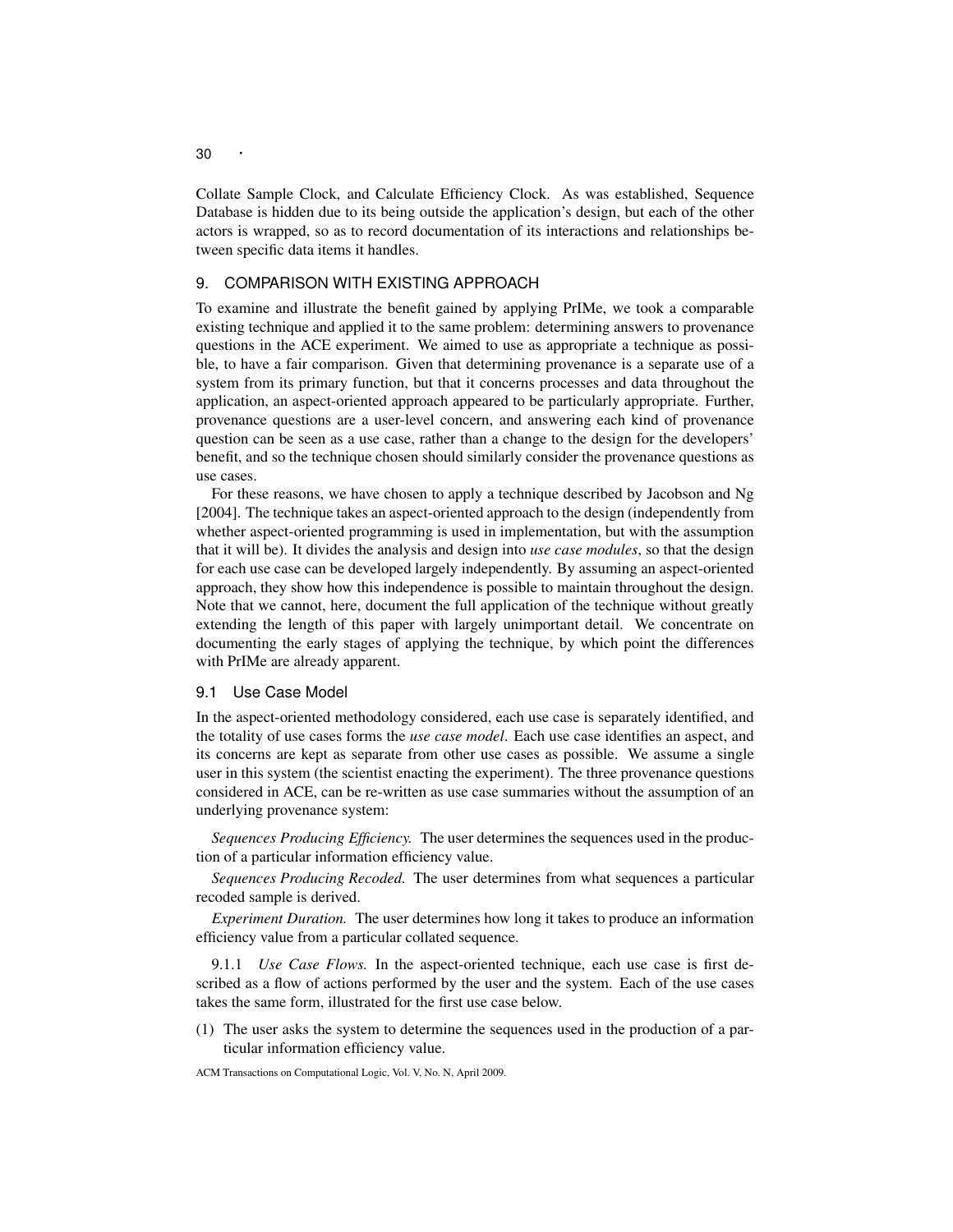Collate Sample Clock, and Calculate Efficiency Clock. As was established, Sequence Database is hidden due to its being outside the application's design, but each of the other actors is wrapped, so as to record documentation of its interactions and relationships between specific data items it handles.

## 9. COMPARISON WITH EXISTING APPROACH

To examine and illustrate the benefit gained by applying PrIMe, we took a comparable existing technique and applied it to the same problem: determining answers to provenance questions in the ACE experiment. We aimed to use as appropriate a technique as possible, to have a fair comparison. Given that determining provenance is a separate use of a system from its primary function, but that it concerns processes and data throughout the application, an aspect-oriented approach appeared to be particularly appropriate. Further, provenance questions are a user-level concern, and answering each kind of provenance question can be seen as a use case, rather than a change to the design for the developers' benefit, and so the technique chosen should similarly consider the provenance questions as use cases.

For these reasons, we have chosen to apply a technique described by Jacobson and Ng [2004]. The technique takes an aspect-oriented approach to the design (independently from whether aspect-oriented programming is used in implementation, but with the assumption that it will be). It divides the analysis and design into *use case modules*, so that the design for each use case can be developed largely independently. By assuming an aspect-oriented approach, they show how this independence is possible to maintain throughout the design. Note that we cannot, here, document the full application of the technique without greatly extending the length of this paper with largely unimportant detail. We concentrate on documenting the early stages of applying the technique, by which point the differences with PrIMe are already apparent.

### 9.1 Use Case Model

In the aspect-oriented methodology considered, each use case is separately identified, and the totality of use cases forms the *use case model*. Each use case identifies an aspect, and its concerns are kept as separate from other use cases as possible. We assume a single user in this system (the scientist enacting the experiment). The three provenance questions considered in ACE, can be re-written as use case summaries without the assumption of an underlying provenance system:

*Sequences Producing Efficiency.* The user determines the sequences used in the production of a particular information efficiency value.

*Sequences Producing Recoded.* The user determines from what sequences a particular recoded sample is derived.

*Experiment Duration.* The user determines how long it takes to produce an information efficiency value from a particular collated sequence.

#### 9.1.1 *Use Case Flows.*

In the aspect-oriented technique, each use case is first described as a flow of actions performed by the user and the system. Each of the use cases takes the same form, illustrated for the first use case below.

(1) The user asks the system to determine the sequences used in the production of a particular information efficiency value.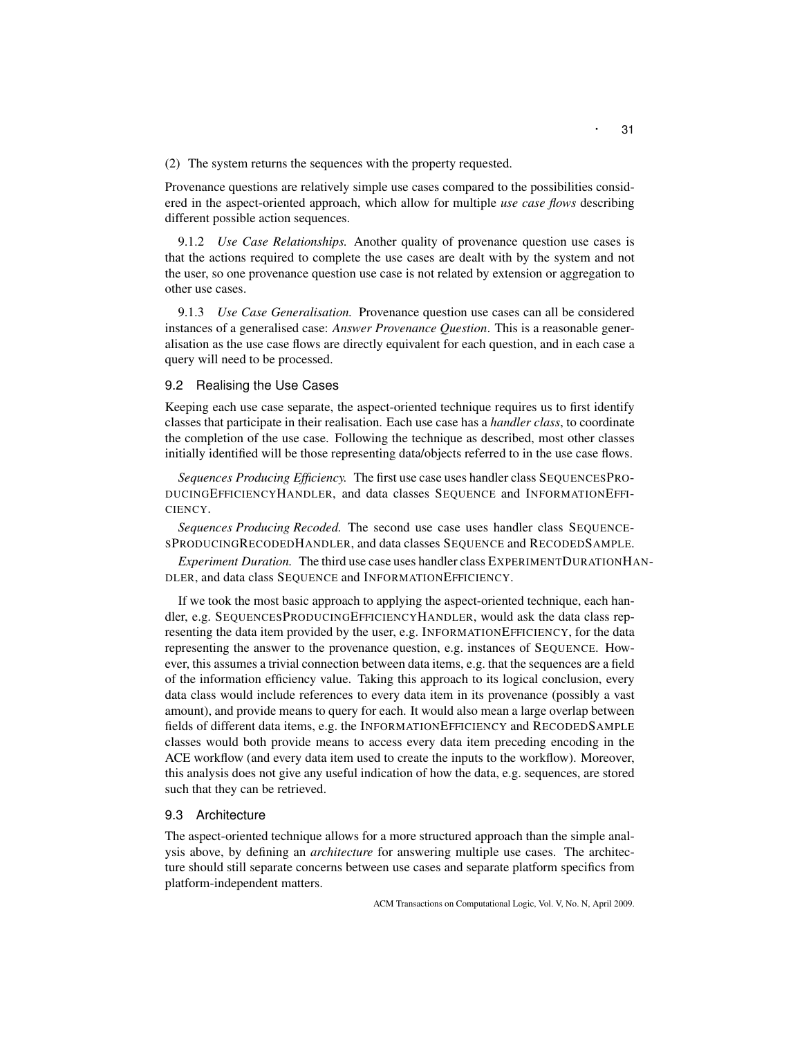(2) The system returns the sequences with the property requested.

Provenance questions are relatively simple use cases compared to the possibilities considered in the aspect-oriented approach, which allow for multiple *use case flows* describing different possible action sequences.

9.1.2 *Use Case Relationships.* Another quality of provenance question use cases is that the actions required to complete the use cases are dealt with by the system and not the user, so one provenance question use case is not related by extension or aggregation to other use cases.

9.1.3 *Use Case Generalisation.* Provenance question use cases can all be considered instances of a generalised case: *Answer Provenance Question*. This is a reasonable generalisation as the use case flows are directly equivalent for each question, and in each case a query will need to be processed.

### 9.2 Realising the Use Cases

Keeping each use case separate, the aspect-oriented technique requires us to first identify classes that participate in their realisation. Each use case has a *handler class*, to coordinate the completion of the use case. Following the technique as described, most other classes initially identified will be those representing data/objects referred to in the use case flows.

*Sequences Producing Efficiency.* The first use case uses handler class SequencesProducingEfficiencyHandler, and data classes Sequence and InformationEfficiency.

*Sequences Producing Recoded.* The second use case uses handler class SequencesProducingRecodedHandler, and data classes Sequence and RecodedSample.

*Experiment Duration.* The third use case uses handler class ExperimentDurationHandler, and data class Sequence and InformationEfficiency.

If we took the most basic approach to applying the aspect-oriented technique, each handler, e.g. SequencesProducingEfficiencyHandler, would ask the data class representing the data item provided by the user, e.g. InformationEfficiency, for the data representing the answer to the provenance question, e.g. instances of Sequence. However, this assumes a trivial connection between data items, e.g. that the sequences are a field of the information efficiency value. Taking this approach to its logical conclusion, every data class would include references to every data item in its provenance (possibly a vast amount), and provide means to query for each. It would also mean a large overlap between fields of different data items, e.g. the InformationEfficiency and RecodedSample classes would both provide means to access every data item preceding encoding in the ACE workflow (and every data item used to create the inputs to the workflow). Moreover, this analysis does not give any useful indication of how the data, e.g. sequences, are stored such that they can be retrieved.

### 9.3 Architecture

The aspect-oriented technique allows for a more structured approach than the simple analysis above, by defining an *architecture* for answering multiple use cases. The architecture should still separate concerns between use cases and separate platform specifics from platform-independent matters.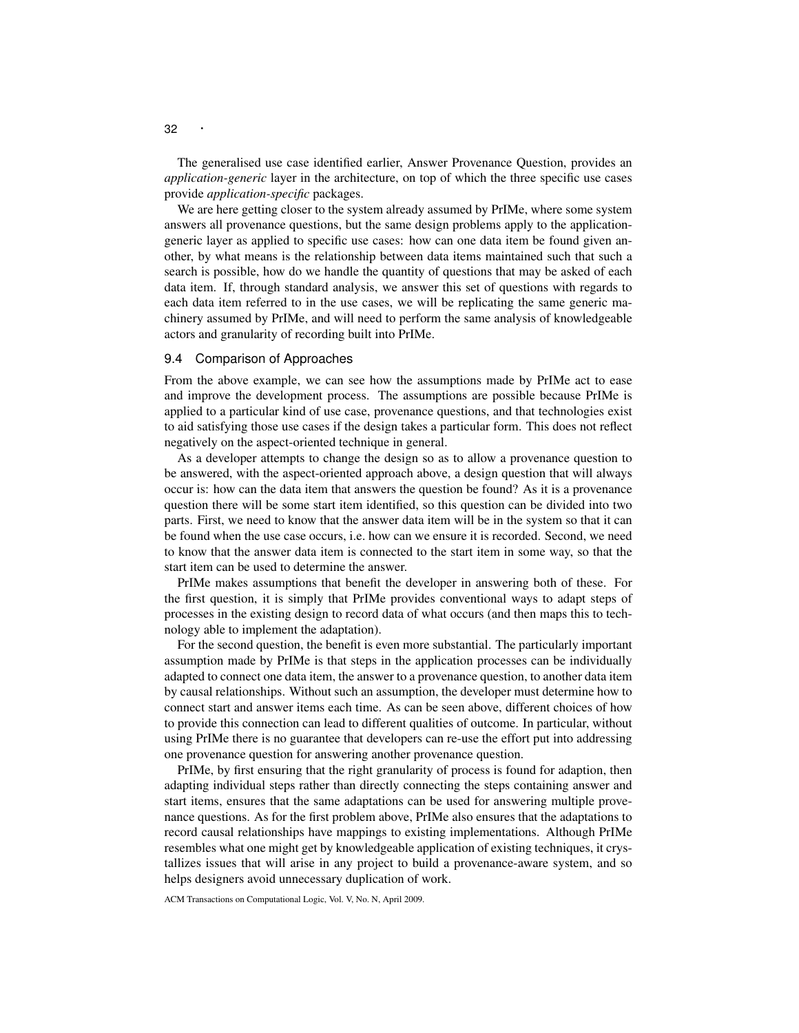The generalised use case identified earlier, Answer Provenance Question, provides an *application-generic* layer in the architecture, on top of which the three specific use cases provide *application-specific* packages.

We are here getting closer to the system already assumed by PrIMe, where some system answers all provenance questions, but the same design problems apply to the application-generic layer as applied to specific use cases: how can one data item be found given another, by what means is the relationship between data items maintained such that such a search is possible, how do we handle the quantity of questions that may be asked of each data item. If, through standard analysis, we answer this set of questions with regards to each data item referred to in the use cases, we will be replicating the same generic machinery assumed by PrIMe, and will need to perform the same analysis of knowledgeable actors and granularity of recording built into PrIMe.

## 9.4 Comparison of Approaches

From the above example, we can see how the assumptions made by PrIMe act to ease and improve the development process. The assumptions are possible because PrIMe is applied to a particular kind of use case, provenance questions, and that technologies exist to aid satisfying those use cases if the design takes a particular form. This does not reflect negatively on the aspect-oriented technique in general.

As a developer attempts to change the design so as to allow a provenance question to be answered, with the aspect-oriented approach above, a design question that will always occur is: how can the data item that answers the question be found? As it is a provenance question there will be some start item identified, so this question can be divided into two parts. First, we need to know that the answer data item will be in the system so that it can be found when the use case occurs, i.e. how can we ensure it is recorded. Second, we need to know that the answer data item is connected to the start item in some way, so that the start item can be used to determine the answer.

PrIMe makes assumptions that benefit the developer in answering both of these. For the first question, it is simply that PrIMe provides conventional ways to adapt steps of processes in the existing design to record data of what occurs (and then maps this to technology able to implement the adaptation).

For the second question, the benefit is even more substantial. The particularly important assumption made by PrIMe is that steps in the application processes can be individually adapted to connect one data item, the answer to a provenance question, to another data item by causal relationships. Without such an assumption, the developer must determine how to connect start and answer items each time. As can be seen above, different choices of how to provide this connection can lead to different qualities of outcome. In particular, without using PrIMe there is no guarantee that developers can re-use the effort put into addressing one provenance question for answering another provenance question.

PrIMe, by first ensuring that the right granularity of process is found for adaption, then adapting individual steps rather than directly connecting the steps containing answer and start items, ensures that the same adaptations can be used for answering multiple provenance questions. As for the first problem above, PrIMe also ensures that the adaptations to record causal relationships have mappings to existing implementations. Although PrIMe resembles what one might get by knowledgeable application of existing techniques, it crystallizes issues that will arise in any project to build a provenance-aware system, and so helps designers avoid unnecessary duplication of work.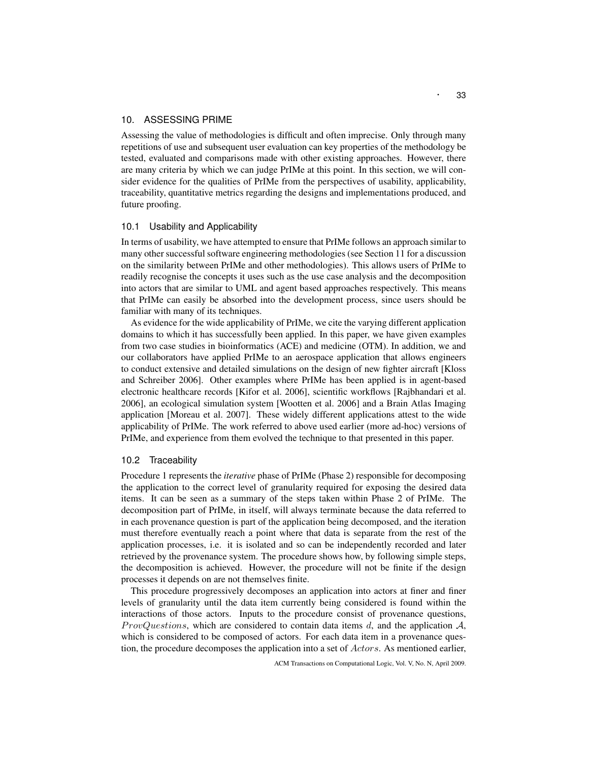## 10. ASSESSING PRIME

Assessing the value of methodologies is difficult and often imprecise. Only through many repetitions of use and subsequent user evaluation can key properties of the methodology be tested, evaluated and comparisons made with other existing approaches. However, there are many criteria by which we can judge PrIMe at this point. In this section, we will consider evidence for the qualities of PrIMe from the perspectives of usability, applicability, traceability, quantitative metrics regarding the designs and implementations produced, and future proofing.

### 10.1 Usability and Applicability

In terms of usability, we have attempted to ensure that PrIMe follows an approach similar to many other successful software engineering methodologies (see Section 11 for a discussion on the similarity between PrIMe and other methodologies). This allows users of PrIMe to readily recognise the concepts it uses such as the use case analysis and the decomposition into actors that are similar to UML and agent based approaches respectively. This means that PrIMe can easily be absorbed into the development process, since users should be familiar with many of its techniques.

As evidence for the wide applicability of PrIMe, we cite the varying different application domains to which it has successfully been applied. In this paper, we have given examples from two case studies in bioinformatics (ACE) and medicine (OTM). In addition, we and our collaborators have applied PrIMe to an aerospace application that allows engineers to conduct extensive and detailed simulations on the design of new fighter aircraft [Kloss and Schreiber 2006]. Other examples where PrIMe has been applied is in agent-based electronic healthcare records [Kifor et al. 2006], scientific workflows [Rajbhandari et al. 2006], an ecological simulation system [Wootten et al. 2006] and a Brain Atlas Imaging application [Moreau et al. 2007]. These widely different applications attest to the wide applicability of PrIMe. The work referred to above used earlier (more ad-hoc) versions of PrIMe, and experience from them evolved the technique to that presented in this paper.

### 10.2 Traceability

Procedure 1 represents the *iterative* phase of PrIMe (Phase 2) responsible for decomposing the application to the correct level of granularity required for exposing the desired data items. It can be seen as a summary of the steps taken within Phase 2 of PrIMe. The decomposition part of PrIMe, in itself, will always terminate because the data referred to in each provenance question is part of the application being decomposed, and the iteration must therefore eventually reach a point where that data is separate from the rest of the application processes, i.e. it is isolated and so can be independently recorded and later retrieved by the provenance system. The procedure shows how, by following simple steps, the decomposition is achieved. However, the procedure will not be finite if the design processes it depends on are not themselves finite.

This procedure progressively decomposes an application into actors at finer and finer levels of granularity until the data item currently being considered is found within the interactions of those actors. Inputs to the procedure consist of provenance questions, $ProvQuestions$, which are considered to contain data items $d$, and the application $\mathcal{A}$, which is considered to be composed of actors. For each data item in a provenance question, the procedure decomposes the application into a set of $Actors$. As mentioned earlier,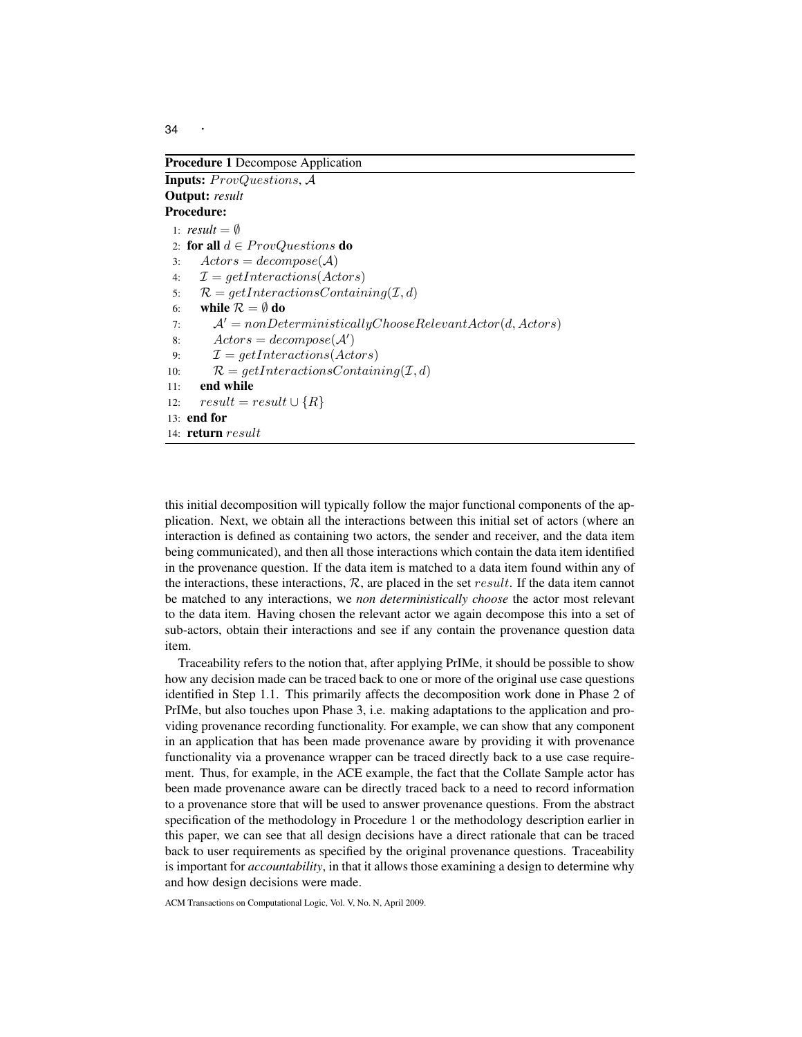**Procedure 1** Decompose Application

**Inputs:** $ProvQuestions$, $\mathcal{A}$
**Output:** *result*
**Procedure:**

```
1:  result = ∅
2:  for all d ∈ ProvQuestions do
3:      Actors = decompose(A)
4:      I = getInteractions(Actors)
5:      R = getInteractionsContaining(I, d)
6:      while R = ∅ do
7:          A' = nonDeterministicallyChooseRelevantActor(d, Actors)
8:          Actors = decompose(A')
9:          I = getInteractions(Actors)
10:         R = getInteractionsContaining(I, d)
11:     end while
12:     result = result ∪ {R}
13: end for
14: return result
```

this initial decomposition will typically follow the major functional components of the application. Next, we obtain all the interactions between this initial set of actors (where an interaction is defined as containing two actors, the sender and receiver, and the data item being communicated), and then all those interactions which contain the data item identified in the provenance question. If the data item is matched to a data item found within any of the interactions, these interactions, $\mathcal{R}$, are placed in the set $result$. If the data item cannot be matched to any interactions, we ***non deterministically choose*** the actor most relevant to the data item. Having chosen the relevant actor we again decompose this into a set of sub-actors, obtain their interactions and see if any contain the provenance question data item.

Traceability refers to the notion that, after applying PrIMe, it should be possible to show how any decision made can be traced back to one or more of the original use case questions identified in Step 1.1. This primarily affects the decomposition work done in Phase 2 of PrIMe, but also touches upon Phase 3, i.e. making adaptations to the application and providing provenance recording functionality. For example, we can show that any component in an application that has been made provenance aware by providing it with provenance functionality via a provenance wrapper can be traced directly back to a use case requirement. Thus, for example, in the ACE example, the fact that the Collate Sample actor has been made provenance aware can be directly traced back to a need to record information to a provenance store that will be used to answer provenance questions. From the abstract specification of the methodology in Procedure 1 or the methodology description earlier in this paper, we can see that all design decisions have a direct rationale that can be traced back to user requirements as specified by the original provenance questions. Traceability is important for *accountability*, in that it allows those examining a design to determine why and how design decisions were made.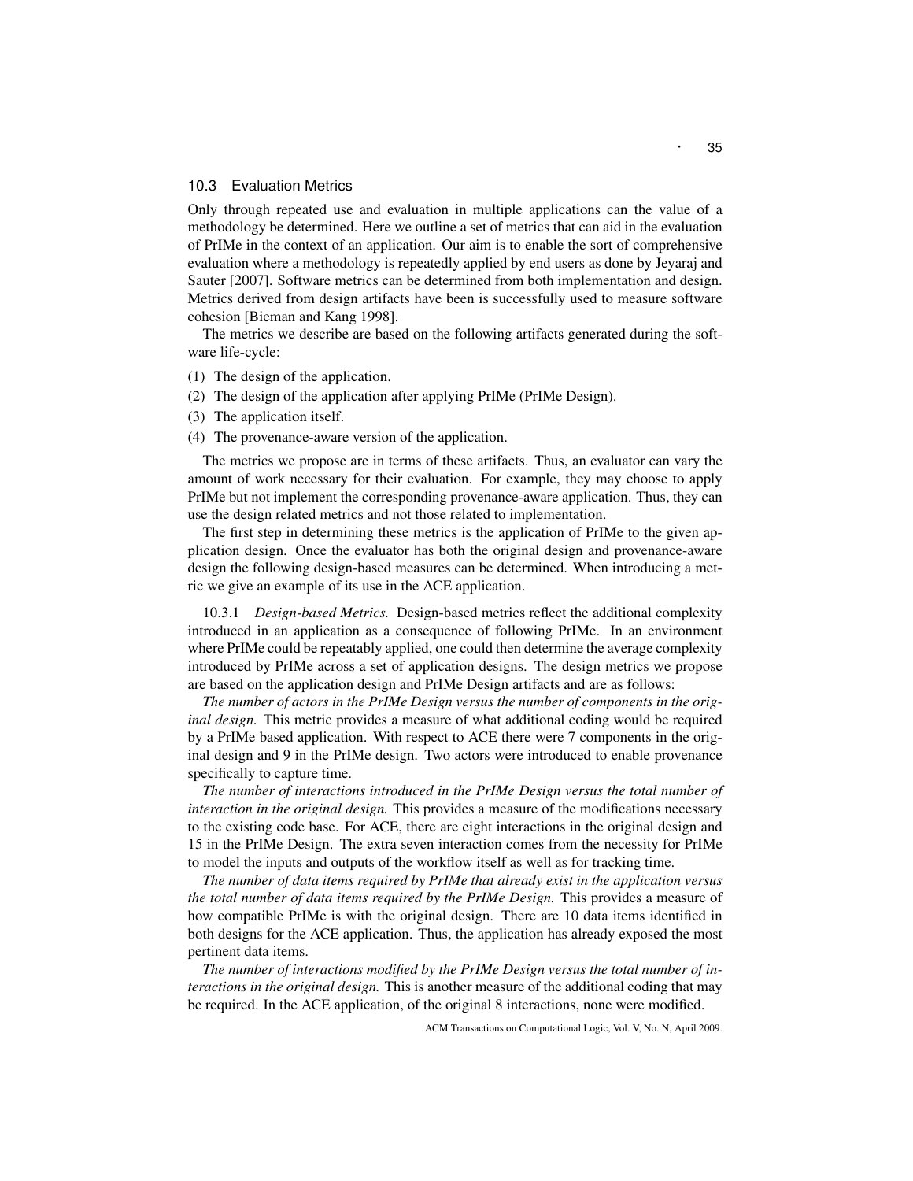### 10.3 Evaluation Metrics

Only through repeated use and evaluation in multiple applications can the value of a methodology be determined. Here we outline a set of metrics that can aid in the evaluation of PrIMe in the context of an application. Our aim is to enable the sort of comprehensive evaluation where a methodology is repeatedly applied by end users as done by Jeyaraj and Sauter [2007]. Software metrics can be determined from both implementation and design. Metrics derived from design artifacts have been is successfully used to measure software cohesion [Bieman and Kang 1998].

The metrics we describe are based on the following artifacts generated during the software life-cycle:

(1) The design of the application.
(2) The design of the application after applying PrIMe (PrIMe Design).
(3) The application itself.
(4) The provenance-aware version of the application.

The metrics we propose are in terms of these artifacts. Thus, an evaluator can vary the amount of work necessary for their evaluation. For example, they may choose to apply PrIMe but not implement the corresponding provenance-aware application. Thus, they can use the design related metrics and not those related to implementation.

The first step in determining these metrics is the application of PrIMe to the given application design. Once the evaluator has both the original design and provenance-aware design the following design-based measures can be determined. When introducing a metric we give an example of its use in the ACE application.

10.3.1 *Design-based Metrics.* Design-based metrics reflect the additional complexity introduced in an application as a consequence of following PrIMe. In an environment where PrIMe could be repeatably applied, one could then determine the average complexity introduced by PrIMe across a set of application designs. The design metrics we propose are based on the application design and PrIMe Design artifacts and are as follows:

*The number of actors in the PrIMe Design versus the number of components in the original design.* This metric provides a measure of what additional coding would be required by a PrIMe based application. With respect to ACE there were 7 components in the original design and 9 in the PrIMe design. Two actors were introduced to enable provenance specifically to capture time.

*The number of interactions introduced in the PrIMe Design versus the total number of interaction in the original design.* This provides a measure of the modifications necessary to the existing code base. For ACE, there are eight interactions in the original design and 15 in the PrIMe Design. The extra seven interaction comes from the necessity for PrIMe to model the inputs and outputs of the workflow itself as well as for tracking time.

*The number of data items required by PrIMe that already exist in the application versus the total number of data items required by the PrIMe Design.* This provides a measure of how compatible PrIMe is with the original design. There are 10 data items identified in both designs for the ACE application. Thus, the application has already exposed the most pertinent data items.

*The number of interactions modified by the PrIMe Design versus the total number of interactions in the original design.* This is another measure of the additional coding that may be required. In the ACE application, of the original 8 interactions, none were modified.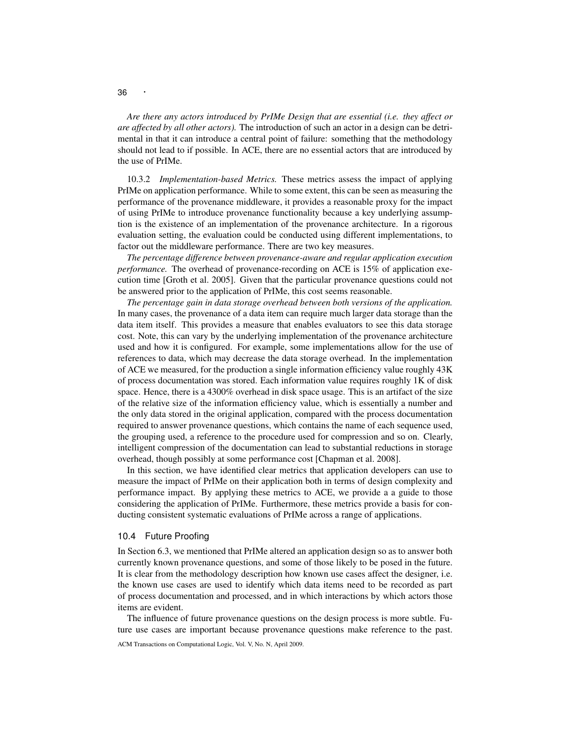*Are there any actors introduced by PrIMe Design that are essential (i.e. they affect or are affected by all other actors).* The introduction of such an actor in a design can be detrimental in that it can introduce a central point of failure: something that the methodology should not lead to if possible. In ACE, there are no essential actors that are introduced by the use of PrIMe.

10.3.2 *Implementation-based Metrics.* These metrics assess the impact of applying PrIMe on application performance. While to some extent, this can be seen as measuring the performance of the provenance middleware, it provides a reasonable proxy for the impact of using PrIMe to introduce provenance functionality because a key underlying assumption is the existence of an implementation of the provenance architecture. In a rigorous evaluation setting, the evaluation could be conducted using different implementations, to factor out the middleware performance. There are two key measures.

*The percentage difference between provenance-aware and regular application execution performance.* The overhead of provenance-recording on ACE is 15% of application execution time [Groth et al. 2005]. Given that the particular provenance questions could not be answered prior to the application of PrIMe, this cost seems reasonable.

*The percentage gain in data storage overhead between both versions of the application.* In many cases, the provenance of a data item can require much larger data storage than the data item itself. This provides a measure that enables evaluators to see this data storage cost. Note, this can vary by the underlying implementation of the provenance architecture used and how it is configured. For example, some implementations allow for the use of references to data, which may decrease the data storage overhead. In the implementation of ACE we measured, for the production a single information efficiency value roughly 43K of process documentation was stored. Each information value requires roughly 1K of disk space. Hence, there is a 4300% overhead in disk space usage. This is an artifact of the size of the relative size of the information efficiency value, which is essentially a number and the only data stored in the original application, compared with the process documentation required to answer provenance questions, which contains the name of each sequence used, the grouping used, a reference to the procedure used for compression and so on. Clearly, intelligent compression of the documentation can lead to substantial reductions in storage overhead, though possibly at some performance cost [Chapman et al. 2008].

In this section, we have identified clear metrics that application developers can use to measure the impact of PrIMe on their application both in terms of design complexity and performance impact. By applying these metrics to ACE, we provide a a guide to those considering the application of PrIMe. Furthermore, these metrics provide a basis for conducting consistent systematic evaluations of PrIMe across a range of applications.

### 10.4 Future Proofing

In Section 6.3, we mentioned that PrIMe altered an application design so as to answer both currently known provenance questions, and some of those likely to be posed in the future. It is clear from the methodology description how known use cases affect the designer, i.e. the known use cases are used to identify which data items need to be recorded as part of process documentation and processed, and in which interactions by which actors those items are evident.

The influence of future provenance questions on the design process is more subtle. Future use cases are important because provenance questions make reference to the past.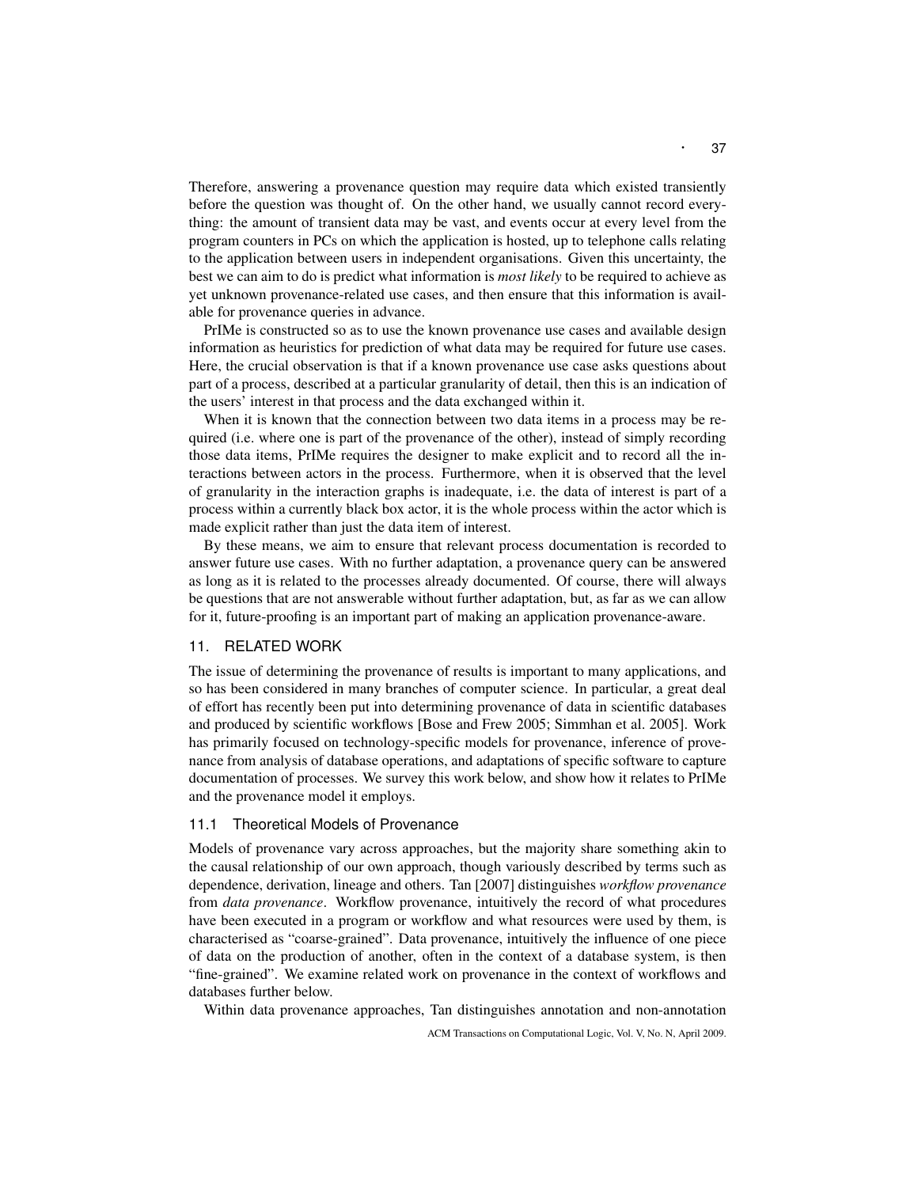Therefore, answering a provenance question may require data which existed transiently before the question was thought of. On the other hand, we usually cannot record everything: the amount of transient data may be vast, and events occur at every level from the program counters in PCs on which the application is hosted, up to telephone calls relating to the application between users in independent organisations. Given this uncertainty, the best we can aim to do is predict what information is *most likely* to be required to achieve as yet unknown provenance-related use cases, and then ensure that this information is available for provenance queries in advance.

PrIMe is constructed so as to use the known provenance use cases and available design information as heuristics for prediction of what data may be required for future use cases. Here, the crucial observation is that if a known provenance use case asks questions about part of a process, described at a particular granularity of detail, then this is an indication of the users' interest in that process and the data exchanged within it.

When it is known that the connection between two data items in a process may be required (i.e. where one is part of the provenance of the other), instead of simply recording those data items, PrIMe requires the designer to make explicit and to record all the interactions between actors in the process. Furthermore, when it is observed that the level of granularity in the interaction graphs is inadequate, i.e. the data of interest is part of a process within a currently black box actor, it is the whole process within the actor which is made explicit rather than just the data item of interest.

By these means, we aim to ensure that relevant process documentation is recorded to answer future use cases. With no further adaptation, a provenance query can be answered as long as it is related to the processes already documented. Of course, there will always be questions that are not answerable without further adaptation, but, as far as we can allow for it, future-proofing is an important part of making an application provenance-aware.

## 11. RELATED WORK

The issue of determining the provenance of results is important to many applications, and so has been considered in many branches of computer science. In particular, a great deal of effort has recently been put into determining provenance of data in scientific databases and produced by scientific workflows [Bose and Frew 2005; Simmhan et al. 2005]. Work has primarily focused on technology-specific models for provenance, inference of provenance from analysis of database operations, and adaptations of specific software to capture documentation of processes. We survey this work below, and show how it relates to PrIMe and the provenance model it employs.

### 11.1 Theoretical Models of Provenance

Models of provenance vary across approaches, but the majority share something akin to the causal relationship of our own approach, though variously described by terms such as dependence, derivation, lineage and others. Tan [2007] distinguishes *workflow provenance* from *data provenance*. Workflow provenance, intuitively the record of what procedures have been executed in a program or workflow and what resources were used by them, is characterised as "coarse-grained". Data provenance, intuitively the influence of one piece of data on the production of another, often in the context of a database system, is then "fine-grained". We examine related work on provenance in the context of workflows and databases further below.

Within data provenance approaches, Tan distinguishes annotation and non-annotation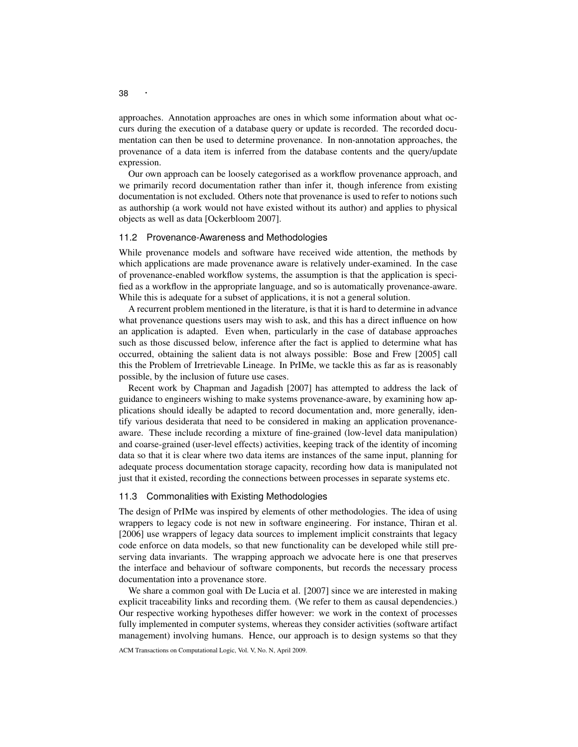approaches. Annotation approaches are ones in which some information about what occurs during the execution of a database query or update is recorded. The recorded documentation can then be used to determine provenance. In non-annotation approaches, the provenance of a data item is inferred from the database contents and the query/update expression.

Our own approach can be loosely categorised as a workflow provenance approach, and we primarily record documentation rather than infer it, though inference from existing documentation is not excluded. Others note that provenance is used to refer to notions such as authorship (a work would not have existed without its author) and applies to physical objects as well as data [Ockerbloom 2007].

### 11.2 Provenance-Awareness and Methodologies

While provenance models and software have received wide attention, the methods by which applications are made provenance aware is relatively under-examined. In the case of provenance-enabled workflow systems, the assumption is that the application is specified as a workflow in the appropriate language, and so is automatically provenance-aware. While this is adequate for a subset of applications, it is not a general solution.

A recurrent problem mentioned in the literature, is that it is hard to determine in advance what provenance questions users may wish to ask, and this has a direct influence on how an application is adapted. Even when, particularly in the case of database approaches such as those discussed below, inference after the fact is applied to determine what has occurred, obtaining the salient data is not always possible: Bose and Frew [2005] call this the Problem of Irretrievable Lineage. In PrIMe, we tackle this as far as is reasonably possible, by the inclusion of future use cases.

Recent work by Chapman and Jagadish [2007] has attempted to address the lack of guidance to engineers wishing to make systems provenance-aware, by examining how applications should ideally be adapted to record documentation and, more generally, identify various desiderata that need to be considered in making an application provenance-aware. These include recording a mixture of fine-grained (low-level data manipulation) and coarse-grained (user-level effects) activities, keeping track of the identity of incoming data so that it is clear where two data items are instances of the same input, planning for adequate process documentation storage capacity, recording how data is manipulated not just that it existed, recording the connections between processes in separate systems etc.

### 11.3 Commonalities with Existing Methodologies

The design of PrIMe was inspired by elements of other methodologies. The idea of using wrappers to legacy code is not new in software engineering. For instance, Thiran et al. [2006] use wrappers of legacy data sources to implement implicit constraints that legacy code enforce on data models, so that new functionality can be developed while still preserving data invariants. The wrapping approach we advocate here is one that preserves the interface and behaviour of software components, but records the necessary process documentation into a provenance store.

We share a common goal with De Lucia et al. [2007] since we are interested in making explicit traceability links and recording them. (We refer to them as causal dependencies.) Our respective working hypotheses differ however: we work in the context of processes fully implemented in computer systems, whereas they consider activities (software artifact management) involving humans. Hence, our approach is to design systems so that they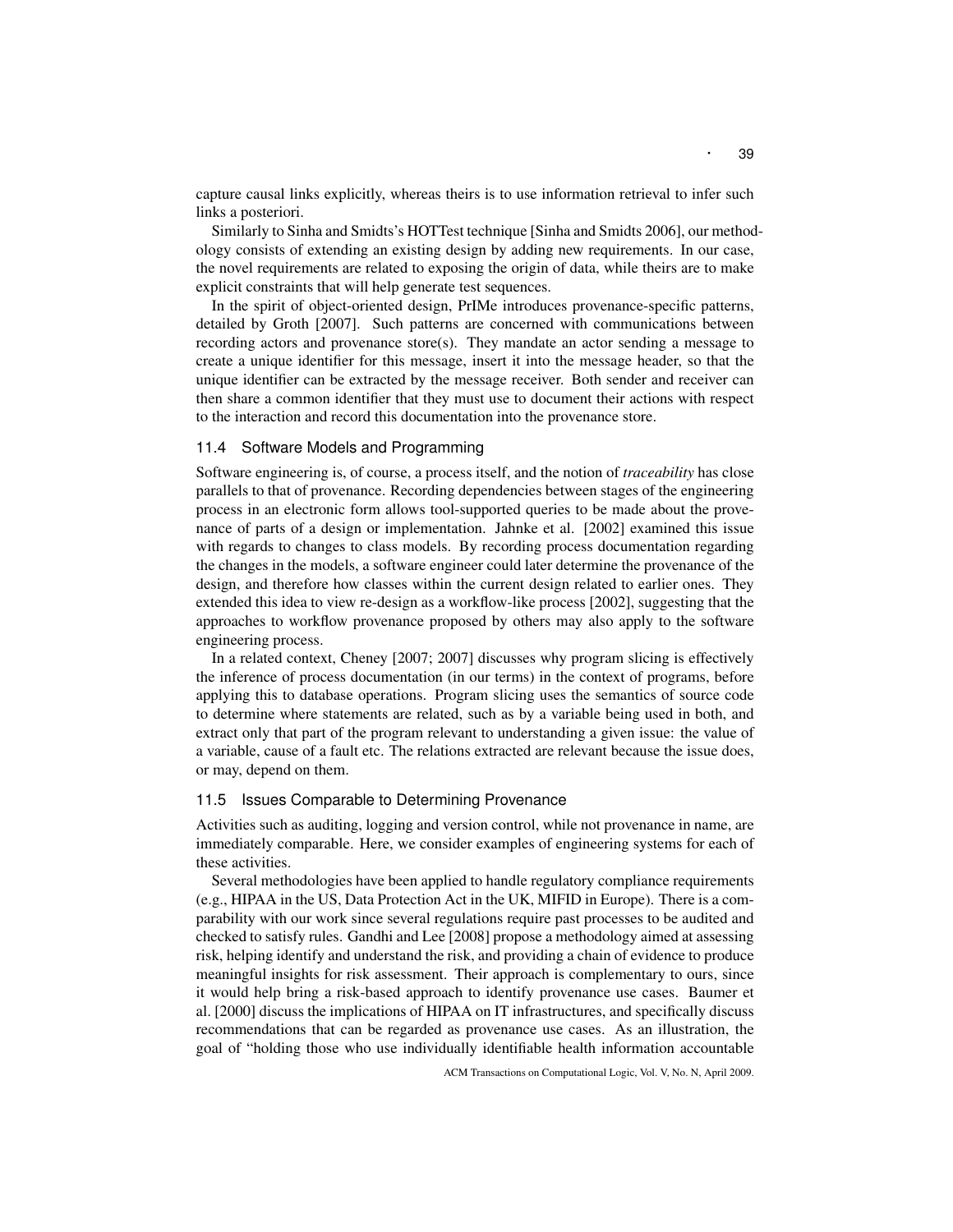capture causal links explicitly, whereas theirs is to use information retrieval to infer such links a posteriori.

Similarly to Sinha and Smidts's HOTTest technique [Sinha and Smidts 2006], our methodology consists of extending an existing design by adding new requirements. In our case, the novel requirements are related to exposing the origin of data, while theirs are to make explicit constraints that will help generate test sequences.

In the spirit of object-oriented design, PrIMe introduces provenance-specific patterns, detailed by Groth [2007]. Such patterns are concerned with communications between recording actors and provenance store(s). They mandate an actor sending a message to create a unique identifier for this message, insert it into the message header, so that the unique identifier can be extracted by the message receiver. Both sender and receiver can then share a common identifier that they must use to document their actions with respect to the interaction and record this documentation into the provenance store.

## 11.4 Software Models and Programming

Software engineering is, of course, a process itself, and the notion of *traceability* has close parallels to that of provenance. Recording dependencies between stages of the engineering process in an electronic form allows tool-supported queries to be made about the provenance of parts of a design or implementation. Jahnke et al. [2002] examined this issue with regards to changes to class models. By recording process documentation regarding the changes in the models, a software engineer could later determine the provenance of the design, and therefore how classes within the current design related to earlier ones. They extended this idea to view re-design as a workflow-like process [2002], suggesting that the approaches to workflow provenance proposed by others may also apply to the software engineering process.

In a related context, Cheney [2007; 2007] discusses why program slicing is effectively the inference of process documentation (in our terms) in the context of programs, before applying this to database operations. Program slicing uses the semantics of source code to determine where statements are related, such as by a variable being used in both, and extract only that part of the program relevant to understanding a given issue: the value of a variable, cause of a fault etc. The relations extracted are relevant because the issue does, or may, depend on them.

## 11.5 Issues Comparable to Determining Provenance

Activities such as auditing, logging and version control, while not provenance in name, are immediately comparable. Here, we consider examples of engineering systems for each of these activities.

Several methodologies have been applied to handle regulatory compliance requirements (e.g., HIPAA in the US, Data Protection Act in the UK, MIFID in Europe). There is a comparability with our work since several regulations require past processes to be audited and checked to satisfy rules. Gandhi and Lee [2008] propose a methodology aimed at assessing risk, helping identify and understand the risk, and providing a chain of evidence to produce meaningful insights for risk assessment. Their approach is complementary to ours, since it would help bring a risk-based approach to identify provenance use cases. Baumer et al. [2000] discuss the implications of HIPAA on IT infrastructures, and specifically discuss recommendations that can be regarded as provenance use cases. As an illustration, the goal of "holding those who use individually identifiable health information accountable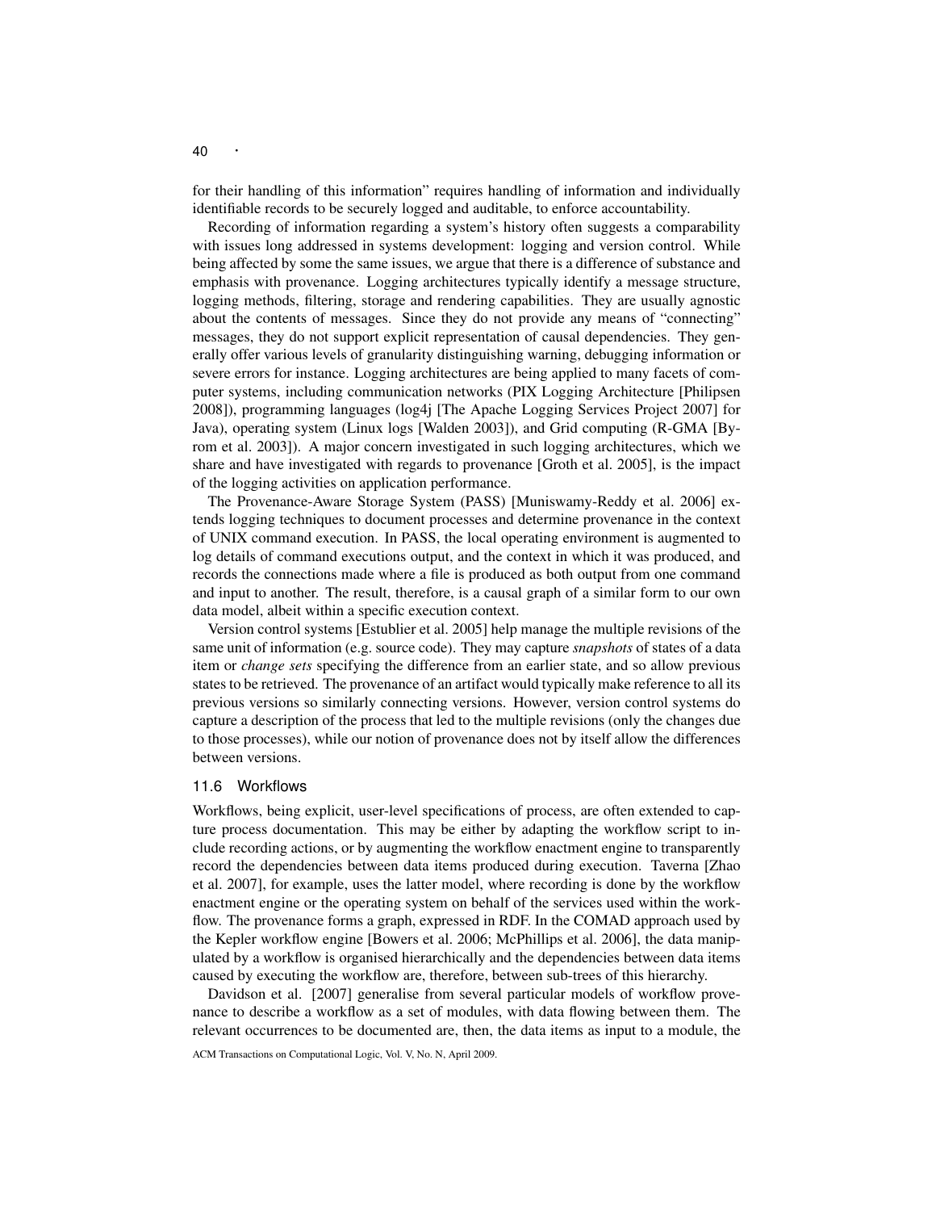for their handling of this information" requires handling of information and individually identifiable records to be securely logged and auditable, to enforce accountability.

Recording of information regarding a system's history often suggests a comparability with issues long addressed in systems development: logging and version control. While being affected by some the same issues, we argue that there is a difference of substance and emphasis with provenance. Logging architectures typically identify a message structure, logging methods, filtering, storage and rendering capabilities. They are usually agnostic about the contents of messages. Since they do not provide any means of "connecting" messages, they do not support explicit representation of causal dependencies. They generally offer various levels of granularity distinguishing warning, debugging information or severe errors for instance. Logging architectures are being applied to many facets of computer systems, including communication networks (PIX Logging Architecture [Philipsen 2008]), programming languages (log4j [The Apache Logging Services Project 2007] for Java), operating system (Linux logs [Walden 2003]), and Grid computing (R-GMA [Byrom et al. 2003]). A major concern investigated in such logging architectures, which we share and have investigated with regards to provenance [Groth et al. 2005], is the impact of the logging activities on application performance.

The Provenance-Aware Storage System (PASS) [Muniswamy-Reddy et al. 2006] extends logging techniques to document processes and determine provenance in the context of UNIX command execution. In PASS, the local operating environment is augmented to log details of command executions output, and the context in which it was produced, and records the connections made where a file is produced as both output from one command and input to another. The result, therefore, is a causal graph of a similar form to our own data model, albeit within a specific execution context.

Version control systems [Estublier et al. 2005] help manage the multiple revisions of the same unit of information (e.g. source code). They may capture *snapshots* of states of a data item or *change sets* specifying the difference from an earlier state, and so allow previous states to be retrieved. The provenance of an artifact would typically make reference to all its previous versions so similarly connecting versions. However, version control systems do capture a description of the process that led to the multiple revisions (only the changes due to those processes), while our notion of provenance does not by itself allow the differences between versions.

### 11.6 Workflows

Workflows, being explicit, user-level specifications of process, are often extended to capture process documentation. This may be either by adapting the workflow script to include recording actions, or by augmenting the workflow enactment engine to transparently record the dependencies between data items produced during execution. Taverna [Zhao et al. 2007], for example, uses the latter model, where recording is done by the workflow enactment engine or the operating system on behalf of the services used within the workflow. The provenance forms a graph, expressed in RDF. In the COMAD approach used by the Kepler workflow engine [Bowers et al. 2006; McPhillips et al. 2006], the data manipulated by a workflow is organised hierarchically and the dependencies between data items caused by executing the workflow are, therefore, between sub-trees of this hierarchy.

Davidson et al. [2007] generalise from several particular models of workflow provenance to describe a workflow as a set of modules, with data flowing between them. The relevant occurrences to be documented are, then, the data items as input to a module, the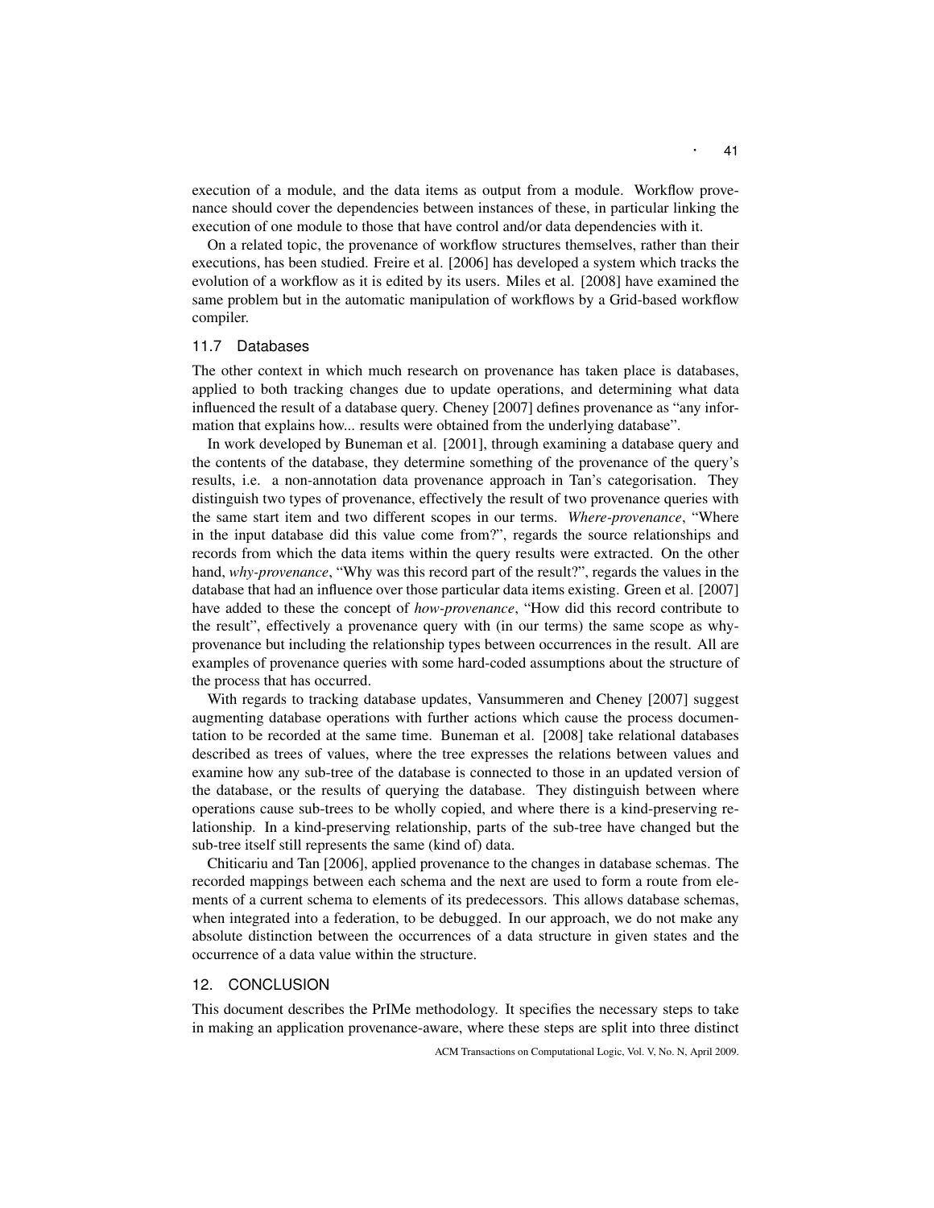execution of a module, and the data items as output from a module. Workflow provenance should cover the dependencies between instances of these, in particular linking the execution of one module to those that have control and/or data dependencies with it.

On a related topic, the provenance of workflow structures themselves, rather than their executions, has been studied. Freire et al. [2006] has developed a system which tracks the evolution of a workflow as it is edited by its users. Miles et al. [2008] have examined the same problem but in the automatic manipulation of workflows by a Grid-based workflow compiler.

### 11.7 Databases

The other context in which much research on provenance has taken place is databases, applied to both tracking changes due to update operations, and determining what data influenced the result of a database query. Cheney [2007] defines provenance as "any information that explains how... results were obtained from the underlying database".

In work developed by Buneman et al. [2001], through examining a database query and the contents of the database, they determine something of the provenance of the query's results, i.e. a non-annotation data provenance approach in Tan's categorisation. They distinguish two types of provenance, effectively the result of two provenance queries with the same start item and two different scopes in our terms. *Where-provenance*, "Where in the input database did this value come from?", regards the source relationships and records from which the data items within the query results were extracted. On the other hand, *why-provenance*, "Why was this record part of the result?", regards the values in the database that had an influence over those particular data items existing. Green et al. [2007] have added to these the concept of *how-provenance*, "How did this record contribute to the result", effectively a provenance query with (in our terms) the same scope as why-provenance but including the relationship types between occurrences in the result. All are examples of provenance queries with some hard-coded assumptions about the structure of the process that has occurred.

With regards to tracking database updates, Vansummeren and Cheney [2007] suggest augmenting database operations with further actions which cause the process documentation to be recorded at the same time. Buneman et al. [2008] take relational databases described as trees of values, where the tree expresses the relations between values and examine how any sub-tree of the database is connected to those in an updated version of the database, or the results of querying the database. They distinguish between where operations cause sub-trees to be wholly copied, and where there is a kind-preserving relationship. In a kind-preserving relationship, parts of the sub-tree have changed but the sub-tree itself still represents the same (kind of) data.

Chiticariu and Tan [2006], applied provenance to the changes in database schemas. The recorded mappings between each schema and the next are used to form a route from elements of a current schema to elements of its predecessors. This allows database schemas, when integrated into a federation, to be debugged. In our approach, we do not make any absolute distinction between the occurrences of a data structure in given states and the occurrence of a data value within the structure.

## 12. CONCLUSION

This document describes the PrIMe methodology. It specifies the necessary steps to take in making an application provenance-aware, where these steps are split into three distinct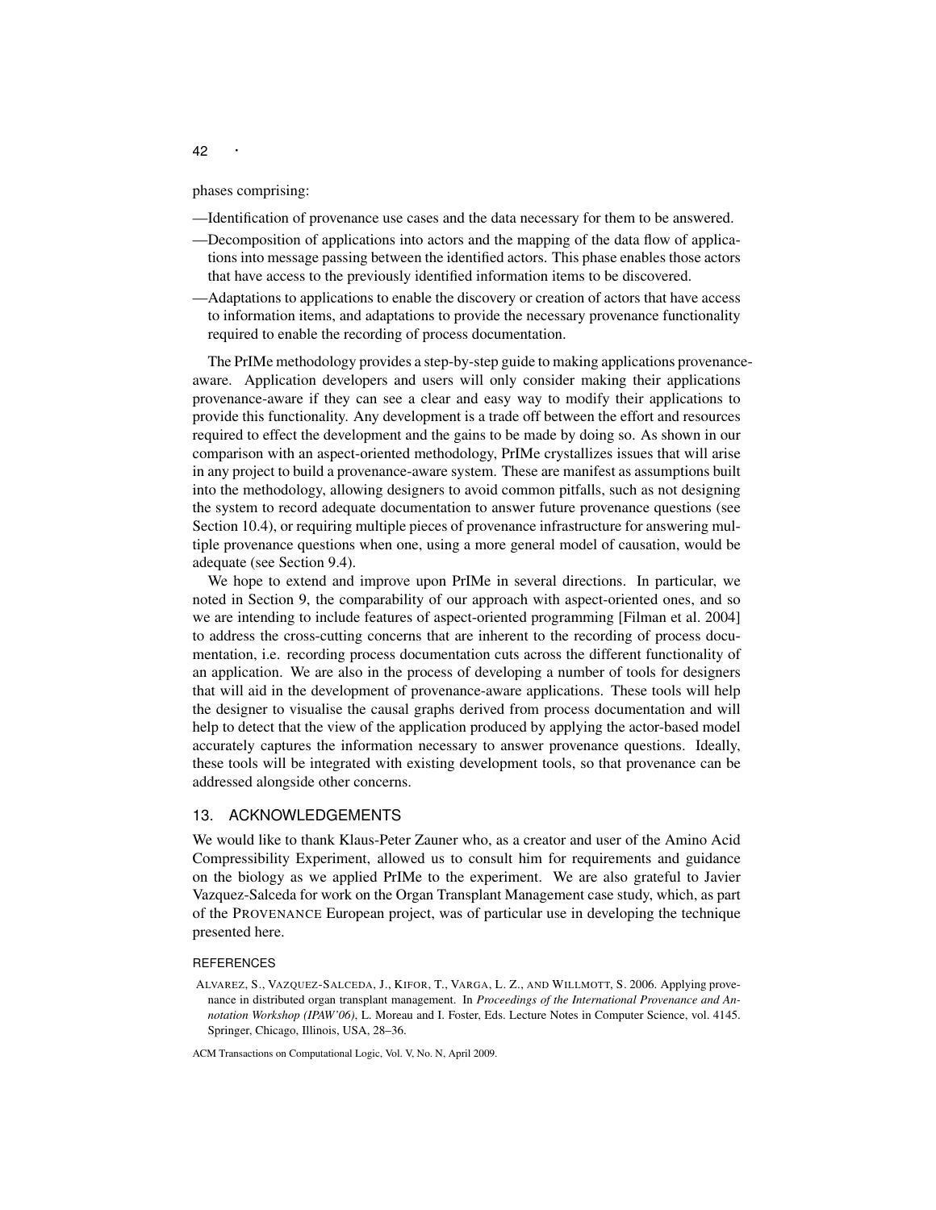phases comprising:

—Identification of provenance use cases and the data necessary for them to be answered.

—Decomposition of applications into actors and the mapping of the data flow of applications into message passing between the identified actors. This phase enables those actors that have access to the previously identified information items to be discovered.

—Adaptations to applications to enable the discovery or creation of actors that have access to information items, and adaptations to provide the necessary provenance functionality required to enable the recording of process documentation.

The PrIMe methodology provides a step-by-step guide to making applications provenance-aware. Application developers and users will only consider making their applications provenance-aware if they can see a clear and easy way to modify their applications to provide this functionality. Any development is a trade off between the effort and resources required to effect the development and the gains to be made by doing so. As shown in our comparison with an aspect-oriented methodology, PrIMe crystallizes issues that will arise in any project to build a provenance-aware system. These are manifest as assumptions built into the methodology, allowing designers to avoid common pitfalls, such as not designing the system to record adequate documentation to answer future provenance questions (see Section 10.4), or requiring multiple pieces of provenance infrastructure for answering multiple provenance questions when one, using a more general model of causation, would be adequate (see Section 9.4).

We hope to extend and improve upon PrIMe in several directions. In particular, we noted in Section 9, the comparability of our approach with aspect-oriented ones, and so we are intending to include features of aspect-oriented programming [Filman et al. 2004] to address the cross-cutting concerns that are inherent to the recording of process documentation, i.e. recording process documentation cuts across the different functionality of an application. We are also in the process of developing a number of tools for designers that will aid in the development of provenance-aware applications. These tools will help the designer to visualise the causal graphs derived from process documentation and will help to detect that the view of the application produced by applying the actor-based model accurately captures the information necessary to answer provenance questions. Ideally, these tools will be integrated with existing development tools, so that provenance can be addressed alongside other concerns.

## 13. ACKNOWLEDGEMENTS

We would like to thank Klaus-Peter Zauner who, as a creator and user of the Amino Acid Compressibility Experiment, allowed us to consult him for requirements and guidance on the biology as we applied PrIMe to the experiment. We are also grateful to Javier Vazquez-Salceda for work on the Organ Transplant Management case study, which, as part of the PROVENANCE European project, was of particular use in developing the technique presented here.

### REFERENCES

ALVAREZ, S., VAZQUEZ-SALCEDA, J., KIFOR, T., VARGA, L. Z., AND WILLMOTT, S. 2006. Applying provenance in distributed organ transplant management. In *Proceedings of the International Provenance and Annotation Workshop (IPAW'06)*, L. Moreau and I. Foster, Eds. Lecture Notes in Computer Science, vol. 4145. Springer, Chicago, Illinois, USA, 28–36.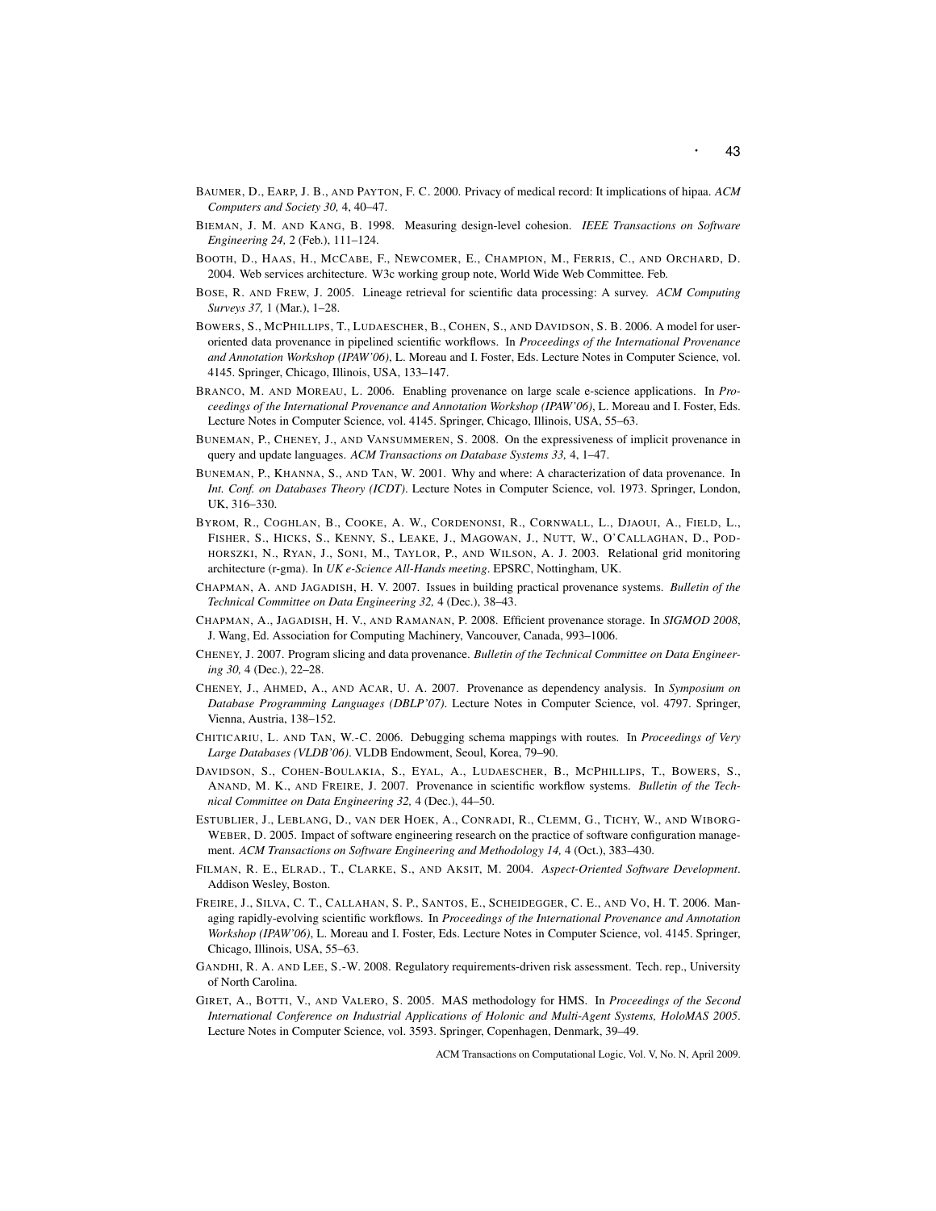BAUMER, D., EARP, J. B., AND PAYTON, F. C. 2000. Privacy of medical record: It implications of hipaa. *ACM Computers and Society 30,* 4, 40–47.

BIEMAN, J. M. AND KANG, B. 1998. Measuring design-level cohesion. *IEEE Transactions on Software Engineering 24,* 2 (Feb.), 111–124.

BOOTH, D., HAAS, H., MCCABE, F., NEWCOMER, E., CHAMPION, M., FERRIS, C., AND ORCHARD, D. 2004. Web services architecture. W3c working group note, World Wide Web Committee. Feb.

BOSE, R. AND FREW, J. 2005. Lineage retrieval for scientific data processing: A survey. *ACM Computing Surveys 37,* 1 (Mar.), 1–28.

BOWERS, S., MCPHILLIPS, T., LUDAESCHER, B., COHEN, S., AND DAVIDSON, S. B. 2006. A model for user-oriented data provenance in pipelined scientific workflows. In *Proceedings of the International Provenance and Annotation Workshop (IPAW'06)*, L. Moreau and I. Foster, Eds. Lecture Notes in Computer Science, vol. 4145. Springer, Chicago, Illinois, USA, 133–147.

BRANCO, M. AND MOREAU, L. 2006. Enabling provenance on large scale e-science applications. In *Proceedings of the International Provenance and Annotation Workshop (IPAW'06)*, L. Moreau and I. Foster, Eds. Lecture Notes in Computer Science, vol. 4145. Springer, Chicago, Illinois, USA, 55–63.

BUNEMAN, P., CHENEY, J., AND VANSUMMEREN, S. 2008. On the expressiveness of implicit provenance in query and update languages. *ACM Transactions on Database Systems 33,* 4, 1–47.

BUNEMAN, P., KHANNA, S., AND TAN, W. 2001. Why and where: A characterization of data provenance. In *Int. Conf. on Databases Theory (ICDT)*. Lecture Notes in Computer Science, vol. 1973. Springer, London, UK, 316–330.

BYROM, R., COGHLAN, B., COOKE, A. W., CORDENONSI, R., CORNWALL, L., DJAOUI, A., FIELD, L., FISHER, S., HICKS, S., KENNY, S., LEAKE, J., MAGOWAN, J., NUTT, W., O'CALLAGHAN, D., PODHORSZKI, N., RYAN, J., SONI, M., TAYLOR, P., AND WILSON, A. J. 2003. Relational grid monitoring architecture (r-gma). In *UK e-Science All-Hands meeting*. EPSRC, Nottingham, UK.

CHAPMAN, A. AND JAGADISH, H. V. 2007. Issues in building practical provenance systems. *Bulletin of the Technical Committee on Data Engineering 32,* 4 (Dec.), 38–43.

CHAPMAN, A., JAGADISH, H. V., AND RAMANAN, P. 2008. Efficient provenance storage. In *SIGMOD 2008*, J. Wang, Ed. Association for Computing Machinery, Vancouver, Canada, 993–1006.

CHENEY, J. 2007. Program slicing and data provenance. *Bulletin of the Technical Committee on Data Engineering 30,* 4 (Dec.), 22–28.

CHENEY, J., AHMED, A., AND ACAR, U. A. 2007. Provenance as dependency analysis. In *Symposium on Database Programming Languages (DBLP'07)*. Lecture Notes in Computer Science, vol. 4797. Springer, Vienna, Austria, 138–152.

CHITICARIU, L. AND TAN, W.-C. 2006. Debugging schema mappings with routes. In *Proceedings of Very Large Databases (VLDB'06)*. VLDB Endowment, Seoul, Korea, 79–90.

DAVIDSON, S., COHEN-BOULAKIA, S., EYAL, A., LUDAESCHER, B., MCPHILLIPS, T., BOWERS, S., ANAND, M. K., AND FREIRE, J. 2007. Provenance in scientific workflow systems. *Bulletin of the Technical Committee on Data Engineering 32,* 4 (Dec.), 44–50.

ESTUBLIER, J., LEBLANG, D., VAN DER HOEK, A., CONRADI, R., CLEMM, G., TICHY, W., AND WIBORG-WEBER, D. 2005. Impact of software engineering research on the practice of software configuration management. *ACM Transactions on Software Engineering and Methodology 14,* 4 (Oct.), 383–430.

FILMAN, R. E., ELRAD., T., CLARKE, S., AND AKSIT, M. 2004. *Aspect-Oriented Software Development*. Addison Wesley, Boston.

FREIRE, J., SILVA, C. T., CALLAHAN, S. P., SANTOS, E., SCHEIDEGGER, C. E., AND VO, H. T. 2006. Managing rapidly-evolving scientific workflows. In *Proceedings of the International Provenance and Annotation Workshop (IPAW'06)*, L. Moreau and I. Foster, Eds. Lecture Notes in Computer Science, vol. 4145. Springer, Chicago, Illinois, USA, 55–63.

GANDHI, R. A. AND LEE, S.-W. 2008. Regulatory requirements-driven risk assessment. Tech. rep., University of North Carolina.

GIRET, A., BOTTI, V., AND VALERO, S. 2005. MAS methodology for HMS. In *Proceedings of the Second International Conference on Industrial Applications of Holonic and Multi-Agent Systems, HoloMAS 2005*. Lecture Notes in Computer Science, vol. 3593. Springer, Copenhagen, Denmark, 39–49.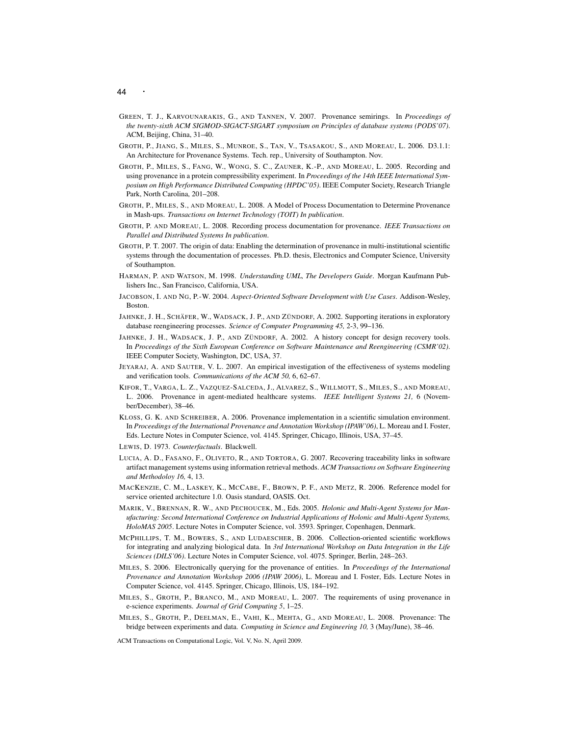Green, T. J., Karvounarakis, G., and Tannen, V. 2007. Provenance semirings. In *Proceedings of the twenty-sixth ACM SIGMOD-SIGACT-SIGART symposium on Principles of database systems (PODS'07)*. ACM, Beijing, China, 31–40.

Groth, P., Jiang, S., Miles, S., Munroe, S., Tan, V., Tsasakou, S., and Moreau, L. 2006. D3.1.1: An Architecture for Provenance Systems. Tech. rep., University of Southampton. Nov.

Groth, P., Miles, S., Fang, W., Wong, S. C., Zauner, K.-P., and Moreau, L. 2005. Recording and using provenance in a protein compressibility experiment. In *Proceedings of the 14th IEEE International Symposium on High Performance Distributed Computing (HPDC'05)*. IEEE Computer Society, Research Triangle Park, North Carolina, 201–208.

Groth, P., Miles, S., and Moreau, L. 2008. A Model of Process Documentation to Determine Provenance in Mash-ups. *Transactions on Internet Technology (TOIT) In publication*.

Groth, P. and Moreau, L. 2008. Recording process documentation for provenance. *IEEE Transactions on Parallel and Distributed Systems In publication*.

Groth, P. T. 2007. The origin of data: Enabling the determination of provenance in multi-institutional scientific systems through the documentation of processes. Ph.D. thesis, Electronics and Computer Science, University of Southampton.

Harman, P. and Watson, M. 1998. *Understanding UML, The Developers Guide*. Morgan Kaufmann Publishers Inc., San Francisco, California, USA.

Jacobson, I. and Ng, P.-W. 2004. *Aspect-Oriented Software Development with Use Cases*. Addison-Wesley, Boston.

Jahnke, J. H., Schäfer, W., Wadsack, J. P., and Zündorf, A. 2002. Supporting iterations in exploratory database reengineering processes. *Science of Computer Programming 45,* 2-3, 99–136.

Jahnke, J. H., Wadsack, J. P., and Zündorf, A. 2002. A history concept for design recovery tools. In *Proceedings of the Sixth European Conference on Software Maintenance and Reengineering (CSMR'02)*. IEEE Computer Society, Washington, DC, USA, 37.

Jeyaraj, A. and Sauter, V. L. 2007. An empirical investigation of the effectiveness of systems modeling and verification tools. *Communications of the ACM 50,* 6, 62–67.

Kifor, T., Varga, L. Z., Vazquez-Salceda, J., Alvarez, S., Willmott, S., Miles, S., and Moreau, L. 2006. Provenance in agent-mediated healthcare systems. *IEEE Intelligent Systems 21,* 6 (November/December), 38–46.

Kloss, G. K. and Schreiber, A. 2006. Provenance implementation in a scientific simulation environment. In *Proceedings of the International Provenance and Annotation Workshop (IPAW'06)*, L. Moreau and I. Foster, Eds. Lecture Notes in Computer Science, vol. 4145. Springer, Chicago, Illinois, USA, 37–45.

Lewis, D. 1973. *Counterfactuals*. Blackwell.

Lucia, A. D., Fasano, F., Oliveto, R., and Tortora, G. 2007. Recovering traceability links in software artifact management systems using information retrieval methods. *ACM Transactions on Software Engineering and Methodoloy 16,* 4, 13.

MacKenzie, C. M., Laskey, K., McCabe, F., Brown, P. F., and Metz, R. 2006. Reference model for service oriented architecture 1.0. Oasis standard, OASIS. Oct.

Marik, V., Brennan, R. W., and Pechoucek, M., Eds. 2005. *Holonic and Multi-Agent Systems for Manufacturing: Second International Conference on Industrial Applications of Holonic and Multi-Agent Systems, HoloMAS 2005*. Lecture Notes in Computer Science, vol. 3593. Springer, Copenhagen, Denmark.

McPhillips, T. M., Bowers, S., and Ludaescher, B. 2006. Collection-oriented scientific workflows for integrating and analyzing biological data. In *3rd International Workshop on Data Integration in the Life Sciences (DILS'06)*. Lecture Notes in Computer Science, vol. 4075. Springer, Berlin, 248–263.

Miles, S. 2006. Electronically querying for the provenance of entities. In *Proceedings of the International Provenance and Annotation Workshop 2006 (IPAW 2006)*, L. Moreau and I. Foster, Eds. Lecture Notes in Computer Science, vol. 4145. Springer, Chicago, Illinois, US, 184–192.

Miles, S., Groth, P., Branco, M., and Moreau, L. 2007. The requirements of using provenance in e-science experiments. *Journal of Grid Computing 5*, 1–25.

Miles, S., Groth, P., Deelman, E., Vahi, K., Mehta, G., and Moreau, L. 2008. Provenance: The bridge between experiments and data. *Computing in Science and Engineering 10,* 3 (May/June), 38–46.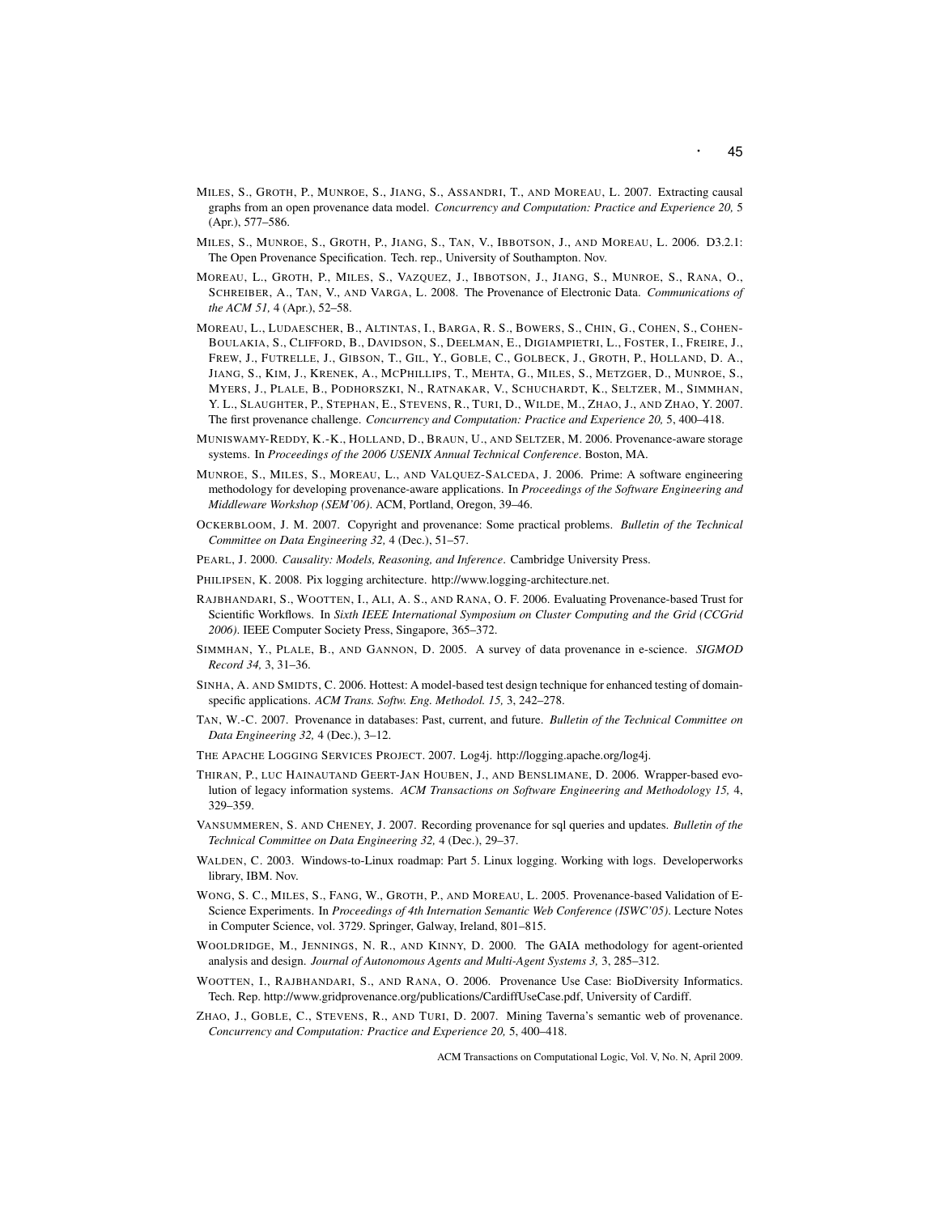MILES, S., GROTH, P., MUNROE, S., JIANG, S., ASSANDRI, T., AND MOREAU, L. 2007. Extracting causal graphs from an open provenance data model. *Concurrency and Computation: Practice and Experience 20,* 5 (Apr.), 577–586.

MILES, S., MUNROE, S., GROTH, P., JIANG, S., TAN, V., IBBOTSON, J., AND MOREAU, L. 2006. D3.2.1: The Open Provenance Specification. Tech. rep., University of Southampton. Nov.

MOREAU, L., GROTH, P., MILES, S., VAZQUEZ, J., IBBOTSON, J., JIANG, S., MUNROE, S., RANA, O., SCHREIBER, A., TAN, V., AND VARGA, L. 2008. The Provenance of Electronic Data. *Communications of the ACM 51,* 4 (Apr.), 52–58.

MOREAU, L., LUDAESCHER, B., ALTINTAS, I., BARGA, R. S., BOWERS, S., CHIN, G., COHEN, S., COHEN-BOULAKIA, S., CLIFFORD, B., DAVIDSON, S., DEELMAN, E., DIGIAMPIETRI, L., FOSTER, I., FREIRE, J., FREW, J., FUTRELLE, J., GIBSON, T., GIL, Y., GOBLE, C., GOLBECK, J., GROTH, P., HOLLAND, D. A., JIANG, S., KIM, J., KRENEK, A., MCPHILLIPS, T., MEHTA, G., MILES, S., METZGER, D., MUNROE, S., MYERS, J., PLALE, B., PODHORSZKI, N., RATNAKAR, V., SCHUCHARDT, K., SELTZER, M., SIMMHAN, Y. L., SLAUGHTER, P., STEPHAN, E., STEVENS, R., TURI, D., WILDE, M., ZHAO, J., AND ZHAO, Y. 2007. The first provenance challenge. *Concurrency and Computation: Practice and Experience 20,* 5, 400–418.

MUNISWAMY-REDDY, K.-K., HOLLAND, D., BRAUN, U., AND SELTZER, M. 2006. Provenance-aware storage systems. In *Proceedings of the 2006 USENIX Annual Technical Conference*. Boston, MA.

MUNROE, S., MILES, S., MOREAU, L., AND VALQUEZ-SALCEDA, J. 2006. Prime: A software engineering methodology for developing provenance-aware applications. In *Proceedings of the Software Engineering and Middleware Workshop (SEM'06)*. ACM, Portland, Oregon, 39–46.

OCKERBLOOM, J. M. 2007. Copyright and provenance: Some practical problems. *Bulletin of the Technical Committee on Data Engineering 32,* 4 (Dec.), 51–57.

PEARL, J. 2000. *Causality: Models, Reasoning, and Inference*. Cambridge University Press.

PHILIPSEN, K. 2008. Pix logging architecture. http://www.logging-architecture.net.

RAJBHANDARI, S., WOOTTEN, I., ALI, A. S., AND RANA, O. F. 2006. Evaluating Provenance-based Trust for Scientific Workflows. In *Sixth IEEE International Symposium on Cluster Computing and the Grid (CCGrid 2006)*. IEEE Computer Society Press, Singapore, 365–372.

SIMMHAN, Y., PLALE, B., AND GANNON, D. 2005. A survey of data provenance in e-science. *SIGMOD Record 34,* 3, 31–36.

SINHA, A. AND SMIDTS, C. 2006. Hottest: A model-based test design technique for enhanced testing of domain-specific applications. *ACM Trans. Softw. Eng. Methodol. 15,* 3, 242–278.

TAN, W.-C. 2007. Provenance in databases: Past, current, and future. *Bulletin of the Technical Committee on Data Engineering 32,* 4 (Dec.), 3–12.

THE APACHE LOGGING SERVICES PROJECT. 2007. Log4j. http://logging.apache.org/log4j.

THIRAN, P., LUC HAINAUTAND GEERT-JAN HOUBEN, J., AND BENSLIMANE, D. 2006. Wrapper-based evolution of legacy information systems. *ACM Transactions on Software Engineering and Methodology 15,* 4, 329–359.

VANSUMMEREN, S. AND CHENEY, J. 2007. Recording provenance for sql queries and updates. *Bulletin of the Technical Committee on Data Engineering 32,* 4 (Dec.), 29–37.

WALDEN, C. 2003. Windows-to-Linux roadmap: Part 5. Linux logging. Working with logs. Developerworks library, IBM. Nov.

WONG, S. C., MILES, S., FANG, W., GROTH, P., AND MOREAU, L. 2005. Provenance-based Validation of E-Science Experiments. In *Proceedings of 4th Internation Semantic Web Conference (ISWC'05)*. Lecture Notes in Computer Science, vol. 3729. Springer, Galway, Ireland, 801–815.

WOOLDRIDGE, M., JENNINGS, N. R., AND KINNY, D. 2000. The GAIA methodology for agent-oriented analysis and design. *Journal of Autonomous Agents and Multi-Agent Systems 3,* 3, 285–312.

WOOTTEN, I., RAJBHANDARI, S., AND RANA, O. 2006. Provenance Use Case: BioDiversity Informatics. Tech. Rep. http://www.gridprovenance.org/publications/CardiffUseCase.pdf, University of Cardiff.

ZHAO, J., GOBLE, C., STEVENS, R., AND TURI, D. 2007. Mining Taverna's semantic web of provenance. *Concurrency and Computation: Practice and Experience 20,* 5, 400–418.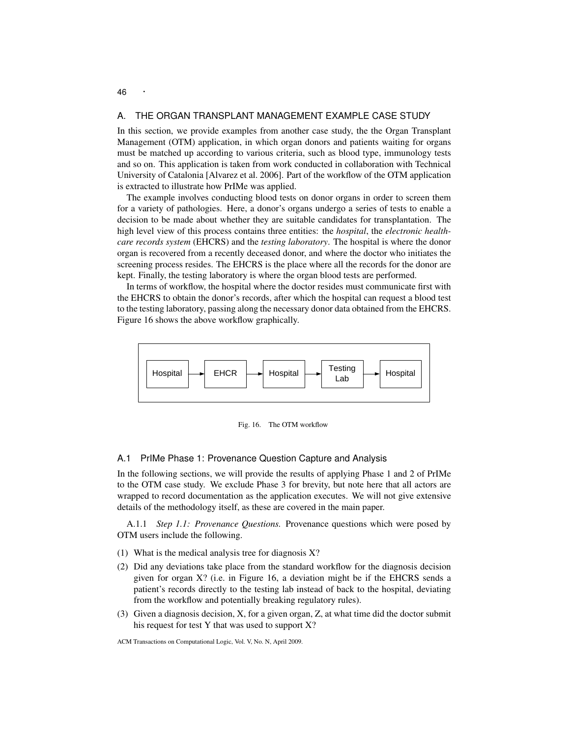## A. THE ORGAN TRANSPLANT MANAGEMENT EXAMPLE CASE STUDY

In this section, we provide examples from another case study, the the Organ Transplant Management (OTM) application, in which organ donors and patients waiting for organs must be matched up according to various criteria, such as blood type, immunology tests and so on. This application is taken from work conducted in collaboration with Technical University of Catalonia [Alvarez et al. 2006]. Part of the workflow of the OTM application is extracted to illustrate how PrIMe was applied.

The example involves conducting blood tests on donor organs in order to screen them for a variety of pathologies. Here, a donor's organs undergo a series of tests to enable a decision to be made about whether they are suitable candidates for transplantation. The high level view of this process contains three entities: the *hospital*, the *electronic healthcare records system* (EHCRS) and the *testing laboratory*. The hospital is where the donor organ is recovered from a recently deceased donor, and where the doctor who initiates the screening process resides. The EHCRS is the place where all the records for the donor are kept. Finally, the testing laboratory is where the organ blood tests are performed.

In terms of workflow, the hospital where the doctor resides must communicate first with the EHCRS to obtain the donor's records, after which the hospital can request a blood test to the testing laboratory, passing along the necessary donor data obtained from the EHCRS. Figure 16 shows the above workflow graphically.

Hospital → EHCR → Hospital → Testing Lab → Hospital

Fig. 16. The OTM workflow

### A.1 PrIMe Phase 1: Provenance Question Capture and Analysis

In the following sections, we will provide the results of applying Phase 1 and 2 of PrIMe to the OTM case study. We exclude Phase 3 for brevity, but note here that all actors are wrapped to record documentation as the application executes. We will not give extensive details of the methodology itself, as these are covered in the main paper.

A.1.1 *Step 1.1: Provenance Questions.* Provenance questions which were posed by OTM users include the following.

(1) What is the medical analysis tree for diagnosis X?

(2) Did any deviations take place from the standard workflow for the diagnosis decision given for organ X? (i.e. in Figure 16, a deviation might be if the EHCRS sends a patient's records directly to the testing lab instead of back to the hospital, deviating from the workflow and potentially breaking regulatory rules).

(3) Given a diagnosis decision, X, for a given organ, Z, at what time did the doctor submit his request for test Y that was used to support X?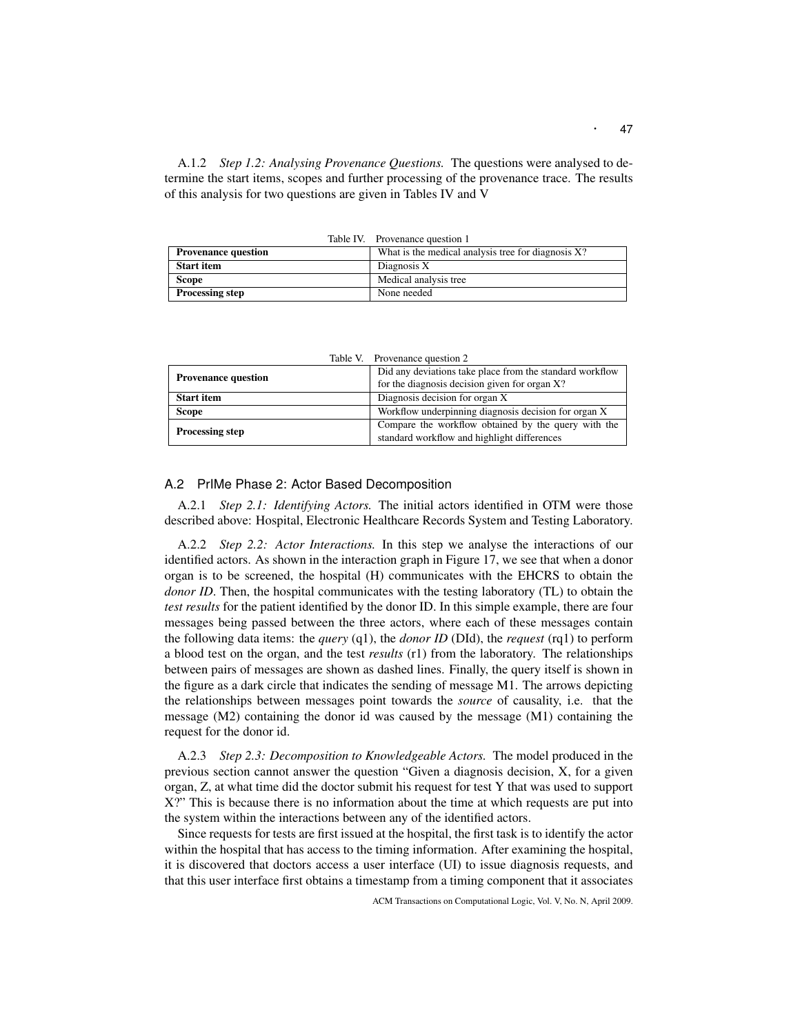A.1.2 *Step 1.2: Analysing Provenance Questions.* The questions were analysed to determine the start items, scopes and further processing of the provenance trace. The results of this analysis for two questions are given in Tables IV and V

Table IV. Provenance question 1

| | |
|---|---|
| **Provenance question** | What is the medical analysis tree for diagnosis X? |
| **Start item** | Diagnosis X |
| **Scope** | Medical analysis tree |
| **Processing step** | None needed |

Table V. Provenance question 2

| | |
|---|---|
| **Provenance question** | Did any deviations take place from the standard workflow for the diagnosis decision given for organ X? |
| **Start item** | Diagnosis decision for organ X |
| **Scope** | Workflow underpinning diagnosis decision for organ X |
| **Processing step** | Compare the workflow obtained by the query with the standard workflow and highlight differences |

## A.2 PrIMe Phase 2: Actor Based Decomposition

A.2.1 *Step 2.1: Identifying Actors.* The initial actors identified in OTM were those described above: Hospital, Electronic Healthcare Records System and Testing Laboratory.

A.2.2 *Step 2.2: Actor Interactions.* In this step we analyse the interactions of our identified actors. As shown in the interaction graph in Figure 17, we see that when a donor organ is to be screened, the hospital (H) communicates with the EHCRS to obtain the *donor ID*. Then, the hospital communicates with the testing laboratory (TL) to obtain the *test results* for the patient identified by the donor ID. In this simple example, there are four messages being passed between the three actors, where each of these messages contain the following data items: the *query* (q1), the *donor ID* (DId), the *request* (rq1) to perform a blood test on the organ, and the test *results* (r1) from the laboratory. The relationships between pairs of messages are shown as dashed lines. Finally, the query itself is shown in the figure as a dark circle that indicates the sending of message M1. The arrows depicting the relationships between messages point towards the *source* of causality, i.e. that the message (M2) containing the donor id was caused by the message (M1) containing the request for the donor id.

A.2.3 *Step 2.3: Decomposition to Knowledgeable Actors.* The model produced in the previous section cannot answer the question "Given a diagnosis decision, X, for a given organ, Z, at what time did the doctor submit his request for test Y that was used to support X?" This is because there is no information about the time at which requests are put into the system within the interactions between any of the identified actors.

Since requests for tests are first issued at the hospital, the first task is to identify the actor within the hospital that has access to the timing information. After examining the hospital, it is discovered that doctors access a user interface (UI) to issue diagnosis requests, and that this user interface first obtains a timestamp from a timing component that it associates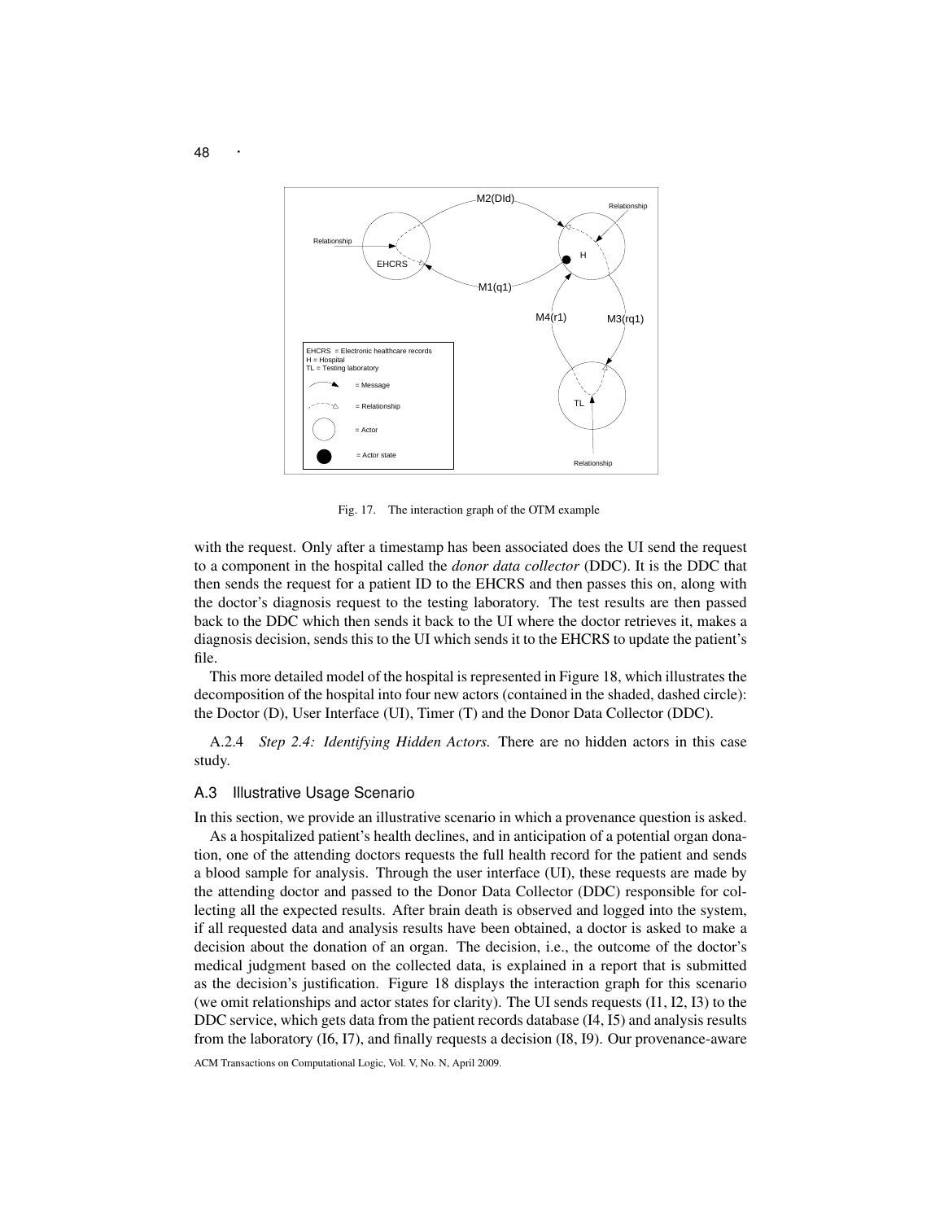Fig. 17. The interaction graph of the OTM example

with the request. Only after a timestamp has been associated does the UI send the request to a component in the hospital called the *donor data collector* (DDC). It is the DDC that then sends the request for a patient ID to the EHCRS and then passes this on, along with the doctor's diagnosis request to the testing laboratory. The test results are then passed back to the DDC which then sends it back to the UI where the doctor retrieves it, makes a diagnosis decision, sends this to the UI which sends it to the EHCRS to update the patient's file.

This more detailed model of the hospital is represented in Figure 18, which illustrates the decomposition of the hospital into four new actors (contained in the shaded, dashed circle): the Doctor (D), User Interface (UI), Timer (T) and the Donor Data Collector (DDC).

A.2.4 *Step 2.4: Identifying Hidden Actors.* There are no hidden actors in this case study.

### A.3 Illustrative Usage Scenario

In this section, we provide an illustrative scenario in which a provenance question is asked.

As a hospitalized patient's health declines, and in anticipation of a potential organ donation, one of the attending doctors requests the full health record for the patient and sends a blood sample for analysis. Through the user interface (UI), these requests are made by the attending doctor and passed to the Donor Data Collector (DDC) responsible for collecting all the expected results. After brain death is observed and logged into the system, if all requested data and analysis results have been obtained, a doctor is asked to make a decision about the donation of an organ. The decision, i.e., the outcome of the doctor's medical judgment based on the collected data, is explained in a report that is submitted as the decision's justification. Figure 18 displays the interaction graph for this scenario (we omit relationships and actor states for clarity). The UI sends requests (I1, I2, I3) to the DDC service, which gets data from the patient records database (I4, I5) and analysis results from the laboratory (I6, I7), and finally requests a decision (I8, I9). Our provenance-aware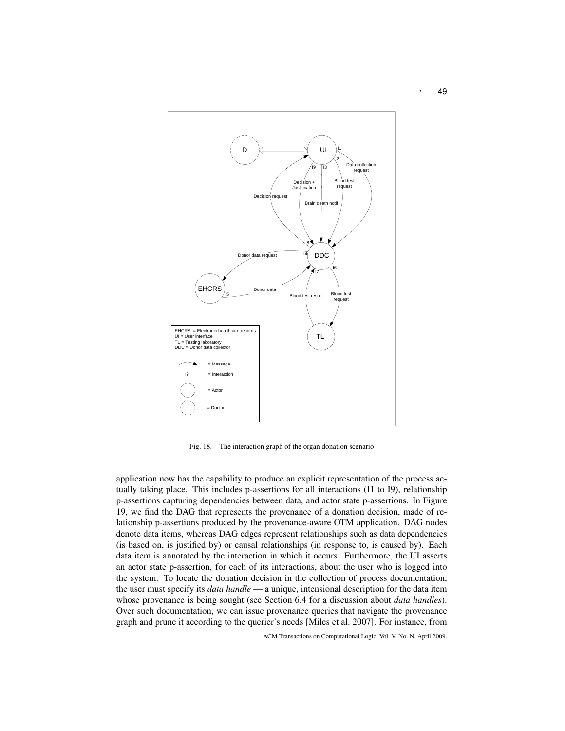Fig. 18. The interaction graph of the organ donation scenario

application now has the capability to produce an explicit representation of the process actually taking place. This includes p-assertions for all interactions (I1 to I9), relationship p-assertions capturing dependencies between data, and actor state p-assertions. In Figure 19, we find the DAG that represents the provenance of a donation decision, made of relationship p-assertions produced by the provenance-aware OTM application. DAG nodes denote data items, whereas DAG edges represent relationships such as data dependencies (is based on, is justified by) or causal relationships (in response to, is caused by). Each data item is annotated by the interaction in which it occurs. Furthermore, the UI asserts an actor state p-assertion, for each of its interactions, about the user who is logged into the system. To locate the donation decision in the collection of process documentation, the user must specify its *data handle* — a unique, intensional description for the data item whose provenance is being sought (see Section 6.4 for a discussion about *data handles*). Over such documentation, we can issue provenance queries that navigate the provenance graph and prune it according to the querier's needs [Miles et al. 2007]. For instance, from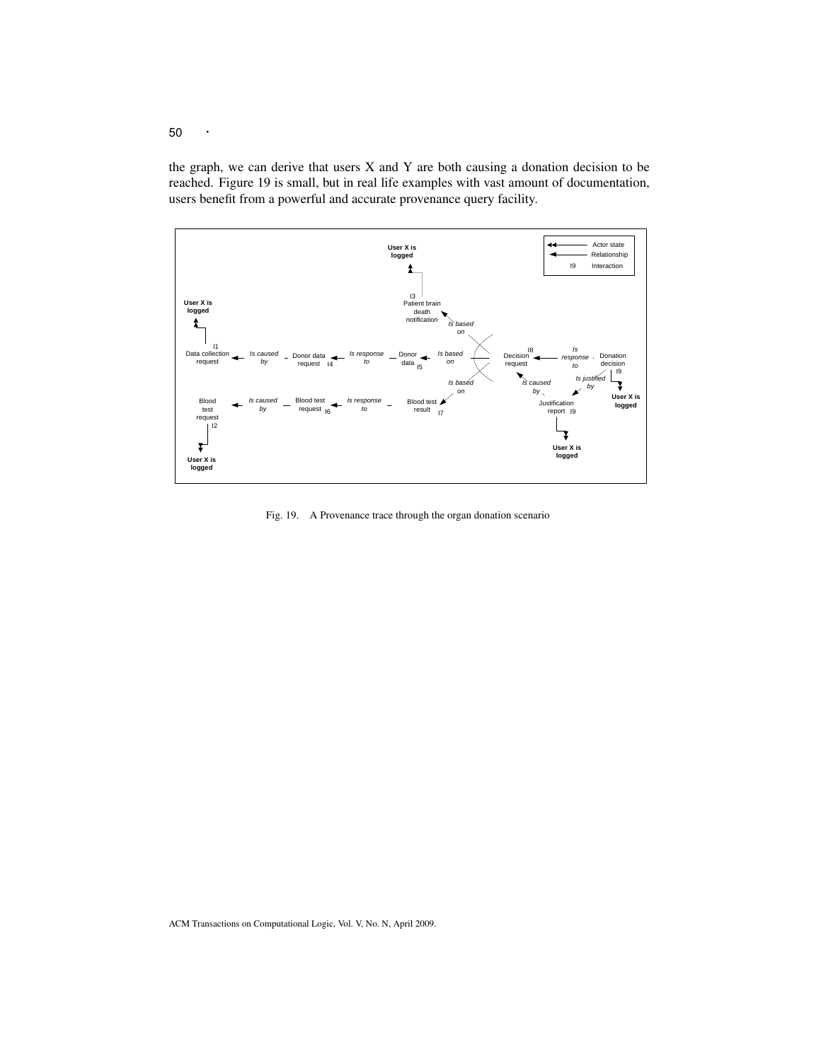the graph, we can derive that users X and Y are both causing a donation decision to be reached. Figure 19 is small, but in real life examples with vast amount of documentation, users benefit from a powerful and accurate provenance query facility.

Actor state
Relationship
I9 Interaction

User X is logged
I3
Patient brain death notification
Is based on
User X is logged
I1
Data collection request
Is caused by
Donor data request I4
Is response to
Donor data I5
Is based on
I8
Decision request
Is response to
Donation decision I9
Is justified by
Is caused by
User X is logged
Is based on
Blood test request I2
Is caused by
Blood test request I6
Is response to
Blood test result I7
Justification report I9
User X is logged
User X is logged

Fig. 19. A Provenance trace through the organ donation scenario